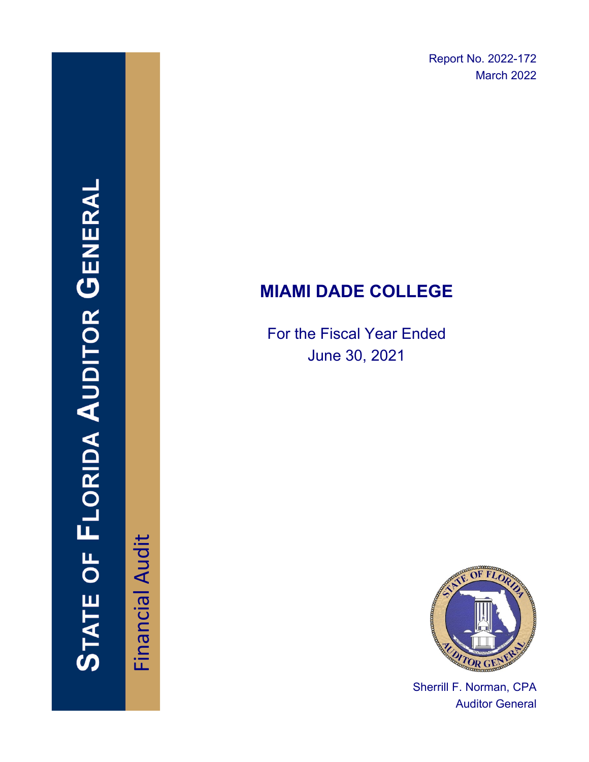Report No. 2022-172
March 2022

# STATE OF FLORIDA AUDITOR GENERAL

Financial Audit

## MIAMI DADE COLLEGE

For the Fiscal Year Ended
June 30, 2021

Sherrill F. Norman, CPA
Auditor General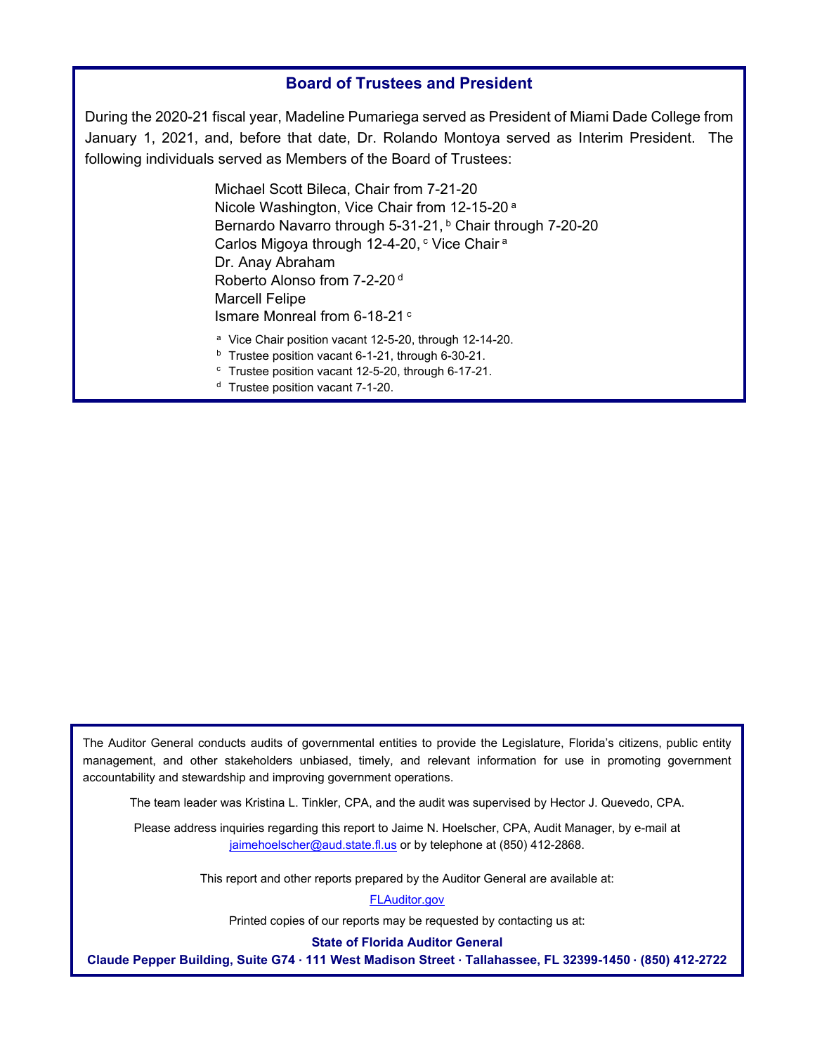## Board of Trustees and President

During the 2020-21 fiscal year, Madeline Pumariega served as President of Miami Dade College from January 1, 2021, and, before that date, Dr. Rolando Montoya served as Interim President. The following individuals served as Members of the Board of Trustees:

Michael Scott Bileca, Chair from 7-21-20
Nicole Washington, Vice Chair from 12-15-20 [a]
Bernardo Navarro through 5-31-21, [b] Chair through 7-20-20
Carlos Migoya through 12-4-20, [c] Vice Chair [a]
Dr. Anay Abraham
Roberto Alonso from 7-2-20 [d]
Marcell Felipe
Ismare Monreal from 6-18-21 [c]

[a] Vice Chair position vacant 12-5-20, through 12-14-20.
[b] Trustee position vacant 6-1-21, through 6-30-21.
[c] Trustee position vacant 12-5-20, through 6-17-21.
[d] Trustee position vacant 7-1-20.

The Auditor General conducts audits of governmental entities to provide the Legislature, Florida's citizens, public entity management, and other stakeholders unbiased, timely, and relevant information for use in promoting government accountability and stewardship and improving government operations.

The team leader was Kristina L. Tinkler, CPA, and the audit was supervised by Hector J. Quevedo, CPA.

Please address inquiries regarding this report to Jaime N. Hoelscher, CPA, Audit Manager, by e-mail at jaimehoelscher@aud.state.fl.us or by telephone at (850) 412-2868.

This report and other reports prepared by the Auditor General are available at:

FLAuditor.gov

Printed copies of our reports may be requested by contacting us at:

**State of Florida Auditor General**

**Claude Pepper Building, Suite G74 · 111 West Madison Street · Tallahassee, FL 32399-1450 · (850) 412-2722**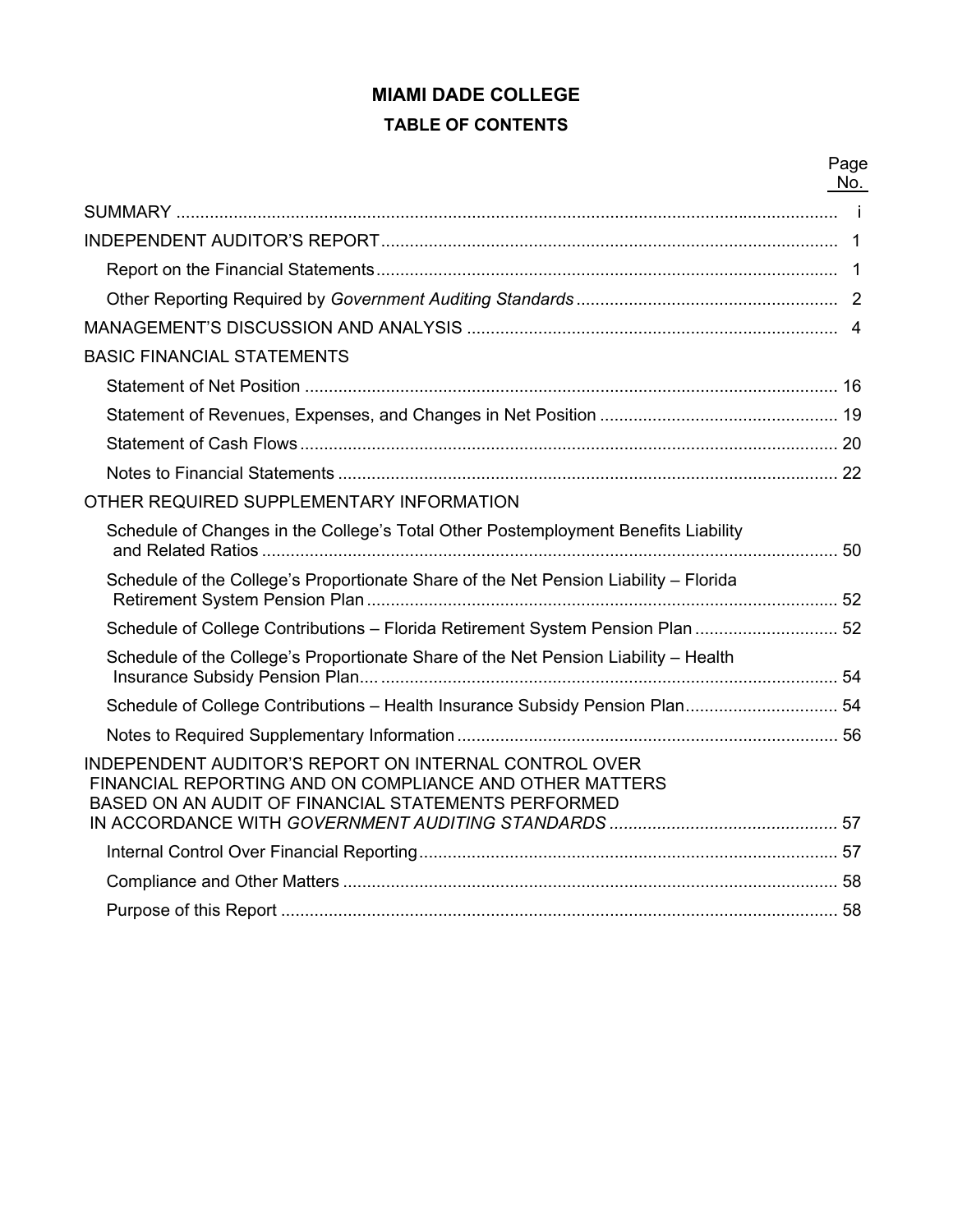# MIAMI DADE COLLEGE

## TABLE OF CONTENTS

| | Page No. |
|---|---|
| SUMMARY | i |
| INDEPENDENT AUDITOR'S REPORT | 1 |
| Report on the Financial Statements | 1 |
| Other Reporting Required by *Government Auditing Standards* | 2 |
| MANAGEMENT'S DISCUSSION AND ANALYSIS | 4 |
| BASIC FINANCIAL STATEMENTS | |
| Statement of Net Position | 16 |
| Statement of Revenues, Expenses, and Changes in Net Position | 19 |
| Statement of Cash Flows | 20 |
| Notes to Financial Statements | 22 |
| OTHER REQUIRED SUPPLEMENTARY INFORMATION | |
| Schedule of Changes in the College's Total Other Postemployment Benefits Liability and Related Ratios | 50 |
| Schedule of the College's Proportionate Share of the Net Pension Liability – Florida Retirement System Pension Plan | 52 |
| Schedule of College Contributions – Florida Retirement System Pension Plan | 52 |
| Schedule of the College's Proportionate Share of the Net Pension Liability – Health Insurance Subsidy Pension Plan | 54 |
| Schedule of College Contributions – Health Insurance Subsidy Pension Plan | 54 |
| Notes to Required Supplementary Information | 56 |
| INDEPENDENT AUDITOR'S REPORT ON INTERNAL CONTROL OVER FINANCIAL REPORTING AND ON COMPLIANCE AND OTHER MATTERS BASED ON AN AUDIT OF FINANCIAL STATEMENTS PERFORMED IN ACCORDANCE WITH *GOVERNMENT AUDITING STANDARDS* | 57 |
| Internal Control Over Financial Reporting | 57 |
| Compliance and Other Matters | 58 |
| Purpose of this Report | 58 |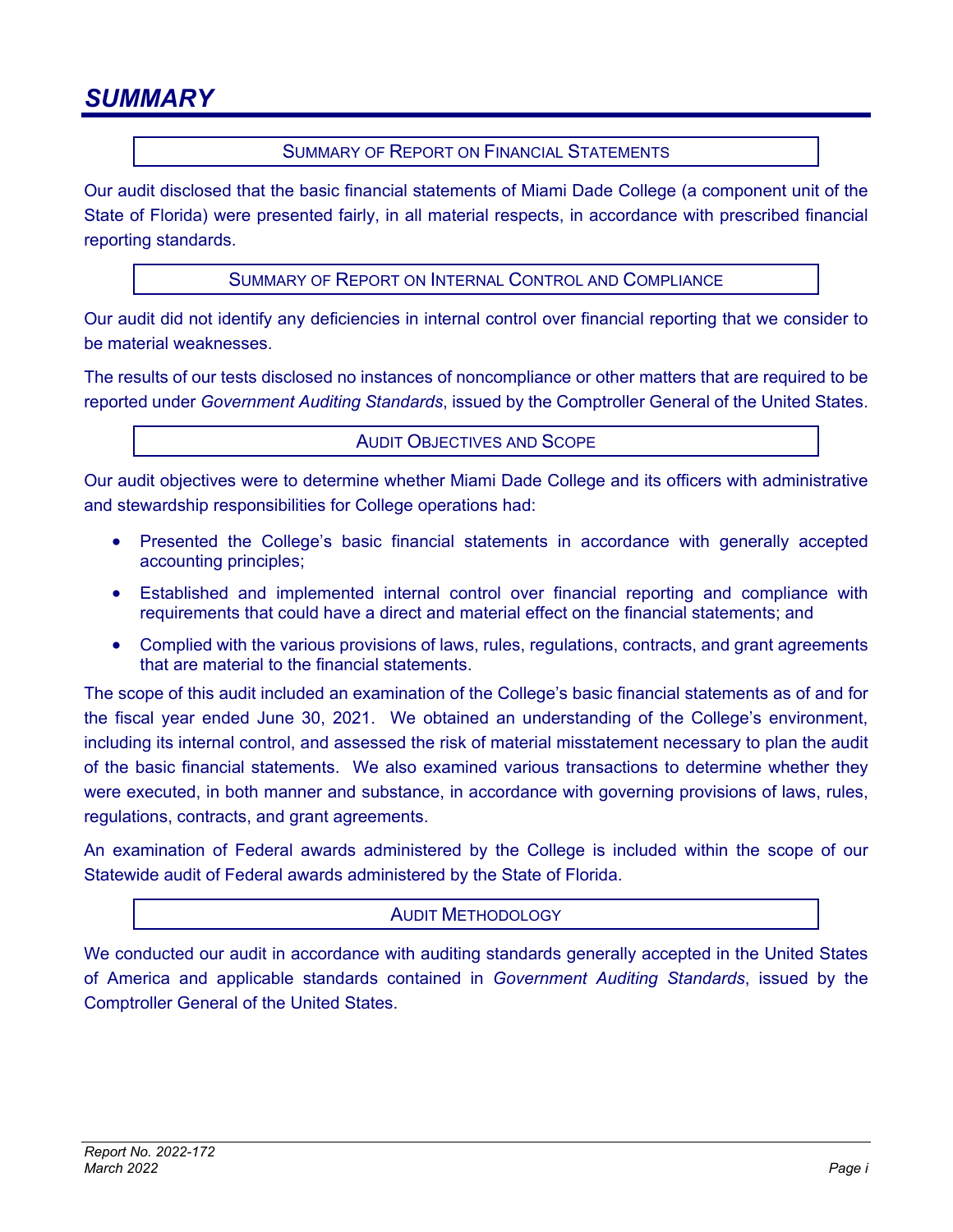# *SUMMARY*

## SUMMARY OF REPORT ON FINANCIAL STATEMENTS

Our audit disclosed that the basic financial statements of Miami Dade College (a component unit of the State of Florida) were presented fairly, in all material respects, in accordance with prescribed financial reporting standards.

## SUMMARY OF REPORT ON INTERNAL CONTROL AND COMPLIANCE

Our audit did not identify any deficiencies in internal control over financial reporting that we consider to be material weaknesses.

The results of our tests disclosed no instances of noncompliance or other matters that are required to be reported under *Government Auditing Standards*, issued by the Comptroller General of the United States.

## AUDIT OBJECTIVES AND SCOPE

Our audit objectives were to determine whether Miami Dade College and its officers with administrative and stewardship responsibilities for College operations had:

- Presented the College's basic financial statements in accordance with generally accepted accounting principles;
- Established and implemented internal control over financial reporting and compliance with requirements that could have a direct and material effect on the financial statements; and
- Complied with the various provisions of laws, rules, regulations, contracts, and grant agreements that are material to the financial statements.

The scope of this audit included an examination of the College's basic financial statements as of and for the fiscal year ended June 30, 2021. We obtained an understanding of the College's environment, including its internal control, and assessed the risk of material misstatement necessary to plan the audit of the basic financial statements. We also examined various transactions to determine whether they were executed, in both manner and substance, in accordance with governing provisions of laws, rules, regulations, contracts, and grant agreements.

An examination of Federal awards administered by the College is included within the scope of our Statewide audit of Federal awards administered by the State of Florida.

## AUDIT METHODOLOGY

We conducted our audit in accordance with auditing standards generally accepted in the United States of America and applicable standards contained in *Government Auditing Standards*, issued by the Comptroller General of the United States.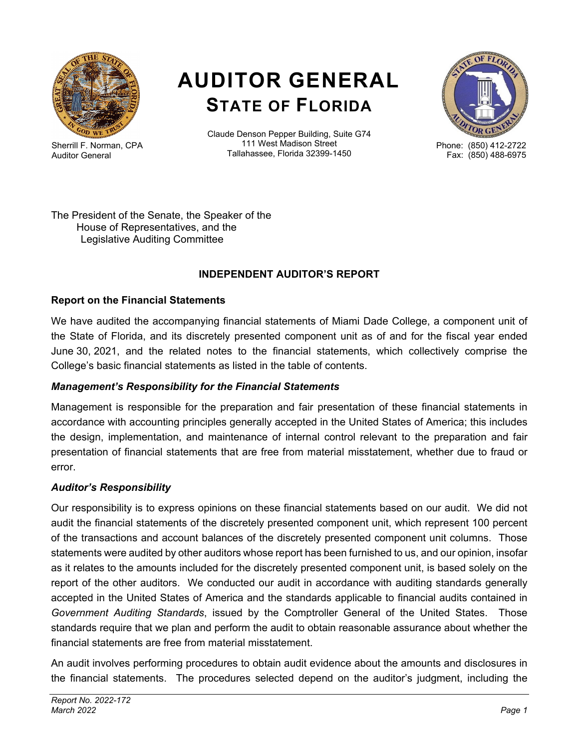# AUDITOR GENERAL
## STATE OF FLORIDA

Sherrill F. Norman, CPA
Auditor General

Claude Denson Pepper Building, Suite G74
111 West Madison Street
Tallahassee, Florida 32399-1450

Phone: (850) 412-2722
Fax: (850) 488-6975

The President of the Senate, the Speaker of the
House of Representatives, and the
Legislative Auditing Committee

**INDEPENDENT AUDITOR'S REPORT**

**Report on the Financial Statements**

We have audited the accompanying financial statements of Miami Dade College, a component unit of the State of Florida, and its discretely presented component unit as of and for the fiscal year ended June 30, 2021, and the related notes to the financial statements, which collectively comprise the College's basic financial statements as listed in the table of contents.

***Management's Responsibility for the Financial Statements***

Management is responsible for the preparation and fair presentation of these financial statements in accordance with accounting principles generally accepted in the United States of America; this includes the design, implementation, and maintenance of internal control relevant to the preparation and fair presentation of financial statements that are free from material misstatement, whether due to fraud or error.

***Auditor's Responsibility***

Our responsibility is to express opinions on these financial statements based on our audit. We did not audit the financial statements of the discretely presented component unit, which represent 100 percent of the transactions and account balances of the discretely presented component unit columns. Those statements were audited by other auditors whose report has been furnished to us, and our opinion, insofar as it relates to the amounts included for the discretely presented component unit, is based solely on the report of the other auditors. We conducted our audit in accordance with auditing standards generally accepted in the United States of America and the standards applicable to financial audits contained in *Government Auditing Standards*, issued by the Comptroller General of the United States. Those standards require that we plan and perform the audit to obtain reasonable assurance about whether the financial statements are free from material misstatement.

An audit involves performing procedures to obtain audit evidence about the amounts and disclosures in the financial statements. The procedures selected depend on the auditor's judgment, including the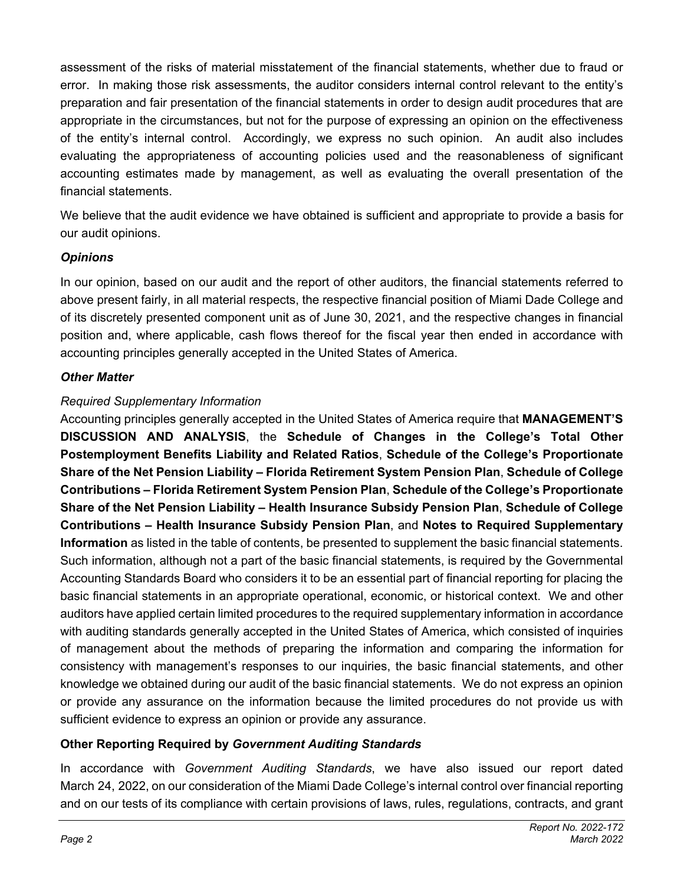assessment of the risks of material misstatement of the financial statements, whether due to fraud or error. In making those risk assessments, the auditor considers internal control relevant to the entity's preparation and fair presentation of the financial statements in order to design audit procedures that are appropriate in the circumstances, but not for the purpose of expressing an opinion on the effectiveness of the entity's internal control. Accordingly, we express no such opinion. An audit also includes evaluating the appropriateness of accounting policies used and the reasonableness of significant accounting estimates made by management, as well as evaluating the overall presentation of the financial statements.

We believe that the audit evidence we have obtained is sufficient and appropriate to provide a basis for our audit opinions.

### *Opinions*

In our opinion, based on our audit and the report of other auditors, the financial statements referred to above present fairly, in all material respects, the respective financial position of Miami Dade College and of its discretely presented component unit as of June 30, 2021, and the respective changes in financial position and, where applicable, cash flows thereof for the fiscal year then ended in accordance with accounting principles generally accepted in the United States of America.

### *Other Matter*

*Required Supplementary Information*

Accounting principles generally accepted in the United States of America require that **MANAGEMENT'S DISCUSSION AND ANALYSIS**, the **Schedule of Changes in the College's Total Other Postemployment Benefits Liability and Related Ratios**, **Schedule of the College's Proportionate Share of the Net Pension Liability – Florida Retirement System Pension Plan**, **Schedule of College Contributions – Florida Retirement System Pension Plan**, **Schedule of the College's Proportionate Share of the Net Pension Liability – Health Insurance Subsidy Pension Plan**, **Schedule of College Contributions – Health Insurance Subsidy Pension Plan**, and **Notes to Required Supplementary Information** as listed in the table of contents, be presented to supplement the basic financial statements. Such information, although not a part of the basic financial statements, is required by the Governmental Accounting Standards Board who considers it to be an essential part of financial reporting for placing the basic financial statements in an appropriate operational, economic, or historical context. We and other auditors have applied certain limited procedures to the required supplementary information in accordance with auditing standards generally accepted in the United States of America, which consisted of inquiries of management about the methods of preparing the information and comparing the information for consistency with management's responses to our inquiries, the basic financial statements, and other knowledge we obtained during our audit of the basic financial statements. We do not express an opinion or provide any assurance on the information because the limited procedures do not provide us with sufficient evidence to express an opinion or provide any assurance.

### Other Reporting Required by *Government Auditing Standards*

In accordance with *Government Auditing Standards*, we have also issued our report dated March 24, 2022, on our consideration of the Miami Dade College's internal control over financial reporting and on our tests of its compliance with certain provisions of laws, rules, regulations, contracts, and grant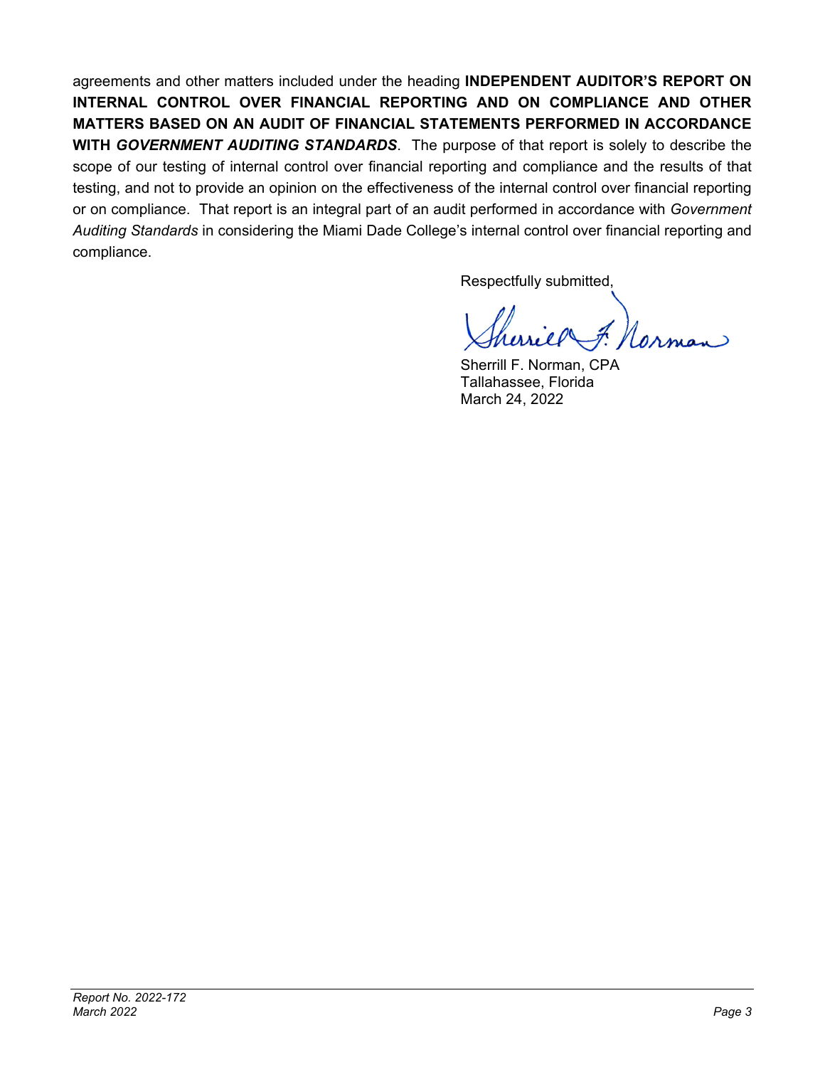agreements and other matters included under the heading **INDEPENDENT AUDITOR'S REPORT ON INTERNAL CONTROL OVER FINANCIAL REPORTING AND ON COMPLIANCE AND OTHER MATTERS BASED ON AN AUDIT OF FINANCIAL STATEMENTS PERFORMED IN ACCORDANCE WITH *GOVERNMENT AUDITING STANDARDS***. The purpose of that report is solely to describe the scope of our testing of internal control over financial reporting and compliance and the results of that testing, and not to provide an opinion on the effectiveness of the internal control over financial reporting or on compliance. That report is an integral part of an audit performed in accordance with *Government Auditing Standards* in considering the Miami Dade College's internal control over financial reporting and compliance.

Respectfully submitted,

Sherrill F. Norman, CPA
Tallahassee, Florida
March 24, 2022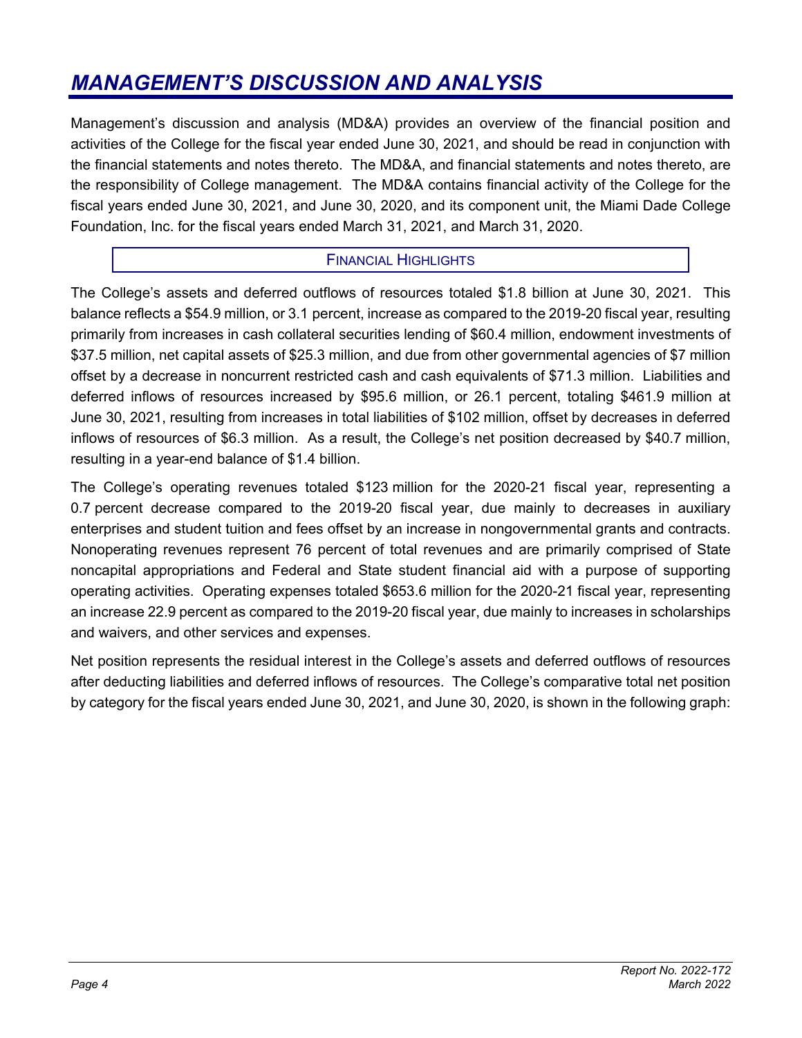# MANAGEMENT'S DISCUSSION AND ANALYSIS

Management's discussion and analysis (MD&A) provides an overview of the financial position and activities of the College for the fiscal year ended June 30, 2021, and should be read in conjunction with the financial statements and notes thereto. The MD&A, and financial statements and notes thereto, are the responsibility of College management. The MD&A contains financial activity of the College for the fiscal years ended June 30, 2021, and June 30, 2020, and its component unit, the Miami Dade College Foundation, Inc. for the fiscal years ended March 31, 2021, and March 31, 2020.

## FINANCIAL HIGHLIGHTS

The College's assets and deferred outflows of resources totaled $1.8 billion at June 30, 2021. This balance reflects a $54.9 million, or 3.1 percent, increase as compared to the 2019-20 fiscal year, resulting primarily from increases in cash collateral securities lending of $60.4 million, endowment investments of $37.5 million, net capital assets of $25.3 million, and due from other governmental agencies of $7 million offset by a decrease in noncurrent restricted cash and cash equivalents of $71.3 million. Liabilities and deferred inflows of resources increased by $95.6 million, or 26.1 percent, totaling $461.9 million at June 30, 2021, resulting from increases in total liabilities of $102 million, offset by decreases in deferred inflows of resources of $6.3 million. As a result, the College's net position decreased by $40.7 million, resulting in a year-end balance of $1.4 billion.

The College's operating revenues totaled $123 million for the 2020-21 fiscal year, representing a 0.7 percent decrease compared to the 2019-20 fiscal year, due mainly to decreases in auxiliary enterprises and student tuition and fees offset by an increase in nongovernmental grants and contracts. Nonoperating revenues represent 76 percent of total revenues and are primarily comprised of State noncapital appropriations and Federal and State student financial aid with a purpose of supporting operating activities. Operating expenses totaled $653.6 million for the 2020-21 fiscal year, representing an increase 22.9 percent as compared to the 2019-20 fiscal year, due mainly to increases in scholarships and waivers, and other services and expenses.

Net position represents the residual interest in the College's assets and deferred outflows of resources after deducting liabilities and deferred inflows of resources. The College's comparative total net position by category for the fiscal years ended June 30, 2021, and June 30, 2020, is shown in the following graph: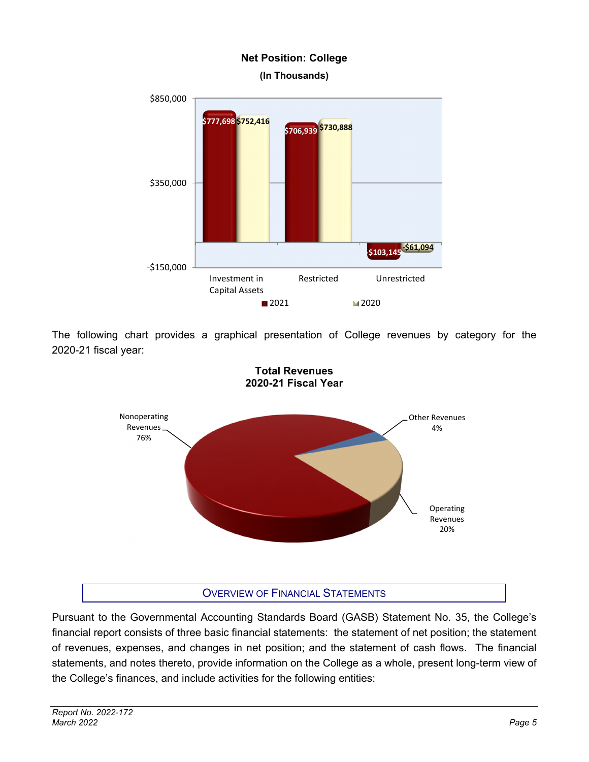**Net Position: College**
**(In Thousands)**

| | 2021 | 2020 |
|---|---|---|
| Investment in Capital Assets | $777,698 | $752,416 |
| Restricted | $706,939 | $730,888 |
| Unrestricted | -$103,145 | -$61,094 |

The following chart provides a graphical presentation of College revenues by category for the 2020-21 fiscal year:

**Total Revenues**
**2020-21 Fiscal Year**

| Category | Percentage |
|---|---|
| Nonoperating Revenues | 76% |
| Operating Revenues | 20% |
| Other Revenues | 4% |

## Overview of Financial Statements

Pursuant to the Governmental Accounting Standards Board (GASB) Statement No. 35, the College's financial report consists of three basic financial statements: the statement of net position; the statement of revenues, expenses, and changes in net position; and the statement of cash flows. The financial statements, and notes thereto, provide information on the College as a whole, present long-term view of the College's finances, and include activities for the following entities: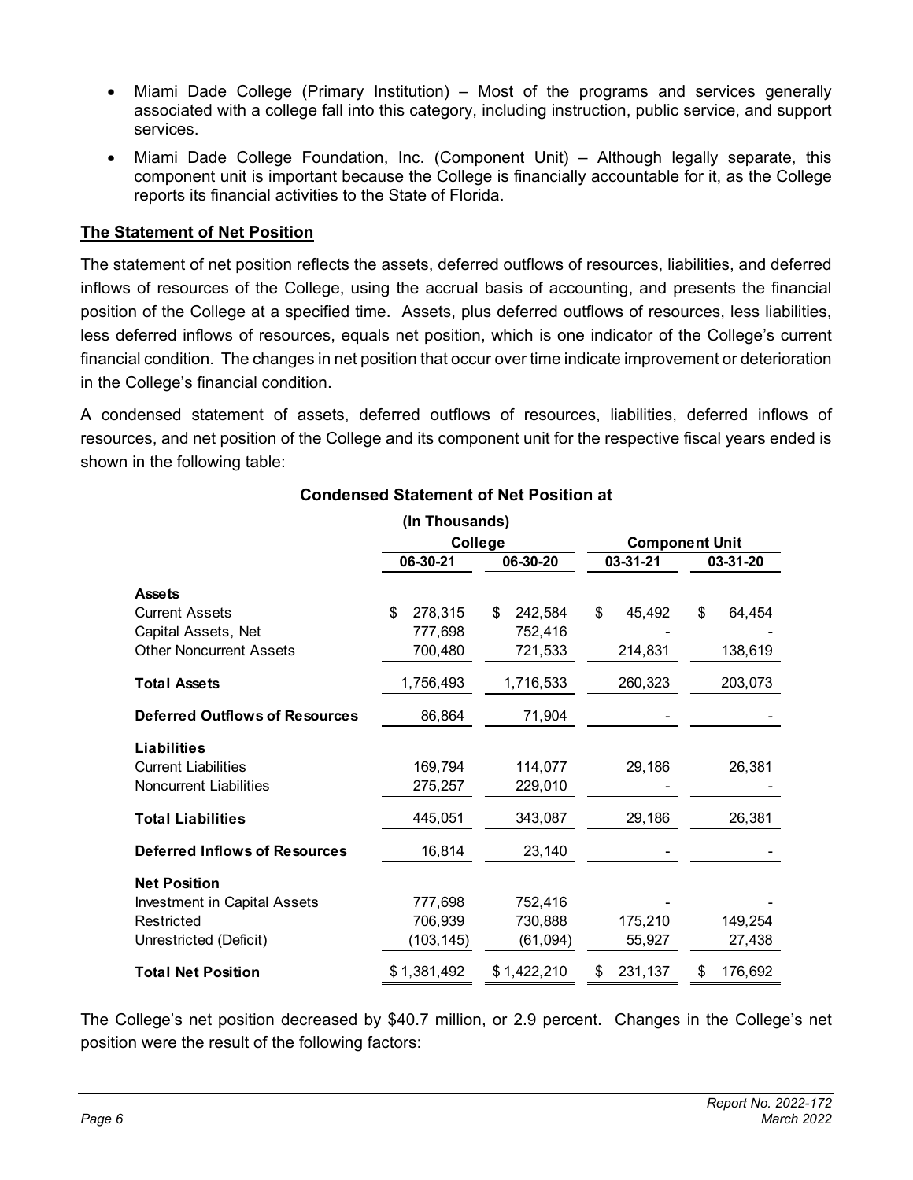- Miami Dade College (Primary Institution) – Most of the programs and services generally associated with a college fall into this category, including instruction, public service, and support services.
- Miami Dade College Foundation, Inc. (Component Unit) – Although legally separate, this component unit is important because the College is financially accountable for it, as the College reports its financial activities to the State of Florida.

**The Statement of Net Position**

The statement of net position reflects the assets, deferred outflows of resources, liabilities, and deferred inflows of resources of the College, using the accrual basis of accounting, and presents the financial position of the College at a specified time. Assets, plus deferred outflows of resources, less liabilities, less deferred inflows of resources, equals net position, which is one indicator of the College's current financial condition. The changes in net position that occur over time indicate improvement or deterioration in the College's financial condition.

A condensed statement of assets, deferred outflows of resources, liabilities, deferred inflows of resources, and net position of the College and its component unit for the respective fiscal years ended is shown in the following table:

**Condensed Statement of Net Position at**

**(In Thousands)**

| | College | | Component Unit | |
|---|---|---|---|---|
| | **06-30-21** | **06-30-20** | **03-31-21** | **03-31-20** |
| **Assets** | | | | |
| Current Assets | $ 278,315 | $ 242,584 | $ 45,492 | $ 64,454 |
| Capital Assets, Net | 777,698 | 752,416 | - | - |
| Other Noncurrent Assets | 700,480 | 721,533 | 214,831 | 138,619 |
| **Total Assets** | 1,756,493 | 1,716,533 | 260,323 | 203,073 |
| **Deferred Outflows of Resources** | 86,864 | 71,904 | - | - |
| **Liabilities** | | | | |
| Current Liabilities | 169,794 | 114,077 | 29,186 | 26,381 |
| Noncurrent Liabilities | 275,257 | 229,010 | - | - |
| **Total Liabilities** | 445,051 | 343,087 | 29,186 | 26,381 |
| **Deferred Inflows of Resources** | 16,814 | 23,140 | - | - |
| **Net Position** | | | | |
| Investment in Capital Assets | 777,698 | 752,416 | - | - |
| Restricted | 706,939 | 730,888 | 175,210 | 149,254 |
| Unrestricted (Deficit) | (103,145) | (61,094) | 55,927 | 27,438 |
| **Total Net Position** | $ 1,381,492 | $ 1,422,210 | $ 231,137 | $ 176,692 |

The College's net position decreased by $40.7 million, or 2.9 percent. Changes in the College's net position were the result of the following factors: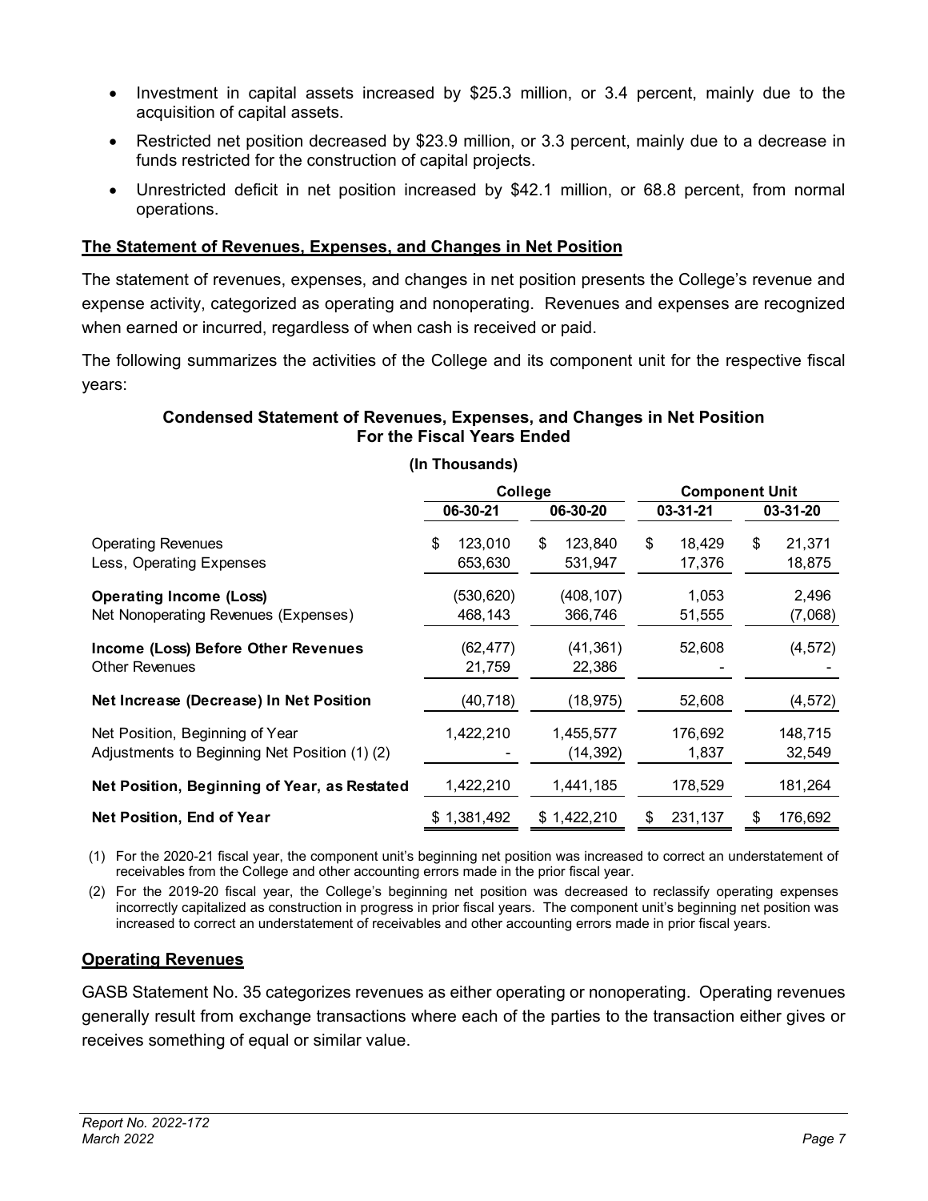- Investment in capital assets increased by $25.3 million, or 3.4 percent, mainly due to the acquisition of capital assets.
- Restricted net position decreased by $23.9 million, or 3.3 percent, mainly due to a decrease in funds restricted for the construction of capital projects.
- Unrestricted deficit in net position increased by $42.1 million, or 68.8 percent, from normal operations.

## The Statement of Revenues, Expenses, and Changes in Net Position

The statement of revenues, expenses, and changes in net position presents the College's revenue and expense activity, categorized as operating and nonoperating. Revenues and expenses are recognized when earned or incurred, regardless of when cash is received or paid.

The following summarizes the activities of the College and its component unit for the respective fiscal years:

**Condensed Statement of Revenues, Expenses, and Changes in Net Position For the Fiscal Years Ended**

**(In Thousands)**

| | College | | Component Unit | |
|---|---|---|---|---|
| | 06-30-21 | 06-30-20 | 03-31-21 | 03-31-20 |
| Operating Revenues | $ 123,010 | $ 123,840 | $ 18,429 | $ 21,371 |
| Less, Operating Expenses | 653,630 | 531,947 | 17,376 | 18,875 |
| **Operating Income (Loss)** | (530,620) | (408,107) | 1,053 | 2,496 |
| Net Nonoperating Revenues (Expenses) | 468,143 | 366,746 | 51,555 | (7,068) |
| **Income (Loss) Before Other Revenues** | (62,477) | (41,361) | 52,608 | (4,572) |
| Other Revenues | 21,759 | 22,386 | - | - |
| **Net Increase (Decrease) In Net Position** | (40,718) | (18,975) | 52,608 | (4,572) |
| Net Position, Beginning of Year | 1,422,210 | 1,455,577 | 176,692 | 148,715 |
| Adjustments to Beginning Net Position (1) (2) | - | (14,392) | 1,837 | 32,549 |
| **Net Position, Beginning of Year, as Restated** | 1,422,210 | 1,441,185 | 178,529 | 181,264 |
| **Net Position, End of Year** | $ 1,381,492 | $ 1,422,210 | $ 231,137 | $ 176,692 |

(1) For the 2020-21 fiscal year, the component unit's beginning net position was increased to correct an understatement of receivables from the College and other accounting errors made in the prior fiscal year.

(2) For the 2019-20 fiscal year, the College's beginning net position was decreased to reclassify operating expenses incorrectly capitalized as construction in progress in prior fiscal years. The component unit's beginning net position was increased to correct an understatement of receivables and other accounting errors made in prior fiscal years.

## Operating Revenues

GASB Statement No. 35 categorizes revenues as either operating or nonoperating. Operating revenues generally result from exchange transactions where each of the parties to the transaction either gives or receives something of equal or similar value.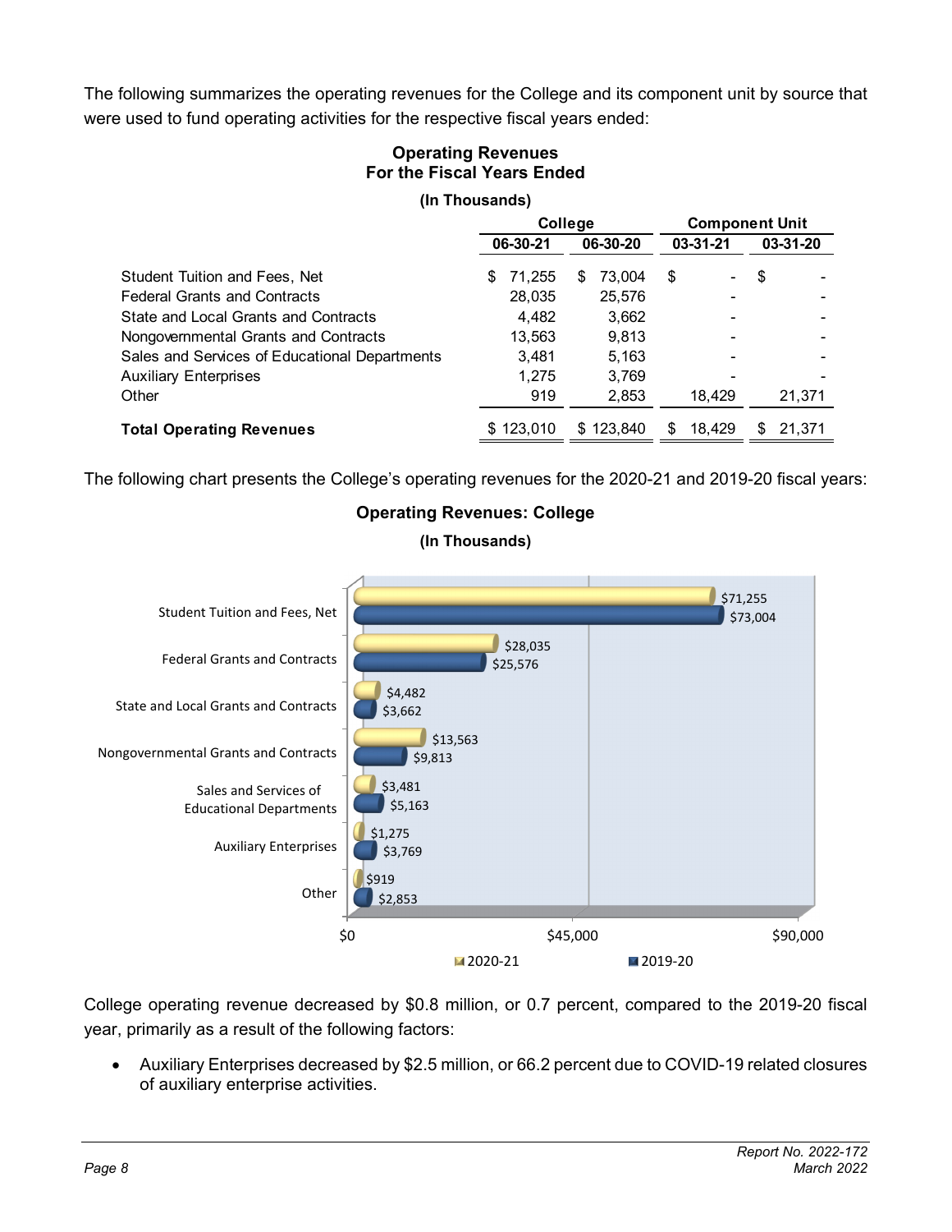The following summarizes the operating revenues for the College and its component unit by source that were used to fund operating activities for the respective fiscal years ended:

**Operating Revenues**
**For the Fiscal Years Ended**

**(In Thousands)**

| | College | | Component Unit | |
|---|---|---|---|---|
| | **06-30-21** | **06-30-20** | **03-31-21** | **03-31-20** |
| Student Tuition and Fees, Net | $ 71,255 | $ 73,004 | $ - | $ - |
| Federal Grants and Contracts | 28,035 | 25,576 | - | - |
| State and Local Grants and Contracts | 4,482 | 3,662 | - | - |
| Nongovernmental Grants and Contracts | 13,563 | 9,813 | - | - |
| Sales and Services of Educational Departments | 3,481 | 5,163 | - | - |
| Auxiliary Enterprises | 1,275 | 3,769 | - | - |
| Other | 919 | 2,853 | 18,429 | 21,371 |
| **Total Operating Revenues** | $ 123,010 | $ 123,840 | $ 18,429 | $ 21,371 |

The following chart presents the College's operating revenues for the 2020-21 and 2019-20 fiscal years:

**Operating Revenues: College**

**(In Thousands)**

| | 2020-21 | 2019-20 |
|---|---|---|
| Student Tuition and Fees, Net | $71,255 | $73,004 |
| Federal Grants and Contracts | $28,035 | $25,576 |
| State and Local Grants and Contracts | $4,482 | $3,662 |
| Nongovernmental Grants and Contracts | $13,563 | $9,813 |
| Sales and Services of Educational Departments | $3,481 | $5,163 |
| Auxiliary Enterprises | $1,275 | $3,769 |
| Other | $919 | $2,853 |

College operating revenue decreased by $0.8 million, or 0.7 percent, compared to the 2019-20 fiscal year, primarily as a result of the following factors:

- Auxiliary Enterprises decreased by $2.5 million, or 66.2 percent due to COVID-19 related closures of auxiliary enterprise activities.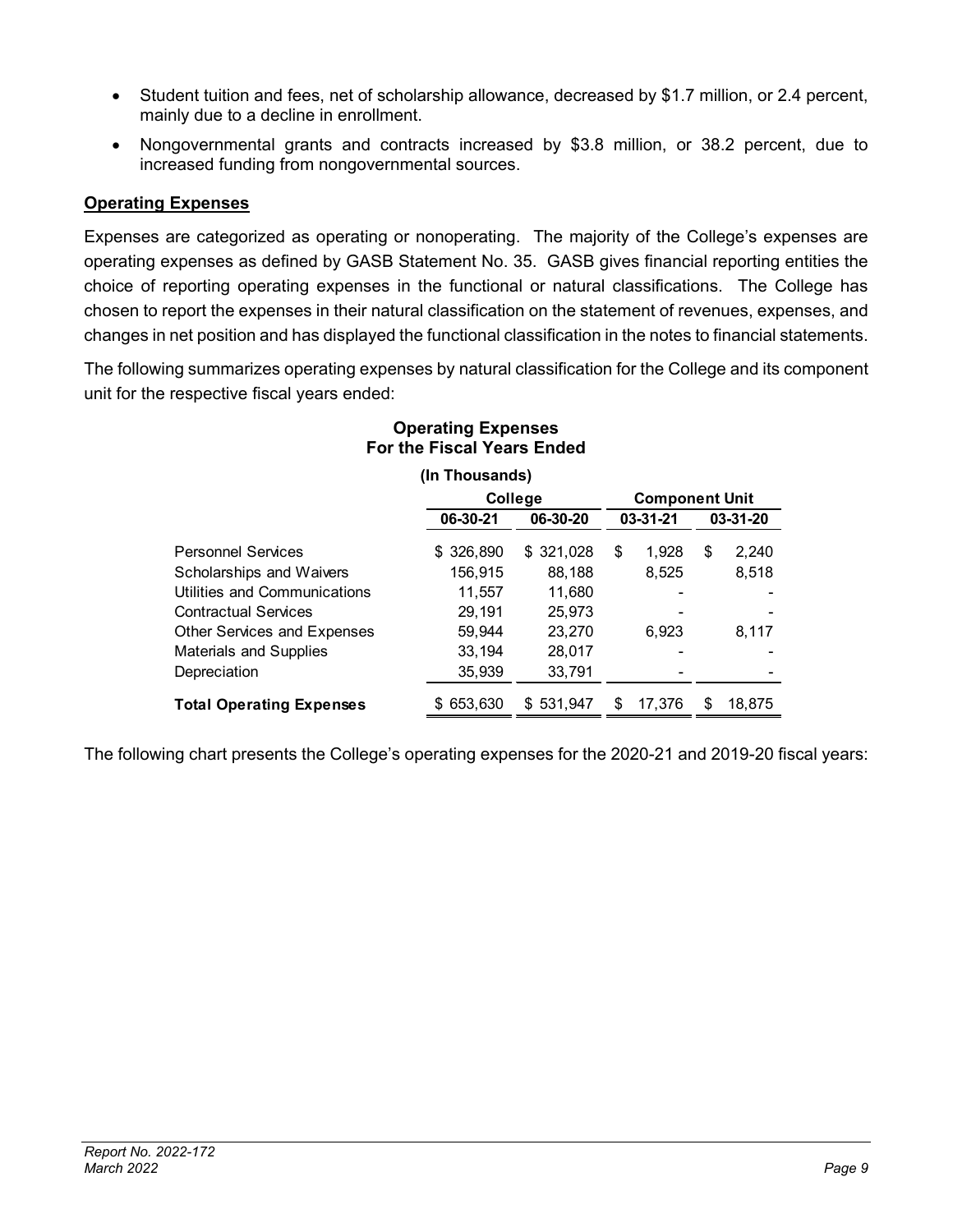- Student tuition and fees, net of scholarship allowance, decreased by $1.7 million, or 2.4 percent, mainly due to a decline in enrollment.
- Nongovernmental grants and contracts increased by $3.8 million, or 38.2 percent, due to increased funding from nongovernmental sources.

**Operating Expenses**

Expenses are categorized as operating or nonoperating. The majority of the College's expenses are operating expenses as defined by GASB Statement No. 35. GASB gives financial reporting entities the choice of reporting operating expenses in the functional or natural classifications. The College has chosen to report the expenses in their natural classification on the statement of revenues, expenses, and changes in net position and has displayed the functional classification in the notes to financial statements.

The following summarizes operating expenses by natural classification for the College and its component unit for the respective fiscal years ended:

**Operating Expenses**
**For the Fiscal Years Ended**
**(In Thousands)**

| | College | | Component Unit | |
|---|---|---|---|---|
| | 06-30-21 | 06-30-20 | 03-31-21 | 03-31-20 |
| Personnel Services | $ 326,890 | $ 321,028 | $ 1,928 | $ 2,240 |
| Scholarships and Waivers | 156,915 | 88,188 | 8,525 | 8,518 |
| Utilities and Communications | 11,557 | 11,680 | - | - |
| Contractual Services | 29,191 | 25,973 | - | - |
| Other Services and Expenses | 59,944 | 23,270 | 6,923 | 8,117 |
| Materials and Supplies | 33,194 | 28,017 | - | - |
| Depreciation | 35,939 | 33,791 | - | - |
| **Total Operating Expenses** | $ 653,630 | $ 531,947 | $ 17,376 | $ 18,875 |

The following chart presents the College's operating expenses for the 2020-21 and 2019-20 fiscal years: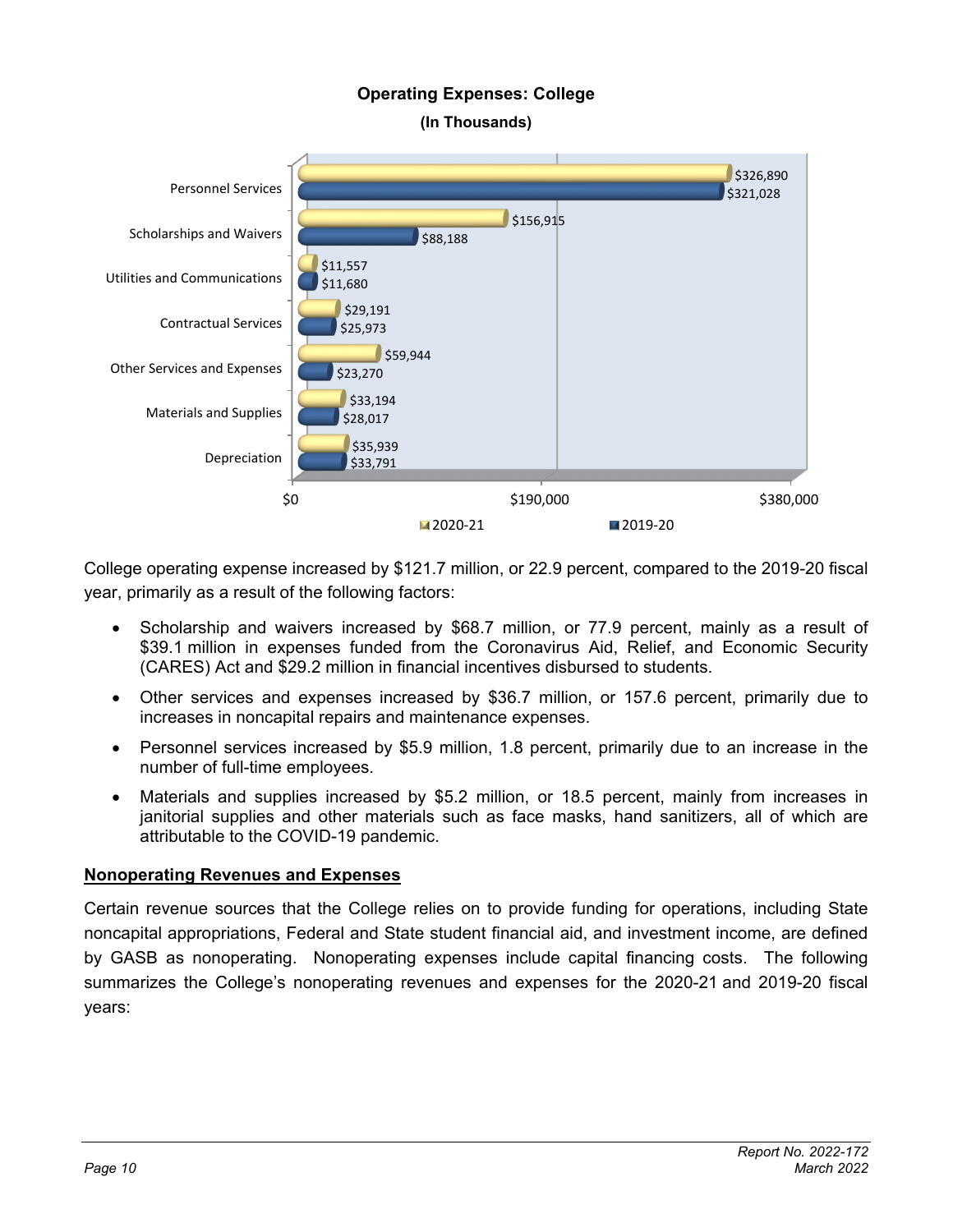**Operating Expenses: College**
**(In Thousands)**

| | 2020-21 | 2019-20 |
|---|---|---|
| Personnel Services | $326,890 | $321,028 |
| Scholarships and Waivers | $156,915 | $88,188 |
| Utilities and Communications | $11,557 | $11,680 |
| Contractual Services | $29,191 | $25,973 |
| Other Services and Expenses | $59,944 | $23,270 |
| Materials and Supplies | $33,194 | $28,017 |
| Depreciation | $35,939 | $33,791 |

College operating expense increased by $121.7 million, or 22.9 percent, compared to the 2019-20 fiscal year, primarily as a result of the following factors:

- Scholarship and waivers increased by $68.7 million, or 77.9 percent, mainly as a result of $39.1 million in expenses funded from the Coronavirus Aid, Relief, and Economic Security (CARES) Act and $29.2 million in financial incentives disbursed to students.
- Other services and expenses increased by $36.7 million, or 157.6 percent, primarily due to increases in noncapital repairs and maintenance expenses.
- Personnel services increased by $5.9 million, 1.8 percent, primarily due to an increase in the number of full-time employees.
- Materials and supplies increased by $5.2 million, or 18.5 percent, mainly from increases in janitorial supplies and other materials such as face masks, hand sanitizers, all of which are attributable to the COVID-19 pandemic.

## Nonoperating Revenues and Expenses

Certain revenue sources that the College relies on to provide funding for operations, including State noncapital appropriations, Federal and State student financial aid, and investment income, are defined by GASB as nonoperating. Nonoperating expenses include capital financing costs. The following summarizes the College's nonoperating revenues and expenses for the 2020-21 and 2019-20 fiscal years: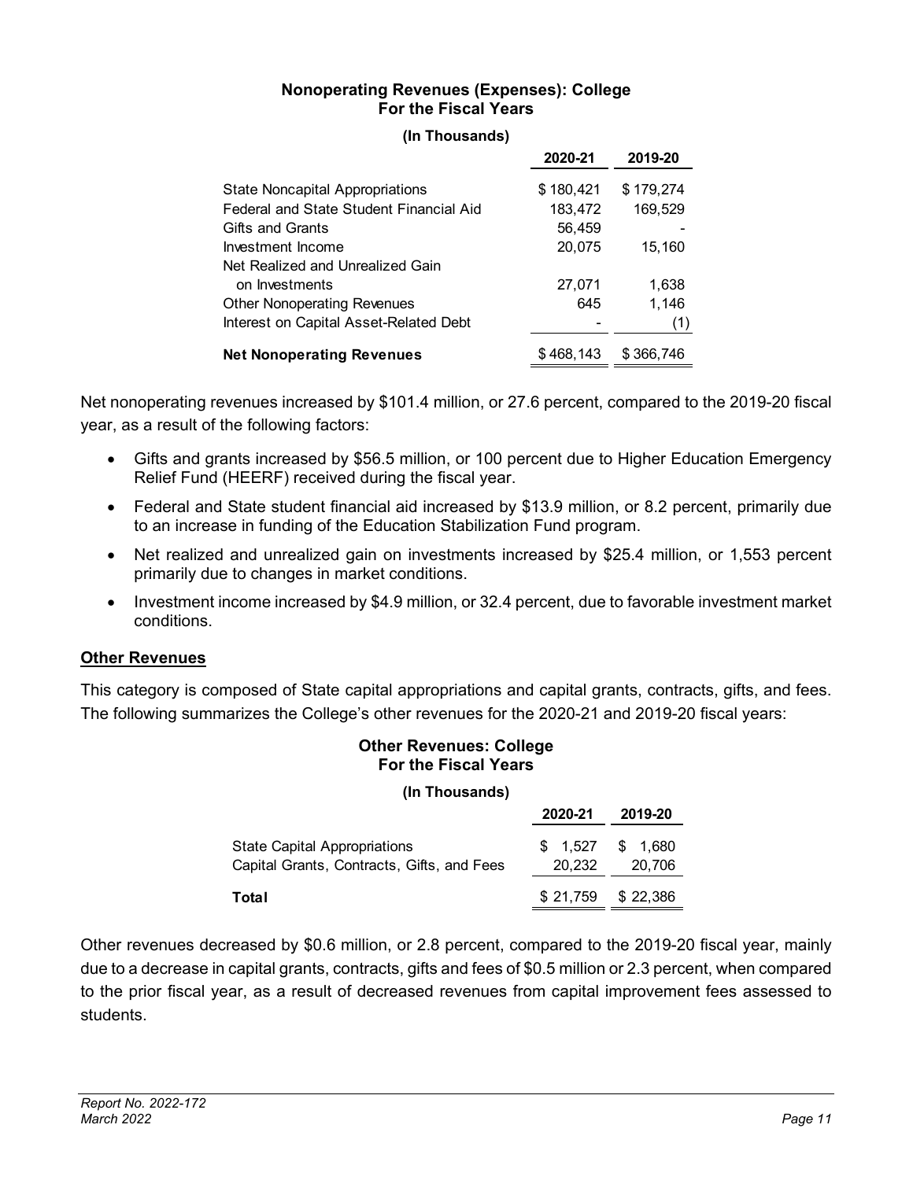**Nonoperating Revenues (Expenses): College**
**For the Fiscal Years**

**(In Thousands)**

| | 2020-21 | 2019-20 |
|---|---|---|
| State Noncapital Appropriations | $ 180,421 | $ 179,274 |
| Federal and State Student Financial Aid | 183,472 | 169,529 |
| Gifts and Grants | 56,459 | - |
| Investment Income | 20,075 | 15,160 |
| Net Realized and Unrealized Gain on Investments | 27,071 | 1,638 |
| Other Nonoperating Revenues | 645 | 1,146 |
| Interest on Capital Asset-Related Debt | - | (1) |
| **Net Nonoperating Revenues** | $ 468,143 | $ 366,746 |

Net nonoperating revenues increased by $101.4 million, or 27.6 percent, compared to the 2019-20 fiscal year, as a result of the following factors:

- Gifts and grants increased by $56.5 million, or 100 percent due to Higher Education Emergency Relief Fund (HEERF) received during the fiscal year.
- Federal and State student financial aid increased by $13.9 million, or 8.2 percent, primarily due to an increase in funding of the Education Stabilization Fund program.
- Net realized and unrealized gain on investments increased by $25.4 million, or 1,553 percent primarily due to changes in market conditions.
- Investment income increased by $4.9 million, or 32.4 percent, due to favorable investment market conditions.

## Other Revenues

This category is composed of State capital appropriations and capital grants, contracts, gifts, and fees. The following summarizes the College's other revenues for the 2020-21 and 2019-20 fiscal years:

**Other Revenues: College**
**For the Fiscal Years**

**(In Thousands)**

| | 2020-21 | 2019-20 |
|---|---|---|
| State Capital Appropriations | $ 1,527 | $ 1,680 |
| Capital Grants, Contracts, Gifts, and Fees | 20,232 | 20,706 |
| **Total** | $ 21,759 | $ 22,386 |

Other revenues decreased by $0.6 million, or 2.8 percent, compared to the 2019-20 fiscal year, mainly due to a decrease in capital grants, contracts, gifts and fees of $0.5 million or 2.3 percent, when compared to the prior fiscal year, as a result of decreased revenues from capital improvement fees assessed to students.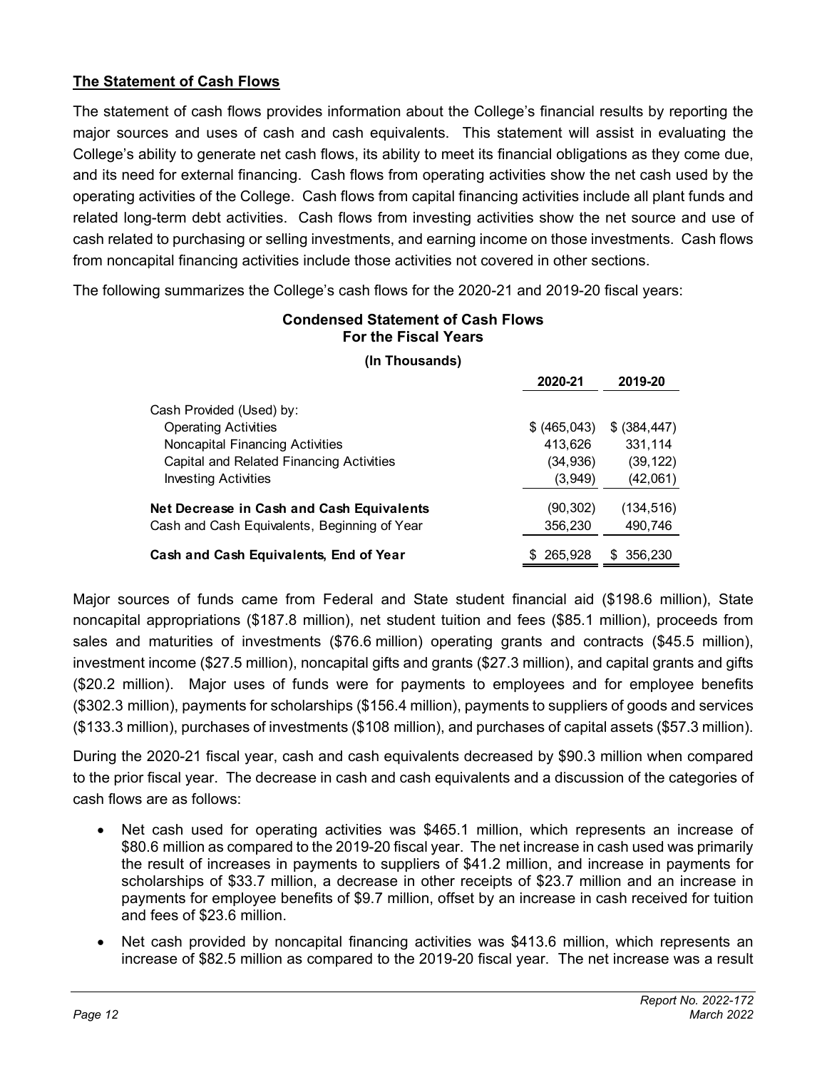**The Statement of Cash Flows**

The statement of cash flows provides information about the College's financial results by reporting the major sources and uses of cash and cash equivalents. This statement will assist in evaluating the College's ability to generate net cash flows, its ability to meet its financial obligations as they come due, and its need for external financing. Cash flows from operating activities show the net cash used by the operating activities of the College. Cash flows from capital financing activities include all plant funds and related long-term debt activities. Cash flows from investing activities show the net source and use of cash related to purchasing or selling investments, and earning income on those investments. Cash flows from noncapital financing activities include those activities not covered in other sections.

The following summarizes the College's cash flows for the 2020-21 and 2019-20 fiscal years:

**Condensed Statement of Cash Flows**
**For the Fiscal Years**

**(In Thousands)**

| | 2020-21 | 2019-20 |
|---|---|---|
| Cash Provided (Used) by: | | |
| Operating Activities | $ (465,043) | $ (384,447) |
| Noncapital Financing Activities | 413,626 | 331,114 |
| Capital and Related Financing Activities | (34,936) | (39,122) |
| Investing Activities | (3,949) | (42,061) |
| **Net Decrease in Cash and Cash Equivalents** | (90,302) | (134,516) |
| Cash and Cash Equivalents, Beginning of Year | 356,230 | 490,746 |
| **Cash and Cash Equivalents, End of Year** | $ 265,928 | $ 356,230 |

Major sources of funds came from Federal and State student financial aid ($198.6 million), State noncapital appropriations ($187.8 million), net student tuition and fees ($85.1 million), proceeds from sales and maturities of investments ($76.6 million) operating grants and contracts ($45.5 million), investment income ($27.5 million), noncapital gifts and grants ($27.3 million), and capital grants and gifts ($20.2 million). Major uses of funds were for payments to employees and for employee benefits ($302.3 million), payments for scholarships ($156.4 million), payments to suppliers of goods and services ($133.3 million), purchases of investments ($108 million), and purchases of capital assets ($57.3 million).

During the 2020-21 fiscal year, cash and cash equivalents decreased by $90.3 million when compared to the prior fiscal year. The decrease in cash and cash equivalents and a discussion of the categories of cash flows are as follows:

- Net cash used for operating activities was $465.1 million, which represents an increase of $80.6 million as compared to the 2019-20 fiscal year. The net increase in cash used was primarily the result of increases in payments to suppliers of $41.2 million, and increase in payments for scholarships of $33.7 million, a decrease in other receipts of $23.7 million and an increase in payments for employee benefits of $9.7 million, offset by an increase in cash received for tuition and fees of $23.6 million.
- Net cash provided by noncapital financing activities was $413.6 million, which represents an increase of $82.5 million as compared to the 2019-20 fiscal year. The net increase was a result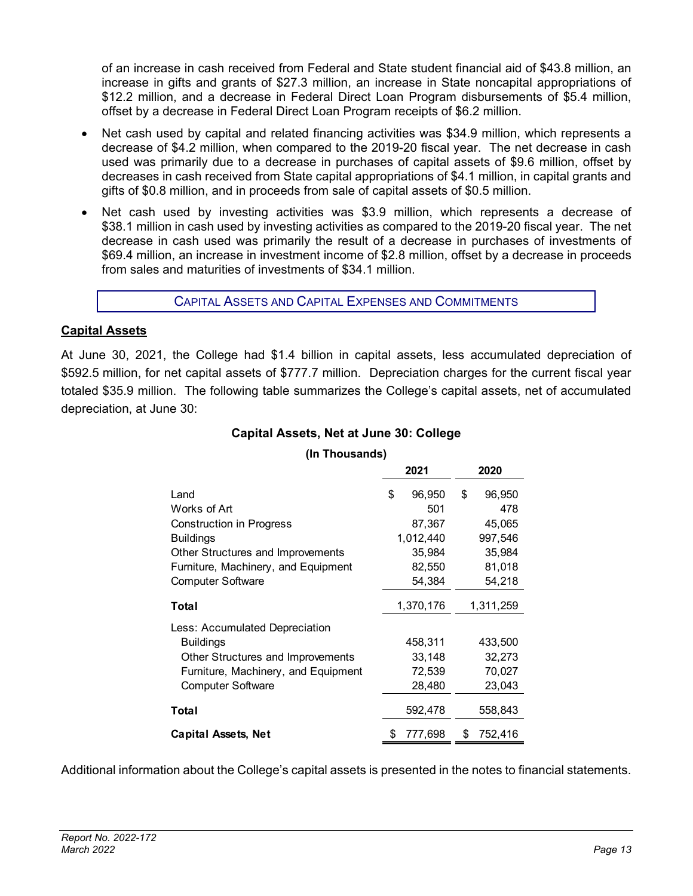of an increase in cash received from Federal and State student financial aid of $43.8 million, an increase in gifts and grants of $27.3 million, an increase in State noncapital appropriations of $12.2 million, and a decrease in Federal Direct Loan Program disbursements of $5.4 million, offset by a decrease in Federal Direct Loan Program receipts of $6.2 million.

- Net cash used by capital and related financing activities was $34.9 million, which represents a decrease of $4.2 million, when compared to the 2019-20 fiscal year. The net decrease in cash used was primarily due to a decrease in purchases of capital assets of $9.6 million, offset by decreases in cash received from State capital appropriations of $4.1 million, in capital grants and gifts of $0.8 million, and in proceeds from sale of capital assets of $0.5 million.
- Net cash used by investing activities was $3.9 million, which represents a decrease of $38.1 million in cash used by investing activities as compared to the 2019-20 fiscal year. The net decrease in cash used was primarily the result of a decrease in purchases of investments of $69.4 million, an increase in investment income of $2.8 million, offset by a decrease in proceeds from sales and maturities of investments of $34.1 million.

## CAPITAL ASSETS AND CAPITAL EXPENSES AND COMMITMENTS

### Capital Assets

At June 30, 2021, the College had $1.4 billion in capital assets, less accumulated depreciation of $592.5 million, for net capital assets of $777.7 million. Depreciation charges for the current fiscal year totaled $35.9 million. The following table summarizes the College's capital assets, net of accumulated depreciation, at June 30:

**Capital Assets, Net at June 30: College**

**(In Thousands)**

| | 2021 | 2020 |
|---|---|---|
| Land | $ 96,950 | $ 96,950 |
| Works of Art | 501 | 478 |
| Construction in Progress | 87,367 | 45,065 |
| Buildings | 1,012,440 | 997,546 |
| Other Structures and Improvements | 35,984 | 35,984 |
| Furniture, Machinery, and Equipment | 82,550 | 81,018 |
| Computer Software | 54,384 | 54,218 |
| **Total** | 1,370,176 | 1,311,259 |
| Less: Accumulated Depreciation | | |
| Buildings | 458,311 | 433,500 |
| Other Structures and Improvements | 33,148 | 32,273 |
| Furniture, Machinery, and Equipment | 72,539 | 70,027 |
| Computer Software | 28,480 | 23,043 |
| **Total** | 592,478 | 558,843 |
| **Capital Assets, Net** | $ 777,698 | $ 752,416 |

Additional information about the College's capital assets is presented in the notes to financial statements.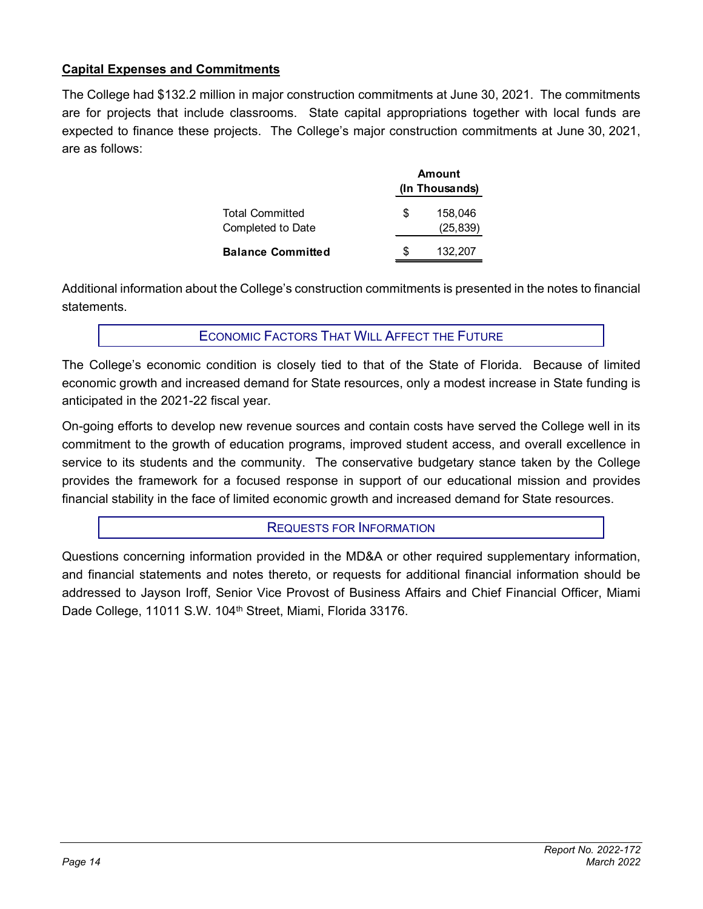**Capital Expenses and Commitments**

The College had $132.2 million in major construction commitments at June 30, 2021. The commitments are for projects that include classrooms. State capital appropriations together with local funds are expected to finance these projects. The College's major construction commitments at June 30, 2021, are as follows:

| | Amount (In Thousands) |
|---|---|
| Total Committed | $ 158,046 |
| Completed to Date | (25,839) |
| **Balance Committed** | $ 132,207 |

Additional information about the College's construction commitments is presented in the notes to financial statements.

## ECONOMIC FACTORS THAT WILL AFFECT THE FUTURE

The College's economic condition is closely tied to that of the State of Florida. Because of limited economic growth and increased demand for State resources, only a modest increase in State funding is anticipated in the 2021-22 fiscal year.

On-going efforts to develop new revenue sources and contain costs have served the College well in its commitment to the growth of education programs, improved student access, and overall excellence in service to its students and the community. The conservative budgetary stance taken by the College provides the framework for a focused response in support of our educational mission and provides financial stability in the face of limited economic growth and increased demand for State resources.

## REQUESTS FOR INFORMATION

Questions concerning information provided in the MD&A or other required supplementary information, and financial statements and notes thereto, or requests for additional financial information should be addressed to Jayson Iroff, Senior Vice Provost of Business Affairs and Chief Financial Officer, Miami Dade College, 11011 S.W. 104th Street, Miami, Florida 33176.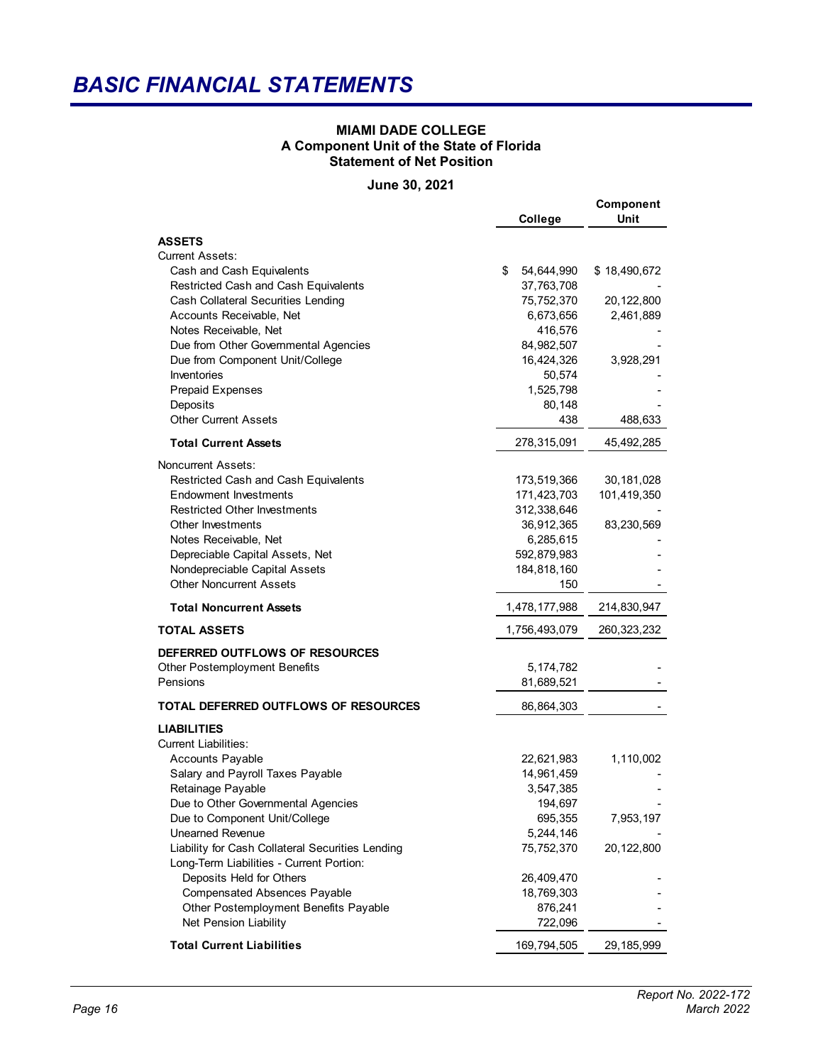# BASIC FINANCIAL STATEMENTS

**MIAMI DADE COLLEGE**
**A Component Unit of the State of Florida**
**Statement of Net Position**

**June 30, 2021**

| | College | Component Unit |
|---|---|---|
| **ASSETS** | | |
| Current Assets: | | |
| Cash and Cash Equivalents | $ 54,644,990 | $ 18,490,672 |
| Restricted Cash and Cash Equivalents | 37,763,708 | - |
| Cash Collateral Securities Lending | 75,752,370 | 20,122,800 |
| Accounts Receivable, Net | 6,673,656 | 2,461,889 |
| Notes Receivable, Net | 416,576 | - |
| Due from Other Governmental Agencies | 84,982,507 | - |
| Due from Component Unit/College | 16,424,326 | 3,928,291 |
| Inventories | 50,574 | - |
| Prepaid Expenses | 1,525,798 | - |
| Deposits | 80,148 | - |
| Other Current Assets | 438 | 488,633 |
| **Total Current Assets** | 278,315,091 | 45,492,285 |
| Noncurrent Assets: | | |
| Restricted Cash and Cash Equivalents | 173,519,366 | 30,181,028 |
| Endowment Investments | 171,423,703 | 101,419,350 |
| Restricted Other Investments | 312,338,646 | - |
| Other Investments | 36,912,365 | 83,230,569 |
| Notes Receivable, Net | 6,285,615 | - |
| Depreciable Capital Assets, Net | 592,879,983 | - |
| Nondepreciable Capital Assets | 184,818,160 | - |
| Other Noncurrent Assets | 150 | - |
| **Total Noncurrent Assets** | 1,478,177,988 | 214,830,947 |
| **TOTAL ASSETS** | 1,756,493,079 | 260,323,232 |
| **DEFERRED OUTFLOWS OF RESOURCES** | | |
| Other Postemployment Benefits | 5,174,782 | - |
| Pensions | 81,689,521 | - |
| **TOTAL DEFERRED OUTFLOWS OF RESOURCES** | 86,864,303 | - |
| **LIABILITIES** | | |
| Current Liabilities: | | |
| Accounts Payable | 22,621,983 | 1,110,002 |
| Salary and Payroll Taxes Payable | 14,961,459 | - |
| Retainage Payable | 3,547,385 | - |
| Due to Other Governmental Agencies | 194,697 | - |
| Due to Component Unit/College | 695,355 | 7,953,197 |
| Unearned Revenue | 5,244,146 | - |
| Liability for Cash Collateral Securities Lending | 75,752,370 | 20,122,800 |
| Long-Term Liabilities - Current Portion: | | |
| Deposits Held for Others | 26,409,470 | - |
| Compensated Absences Payable | 18,769,303 | - |
| Other Postemployment Benefits Payable | 876,241 | - |
| Net Pension Liability | 722,096 | - |
| **Total Current Liabilities** | 169,794,505 | 29,185,999 |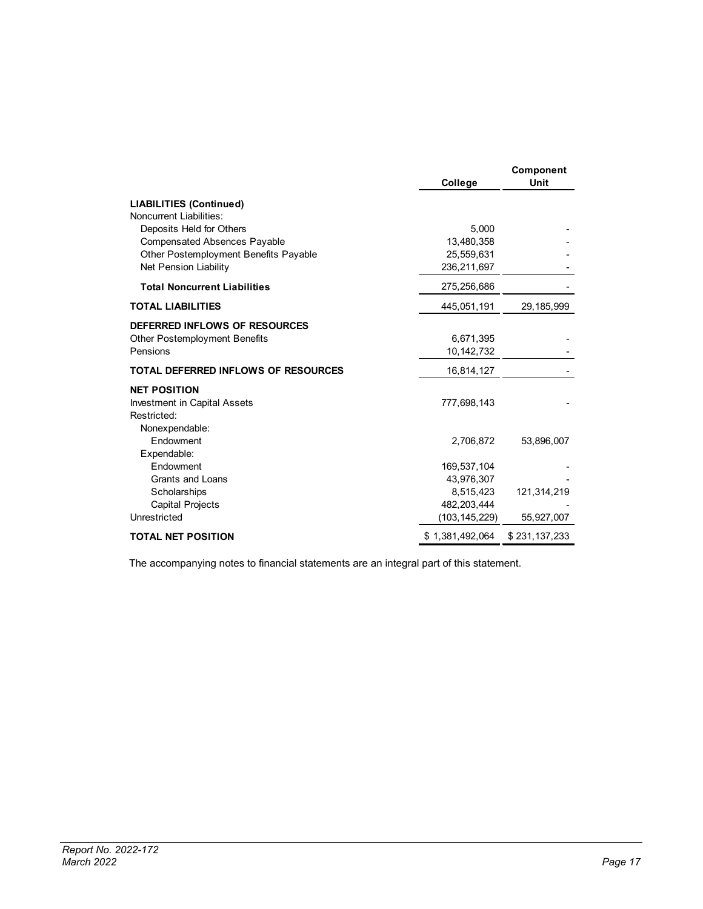| | College | Component Unit |
|---|---|---|
| **LIABILITIES (Continued)** | | |
| Noncurrent Liabilities: | | |
| Deposits Held for Others | 5,000 | - |
| Compensated Absences Payable | 13,480,358 | - |
| Other Postemployment Benefits Payable | 25,559,631 | - |
| Net Pension Liability | 236,211,697 | - |
| **Total Noncurrent Liabilities** | 275,256,686 | - |
| **TOTAL LIABILITIES** | 445,051,191 | 29,185,999 |
| **DEFERRED INFLOWS OF RESOURCES** | | |
| Other Postemployment Benefits | 6,671,395 | - |
| Pensions | 10,142,732 | - |
| **TOTAL DEFERRED INFLOWS OF RESOURCES** | 16,814,127 | - |
| **NET POSITION** | | |
| Investment in Capital Assets | 777,698,143 | - |
| Restricted: | | |
| Nonexpendable: | | |
| Endowment | 2,706,872 | 53,896,007 |
| Expendable: | | |
| Endowment | 169,537,104 | - |
| Grants and Loans | 43,976,307 | - |
| Scholarships | 8,515,423 | 121,314,219 |
| Capital Projects | 482,203,444 | - |
| Unrestricted | (103,145,229) | 55,927,007 |
| **TOTAL NET POSITION** | $ 1,381,492,064 | $ 231,137,233 |

The accompanying notes to financial statements are an integral part of this statement.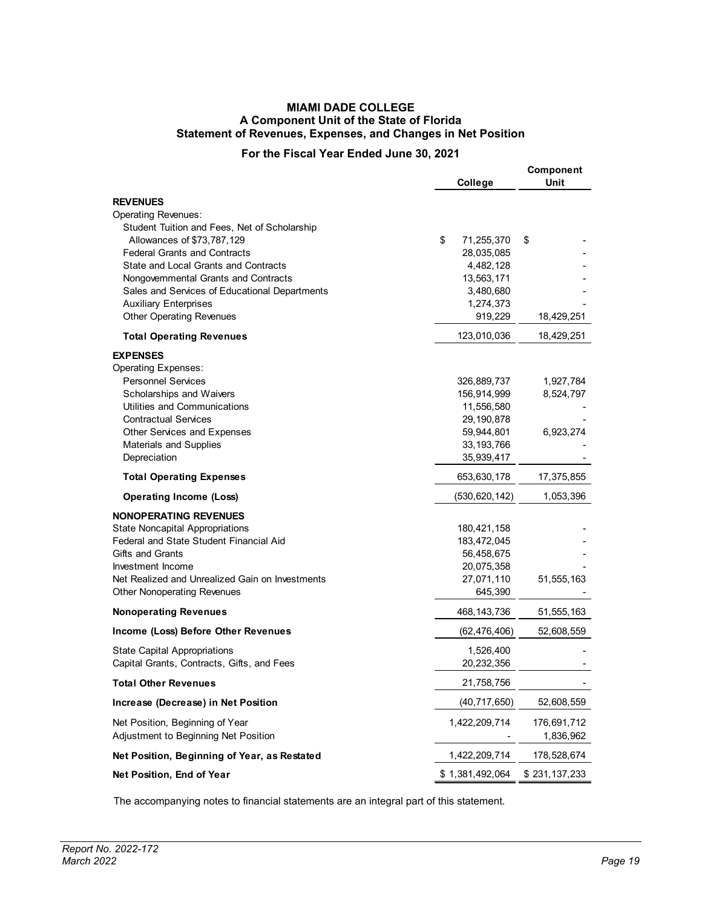**MIAMI DADE COLLEGE**
**A Component Unit of the State of Florida**
**Statement of Revenues, Expenses, and Changes in Net Position**

**For the Fiscal Year Ended June 30, 2021**

| | College | Component Unit |
|---|---|---|
| **REVENUES** | | |
| Operating Revenues: | | |
| Student Tuition and Fees, Net of Scholarship Allowances of $73,787,129 | $ 71,255,370 | $ - |
| Federal Grants and Contracts | 28,035,085 | - |
| State and Local Grants and Contracts | 4,482,128 | - |
| Nongovernmental Grants and Contracts | 13,563,171 | - |
| Sales and Services of Educational Departments | 3,480,680 | - |
| Auxiliary Enterprises | 1,274,373 | - |
| Other Operating Revenues | 919,229 | 18,429,251 |
| **Total Operating Revenues** | 123,010,036 | 18,429,251 |
| **EXPENSES** | | |
| Operating Expenses: | | |
| Personnel Services | 326,889,737 | 1,927,784 |
| Scholarships and Waivers | 156,914,999 | 8,524,797 |
| Utilities and Communications | 11,556,580 | - |
| Contractual Services | 29,190,878 | - |
| Other Services and Expenses | 59,944,801 | 6,923,274 |
| Materials and Supplies | 33,193,766 | - |
| Depreciation | 35,939,417 | - |
| **Total Operating Expenses** | 653,630,178 | 17,375,855 |
| **Operating Income (Loss)** | (530,620,142) | 1,053,396 |
| **NONOPERATING REVENUES** | | |
| State Noncapital Appropriations | 180,421,158 | - |
| Federal and State Student Financial Aid | 183,472,045 | - |
| Gifts and Grants | 56,458,675 | - |
| Investment Income | 20,075,358 | - |
| Net Realized and Unrealized Gain on Investments | 27,071,110 | 51,555,163 |
| Other Nonoperating Revenues | 645,390 | - |
| **Nonoperating Revenues** | 468,143,736 | 51,555,163 |
| **Income (Loss) Before Other Revenues** | (62,476,406) | 52,608,559 |
| State Capital Appropriations | 1,526,400 | - |
| Capital Grants, Contracts, Gifts, and Fees | 20,232,356 | - |
| **Total Other Revenues** | 21,758,756 | - |
| **Increase (Decrease) in Net Position** | (40,717,650) | 52,608,559 |
| Net Position, Beginning of Year | 1,422,209,714 | 176,691,712 |
| Adjustment to Beginning Net Position | - | 1,836,962 |
| **Net Position, Beginning of Year, as Restated** | 1,422,209,714 | 178,528,674 |
| **Net Position, End of Year** | $ 1,381,492,064 | $ 231,137,233 |

The accompanying notes to financial statements are an integral part of this statement.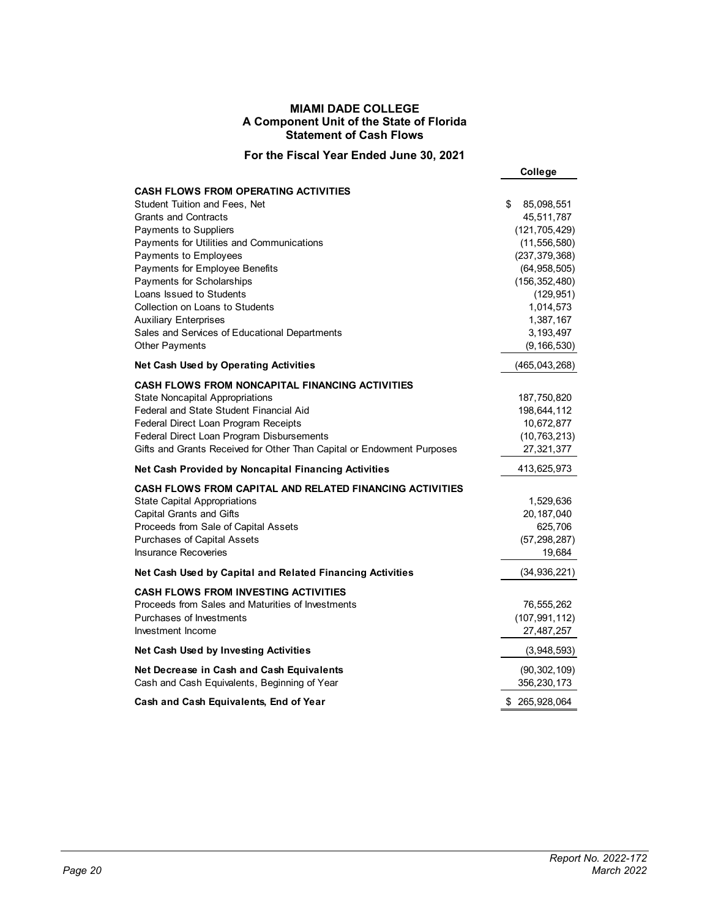# MIAMI DADE COLLEGE
## A Component Unit of the State of Florida
## Statement of Cash Flows

### For the Fiscal Year Ended June 30, 2021

| | College |
|---|---|
| **CASH FLOWS FROM OPERATING ACTIVITIES** | |
| Student Tuition and Fees, Net | $ 85,098,551 |
| Grants and Contracts | 45,511,787 |
| Payments to Suppliers | (121,705,429) |
| Payments for Utilities and Communications | (11,556,580) |
| Payments to Employees | (237,379,368) |
| Payments for Employee Benefits | (64,958,505) |
| Payments for Scholarships | (156,352,480) |
| Loans Issued to Students | (129,951) |
| Collection on Loans to Students | 1,014,573 |
| Auxiliary Enterprises | 1,387,167 |
| Sales and Services of Educational Departments | 3,193,497 |
| Other Payments | (9,166,530) |
| **Net Cash Used by Operating Activities** | (465,043,268) |
| **CASH FLOWS FROM NONCAPITAL FINANCING ACTIVITIES** | |
| State Noncapital Appropriations | 187,750,820 |
| Federal and State Student Financial Aid | 198,644,112 |
| Federal Direct Loan Program Receipts | 10,672,877 |
| Federal Direct Loan Program Disbursements | (10,763,213) |
| Gifts and Grants Received for Other Than Capital or Endowment Purposes | 27,321,377 |
| **Net Cash Provided by Noncapital Financing Activities** | 413,625,973 |
| **CASH FLOWS FROM CAPITAL AND RELATED FINANCING ACTIVITIES** | |
| State Capital Appropriations | 1,529,636 |
| Capital Grants and Gifts | 20,187,040 |
| Proceeds from Sale of Capital Assets | 625,706 |
| Purchases of Capital Assets | (57,298,287) |
| Insurance Recoveries | 19,684 |
| **Net Cash Used by Capital and Related Financing Activities** | (34,936,221) |
| **CASH FLOWS FROM INVESTING ACTIVITIES** | |
| Proceeds from Sales and Maturities of Investments | 76,555,262 |
| Purchases of Investments | (107,991,112) |
| Investment Income | 27,487,257 |
| **Net Cash Used by Investing Activities** | (3,948,593) |
| **Net Decrease in Cash and Cash Equivalents** | (90,302,109) |
| Cash and Cash Equivalents, Beginning of Year | 356,230,173 |
| **Cash and Cash Equivalents, End of Year** | $ 265,928,064 |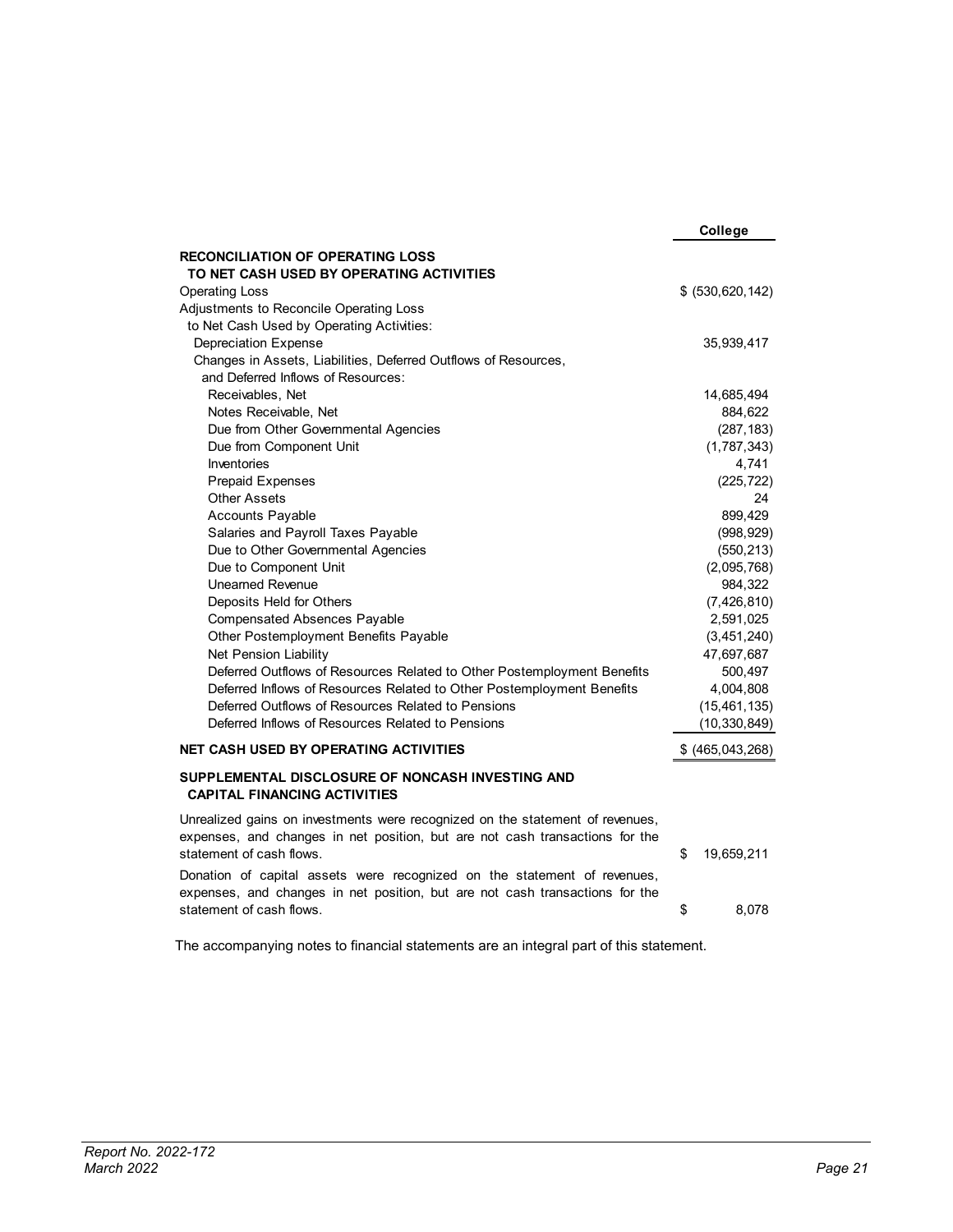| | College |
|---|---|
| **RECONCILIATION OF OPERATING LOSS TO NET CASH USED BY OPERATING ACTIVITIES** | |
| Operating Loss | $ (530,620,142) |
| Adjustments to Reconcile Operating Loss to Net Cash Used by Operating Activities: | |
| Depreciation Expense | 35,939,417 |
| Changes in Assets, Liabilities, Deferred Outflows of Resources, and Deferred Inflows of Resources: | |
| Receivables, Net | 14,685,494 |
| Notes Receivable, Net | 884,622 |
| Due from Other Governmental Agencies | (287,183) |
| Due from Component Unit | (1,787,343) |
| Inventories | 4,741 |
| Prepaid Expenses | (225,722) |
| Other Assets | 24 |
| Accounts Payable | 899,429 |
| Salaries and Payroll Taxes Payable | (998,929) |
| Due to Other Governmental Agencies | (550,213) |
| Due to Component Unit | (2,095,768) |
| Unearned Revenue | 984,322 |
| Deposits Held for Others | (7,426,810) |
| Compensated Absences Payable | 2,591,025 |
| Other Postemployment Benefits Payable | (3,451,240) |
| Net Pension Liability | 47,697,687 |
| Deferred Outflows of Resources Related to Other Postemployment Benefits | 500,497 |
| Deferred Inflows of Resources Related to Other Postemployment Benefits | 4,004,808 |
| Deferred Outflows of Resources Related to Pensions | (15,461,135) |
| Deferred Inflows of Resources Related to Pensions | (10,330,849) |
| **NET CASH USED BY OPERATING ACTIVITIES** | $ (465,043,268) |

**SUPPLEMENTAL DISCLOSURE OF NONCASH INVESTING AND CAPITAL FINANCING ACTIVITIES**

| | |
|---|---|
| Unrealized gains on investments were recognized on the statement of revenues, expenses, and changes in net position, but are not cash transactions for the statement of cash flows. | $ 19,659,211 |
| Donation of capital assets were recognized on the statement of revenues, expenses, and changes in net position, but are not cash transactions for the statement of cash flows. | $ 8,078 |

The accompanying notes to financial statements are an integral part of this statement.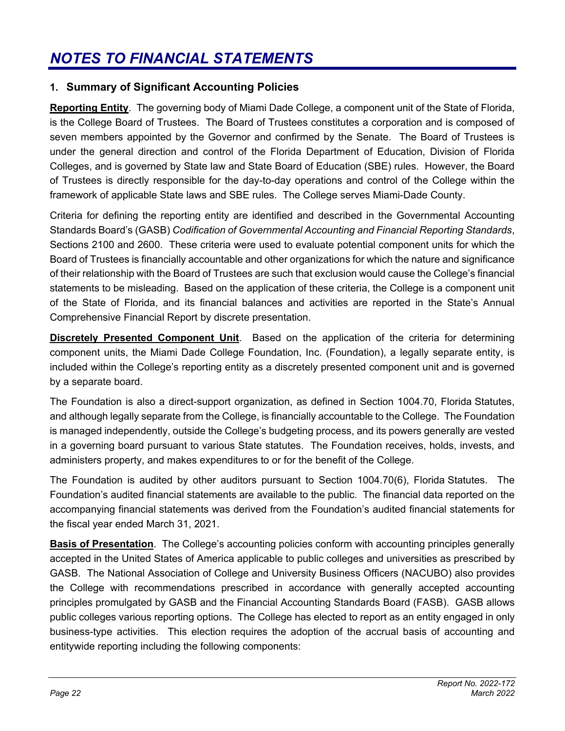# NOTES TO FINANCIAL STATEMENTS

## 1. Summary of Significant Accounting Policies

**Reporting Entity**. The governing body of Miami Dade College, a component unit of the State of Florida, is the College Board of Trustees. The Board of Trustees constitutes a corporation and is composed of seven members appointed by the Governor and confirmed by the Senate. The Board of Trustees is under the general direction and control of the Florida Department of Education, Division of Florida Colleges, and is governed by State law and State Board of Education (SBE) rules. However, the Board of Trustees is directly responsible for the day-to-day operations and control of the College within the framework of applicable State laws and SBE rules. The College serves Miami-Dade County.

Criteria for defining the reporting entity are identified and described in the Governmental Accounting Standards Board's (GASB) *Codification of Governmental Accounting and Financial Reporting Standards*, Sections 2100 and 2600. These criteria were used to evaluate potential component units for which the Board of Trustees is financially accountable and other organizations for which the nature and significance of their relationship with the Board of Trustees are such that exclusion would cause the College's financial statements to be misleading. Based on the application of these criteria, the College is a component unit of the State of Florida, and its financial balances and activities are reported in the State's Annual Comprehensive Financial Report by discrete presentation.

**Discretely Presented Component Unit**. Based on the application of the criteria for determining component units, the Miami Dade College Foundation, Inc. (Foundation), a legally separate entity, is included within the College's reporting entity as a discretely presented component unit and is governed by a separate board.

The Foundation is also a direct-support organization, as defined in Section 1004.70, Florida Statutes, and although legally separate from the College, is financially accountable to the College. The Foundation is managed independently, outside the College's budgeting process, and its powers generally are vested in a governing board pursuant to various State statutes. The Foundation receives, holds, invests, and administers property, and makes expenditures to or for the benefit of the College.

The Foundation is audited by other auditors pursuant to Section 1004.70(6), Florida Statutes. The Foundation's audited financial statements are available to the public. The financial data reported on the accompanying financial statements was derived from the Foundation's audited financial statements for the fiscal year ended March 31, 2021.

**Basis of Presentation**. The College's accounting policies conform with accounting principles generally accepted in the United States of America applicable to public colleges and universities as prescribed by GASB. The National Association of College and University Business Officers (NACUBO) also provides the College with recommendations prescribed in accordance with generally accepted accounting principles promulgated by GASB and the Financial Accounting Standards Board (FASB). GASB allows public colleges various reporting options. The College has elected to report as an entity engaged in only business-type activities. This election requires the adoption of the accrual basis of accounting and entitywide reporting including the following components: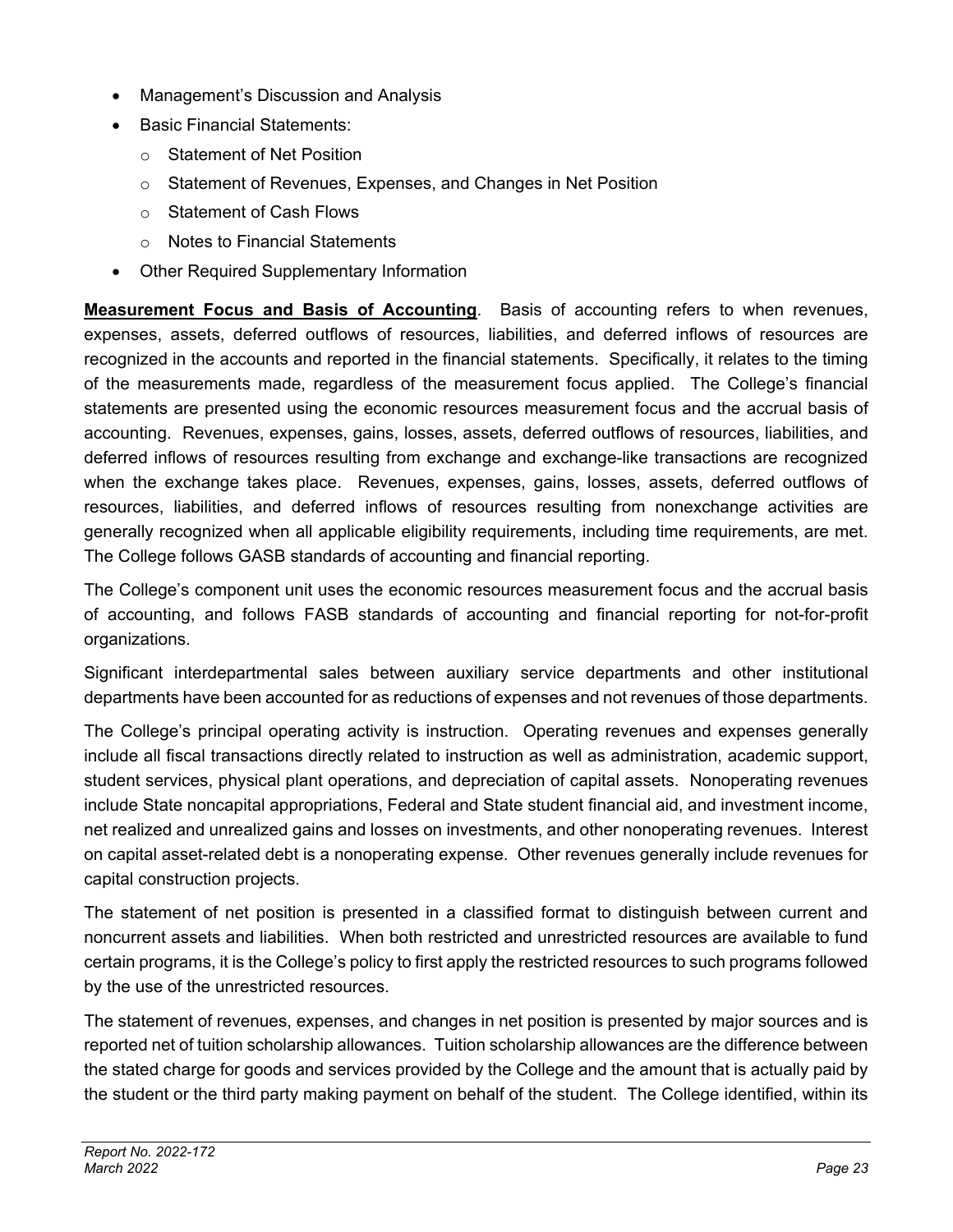- Management's Discussion and Analysis
- Basic Financial Statements:
  - Statement of Net Position
  - Statement of Revenues, Expenses, and Changes in Net Position
  - Statement of Cash Flows
  - Notes to Financial Statements
- Other Required Supplementary Information

**Measurement Focus and Basis of Accounting**. Basis of accounting refers to when revenues, expenses, assets, deferred outflows of resources, liabilities, and deferred inflows of resources are recognized in the accounts and reported in the financial statements. Specifically, it relates to the timing of the measurements made, regardless of the measurement focus applied. The College's financial statements are presented using the economic resources measurement focus and the accrual basis of accounting. Revenues, expenses, gains, losses, assets, deferred outflows of resources, liabilities, and deferred inflows of resources resulting from exchange and exchange-like transactions are recognized when the exchange takes place. Revenues, expenses, gains, losses, assets, deferred outflows of resources, liabilities, and deferred inflows of resources resulting from nonexchange activities are generally recognized when all applicable eligibility requirements, including time requirements, are met. The College follows GASB standards of accounting and financial reporting.

The College's component unit uses the economic resources measurement focus and the accrual basis of accounting, and follows FASB standards of accounting and financial reporting for not-for-profit organizations.

Significant interdepartmental sales between auxiliary service departments and other institutional departments have been accounted for as reductions of expenses and not revenues of those departments.

The College's principal operating activity is instruction. Operating revenues and expenses generally include all fiscal transactions directly related to instruction as well as administration, academic support, student services, physical plant operations, and depreciation of capital assets. Nonoperating revenues include State noncapital appropriations, Federal and State student financial aid, and investment income, net realized and unrealized gains and losses on investments, and other nonoperating revenues. Interest on capital asset-related debt is a nonoperating expense. Other revenues generally include revenues for capital construction projects.

The statement of net position is presented in a classified format to distinguish between current and noncurrent assets and liabilities. When both restricted and unrestricted resources are available to fund certain programs, it is the College's policy to first apply the restricted resources to such programs followed by the use of the unrestricted resources.

The statement of revenues, expenses, and changes in net position is presented by major sources and is reported net of tuition scholarship allowances. Tuition scholarship allowances are the difference between the stated charge for goods and services provided by the College and the amount that is actually paid by the student or the third party making payment on behalf of the student. The College identified, within its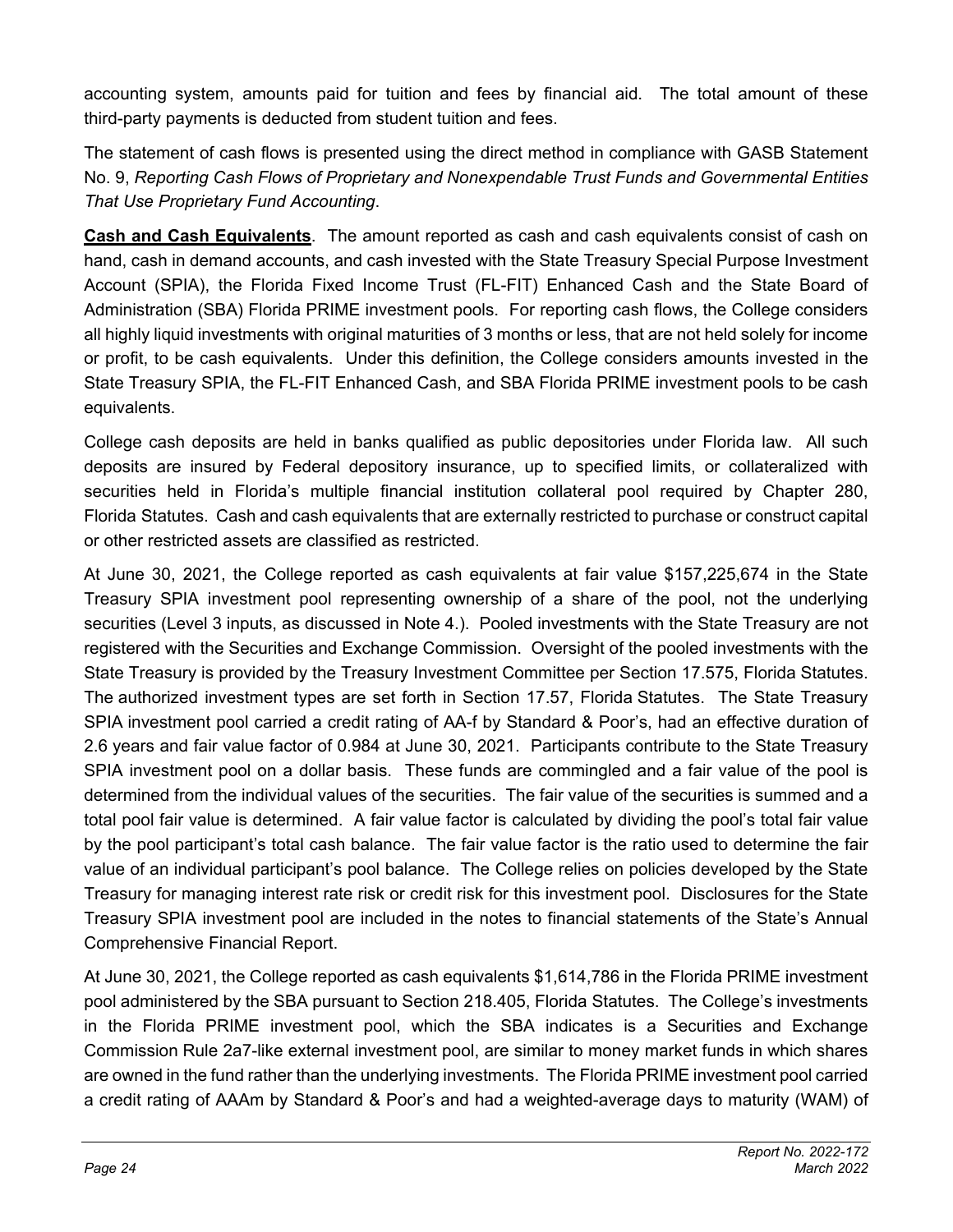accounting system, amounts paid for tuition and fees by financial aid. The total amount of these third-party payments is deducted from student tuition and fees.

The statement of cash flows is presented using the direct method in compliance with GASB Statement No. 9, *Reporting Cash Flows of Proprietary and Nonexpendable Trust Funds and Governmental Entities That Use Proprietary Fund Accounting*.

**Cash and Cash Equivalents**. The amount reported as cash and cash equivalents consist of cash on hand, cash in demand accounts, and cash invested with the State Treasury Special Purpose Investment Account (SPIA), the Florida Fixed Income Trust (FL-FIT) Enhanced Cash and the State Board of Administration (SBA) Florida PRIME investment pools. For reporting cash flows, the College considers all highly liquid investments with original maturities of 3 months or less, that are not held solely for income or profit, to be cash equivalents. Under this definition, the College considers amounts invested in the State Treasury SPIA, the FL-FIT Enhanced Cash, and SBA Florida PRIME investment pools to be cash equivalents.

College cash deposits are held in banks qualified as public depositories under Florida law. All such deposits are insured by Federal depository insurance, up to specified limits, or collateralized with securities held in Florida's multiple financial institution collateral pool required by Chapter 280, Florida Statutes. Cash and cash equivalents that are externally restricted to purchase or construct capital or other restricted assets are classified as restricted.

At June 30, 2021, the College reported as cash equivalents at fair value $157,225,674 in the State Treasury SPIA investment pool representing ownership of a share of the pool, not the underlying securities (Level 3 inputs, as discussed in Note 4.). Pooled investments with the State Treasury are not registered with the Securities and Exchange Commission. Oversight of the pooled investments with the State Treasury is provided by the Treasury Investment Committee per Section 17.575, Florida Statutes. The authorized investment types are set forth in Section 17.57, Florida Statutes. The State Treasury SPIA investment pool carried a credit rating of AA-f by Standard & Poor's, had an effective duration of 2.6 years and fair value factor of 0.984 at June 30, 2021. Participants contribute to the State Treasury SPIA investment pool on a dollar basis. These funds are commingled and a fair value of the pool is determined from the individual values of the securities. The fair value of the securities is summed and a total pool fair value is determined. A fair value factor is calculated by dividing the pool's total fair value by the pool participant's total cash balance. The fair value factor is the ratio used to determine the fair value of an individual participant's pool balance. The College relies on policies developed by the State Treasury for managing interest rate risk or credit risk for this investment pool. Disclosures for the State Treasury SPIA investment pool are included in the notes to financial statements of the State's Annual Comprehensive Financial Report.

At June 30, 2021, the College reported as cash equivalents $1,614,786 in the Florida PRIME investment pool administered by the SBA pursuant to Section 218.405, Florida Statutes. The College's investments in the Florida PRIME investment pool, which the SBA indicates is a Securities and Exchange Commission Rule 2a7-like external investment pool, are similar to money market funds in which shares are owned in the fund rather than the underlying investments. The Florida PRIME investment pool carried a credit rating of AAAm by Standard & Poor's and had a weighted-average days to maturity (WAM) of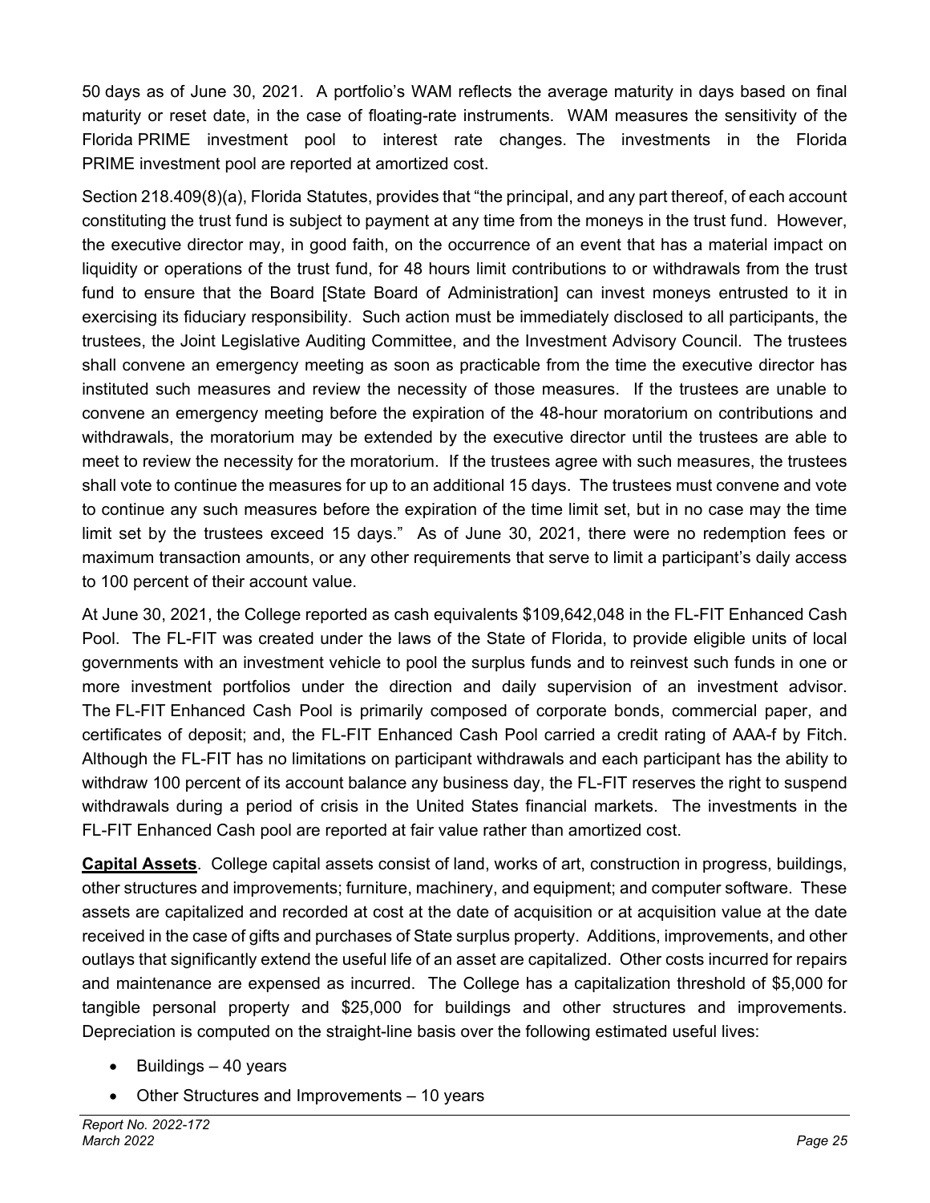50 days as of June 30, 2021. A portfolio's WAM reflects the average maturity in days based on final maturity or reset date, in the case of floating-rate instruments. WAM measures the sensitivity of the Florida PRIME investment pool to interest rate changes. The investments in the Florida PRIME investment pool are reported at amortized cost.

Section 218.409(8)(a), Florida Statutes, provides that "the principal, and any part thereof, of each account constituting the trust fund is subject to payment at any time from the moneys in the trust fund. However, the executive director may, in good faith, on the occurrence of an event that has a material impact on liquidity or operations of the trust fund, for 48 hours limit contributions to or withdrawals from the trust fund to ensure that the Board [State Board of Administration] can invest moneys entrusted to it in exercising its fiduciary responsibility. Such action must be immediately disclosed to all participants, the trustees, the Joint Legislative Auditing Committee, and the Investment Advisory Council. The trustees shall convene an emergency meeting as soon as practicable from the time the executive director has instituted such measures and review the necessity of those measures. If the trustees are unable to convene an emergency meeting before the expiration of the 48-hour moratorium on contributions and withdrawals, the moratorium may be extended by the executive director until the trustees are able to meet to review the necessity for the moratorium. If the trustees agree with such measures, the trustees shall vote to continue the measures for up to an additional 15 days. The trustees must convene and vote to continue any such measures before the expiration of the time limit set, but in no case may the time limit set by the trustees exceed 15 days." As of June 30, 2021, there were no redemption fees or maximum transaction amounts, or any other requirements that serve to limit a participant's daily access to 100 percent of their account value.

At June 30, 2021, the College reported as cash equivalents $109,642,048 in the FL-FIT Enhanced Cash Pool. The FL-FIT was created under the laws of the State of Florida, to provide eligible units of local governments with an investment vehicle to pool the surplus funds and to reinvest such funds in one or more investment portfolios under the direction and daily supervision of an investment advisor. The FL-FIT Enhanced Cash Pool is primarily composed of corporate bonds, commercial paper, and certificates of deposit; and, the FL-FIT Enhanced Cash Pool carried a credit rating of AAA-f by Fitch. Although the FL-FIT has no limitations on participant withdrawals and each participant has the ability to withdraw 100 percent of its account balance any business day, the FL-FIT reserves the right to suspend withdrawals during a period of crisis in the United States financial markets. The investments in the FL-FIT Enhanced Cash pool are reported at fair value rather than amortized cost.

**Capital Assets**. College capital assets consist of land, works of art, construction in progress, buildings, other structures and improvements; furniture, machinery, and equipment; and computer software. These assets are capitalized and recorded at cost at the date of acquisition or at acquisition value at the date received in the case of gifts and purchases of State surplus property. Additions, improvements, and other outlays that significantly extend the useful life of an asset are capitalized. Other costs incurred for repairs and maintenance are expensed as incurred. The College has a capitalization threshold of $5,000 for tangible personal property and $25,000 for buildings and other structures and improvements. Depreciation is computed on the straight-line basis over the following estimated useful lives:

- Buildings – 40 years
- Other Structures and Improvements – 10 years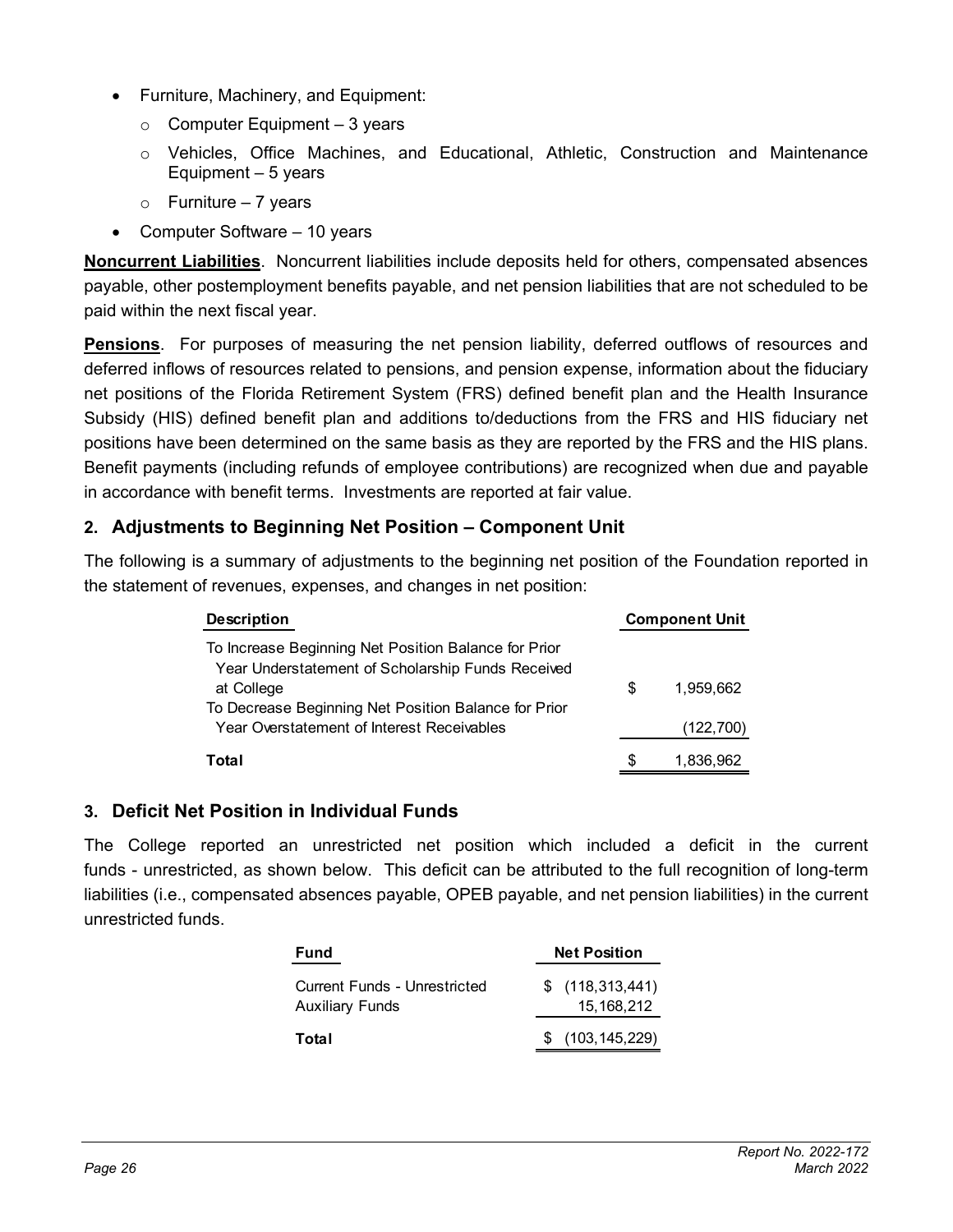- Furniture, Machinery, and Equipment:
  - Computer Equipment – 3 years
  - Vehicles, Office Machines, and Educational, Athletic, Construction and Maintenance Equipment – 5 years
  - Furniture – 7 years
- Computer Software – 10 years

**Noncurrent Liabilities**. Noncurrent liabilities include deposits held for others, compensated absences payable, other postemployment benefits payable, and net pension liabilities that are not scheduled to be paid within the next fiscal year.

**Pensions**. For purposes of measuring the net pension liability, deferred outflows of resources and deferred inflows of resources related to pensions, and pension expense, information about the fiduciary net positions of the Florida Retirement System (FRS) defined benefit plan and the Health Insurance Subsidy (HIS) defined benefit plan and additions to/deductions from the FRS and HIS fiduciary net positions have been determined on the same basis as they are reported by the FRS and the HIS plans. Benefit payments (including refunds of employee contributions) are recognized when due and payable in accordance with benefit terms. Investments are reported at fair value.

## 2. Adjustments to Beginning Net Position – Component Unit

The following is a summary of adjustments to the beginning net position of the Foundation reported in the statement of revenues, expenses, and changes in net position:

| Description | Component Unit |
|---|---|
| To Increase Beginning Net Position Balance for Prior Year Understatement of Scholarship Funds Received at College | $ 1,959,662 |
| To Decrease Beginning Net Position Balance for Prior Year Overstatement of Interest Receivables | (122,700) |
| **Total** | $ 1,836,962 |

## 3. Deficit Net Position in Individual Funds

The College reported an unrestricted net position which included a deficit in the current funds - unrestricted, as shown below. This deficit can be attributed to the full recognition of long-term liabilities (i.e., compensated absences payable, OPEB payable, and net pension liabilities) in the current unrestricted funds.

| Fund | Net Position |
|---|---|
| Current Funds - Unrestricted | $ (118,313,441) |
| Auxiliary Funds | 15,168,212 |
| **Total** | $ (103,145,229) |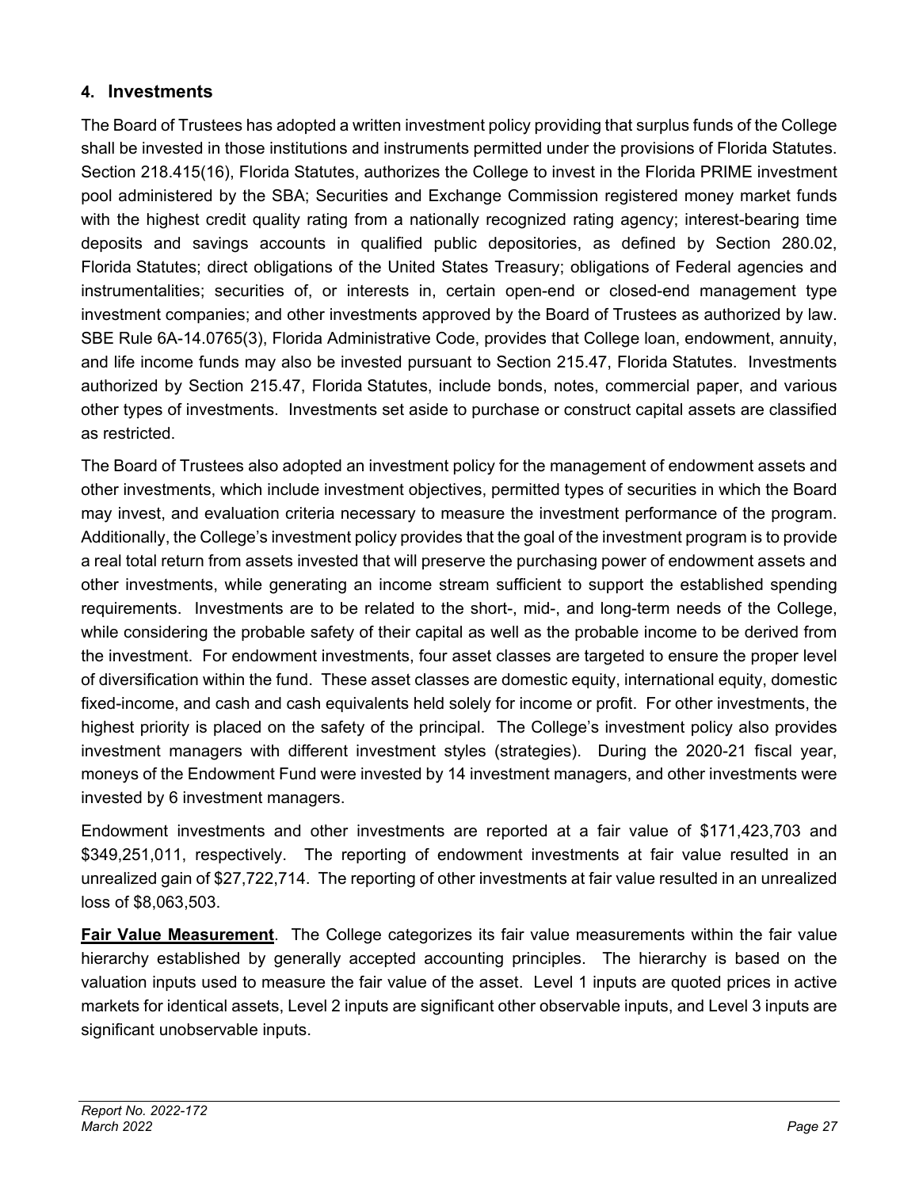## 4. Investments

The Board of Trustees has adopted a written investment policy providing that surplus funds of the College shall be invested in those institutions and instruments permitted under the provisions of Florida Statutes. Section 218.415(16), Florida Statutes, authorizes the College to invest in the Florida PRIME investment pool administered by the SBA; Securities and Exchange Commission registered money market funds with the highest credit quality rating from a nationally recognized rating agency; interest-bearing time deposits and savings accounts in qualified public depositories, as defined by Section 280.02, Florida Statutes; direct obligations of the United States Treasury; obligations of Federal agencies and instrumentalities; securities of, or interests in, certain open-end or closed-end management type investment companies; and other investments approved by the Board of Trustees as authorized by law. SBE Rule 6A-14.0765(3), Florida Administrative Code, provides that College loan, endowment, annuity, and life income funds may also be invested pursuant to Section 215.47, Florida Statutes. Investments authorized by Section 215.47, Florida Statutes, include bonds, notes, commercial paper, and various other types of investments. Investments set aside to purchase or construct capital assets are classified as restricted.

The Board of Trustees also adopted an investment policy for the management of endowment assets and other investments, which include investment objectives, permitted types of securities in which the Board may invest, and evaluation criteria necessary to measure the investment performance of the program. Additionally, the College's investment policy provides that the goal of the investment program is to provide a real total return from assets invested that will preserve the purchasing power of endowment assets and other investments, while generating an income stream sufficient to support the established spending requirements. Investments are to be related to the short-, mid-, and long-term needs of the College, while considering the probable safety of their capital as well as the probable income to be derived from the investment. For endowment investments, four asset classes are targeted to ensure the proper level of diversification within the fund. These asset classes are domestic equity, international equity, domestic fixed-income, and cash and cash equivalents held solely for income or profit. For other investments, the highest priority is placed on the safety of the principal. The College's investment policy also provides investment managers with different investment styles (strategies). During the 2020-21 fiscal year, moneys of the Endowment Fund were invested by 14 investment managers, and other investments were invested by 6 investment managers.

Endowment investments and other investments are reported at a fair value of $171,423,703 and $349,251,011, respectively. The reporting of endowment investments at fair value resulted in an unrealized gain of $27,722,714. The reporting of other investments at fair value resulted in an unrealized loss of $8,063,503.

**Fair Value Measurement**. The College categorizes its fair value measurements within the fair value hierarchy established by generally accepted accounting principles. The hierarchy is based on the valuation inputs used to measure the fair value of the asset. Level 1 inputs are quoted prices in active markets for identical assets, Level 2 inputs are significant other observable inputs, and Level 3 inputs are significant unobservable inputs.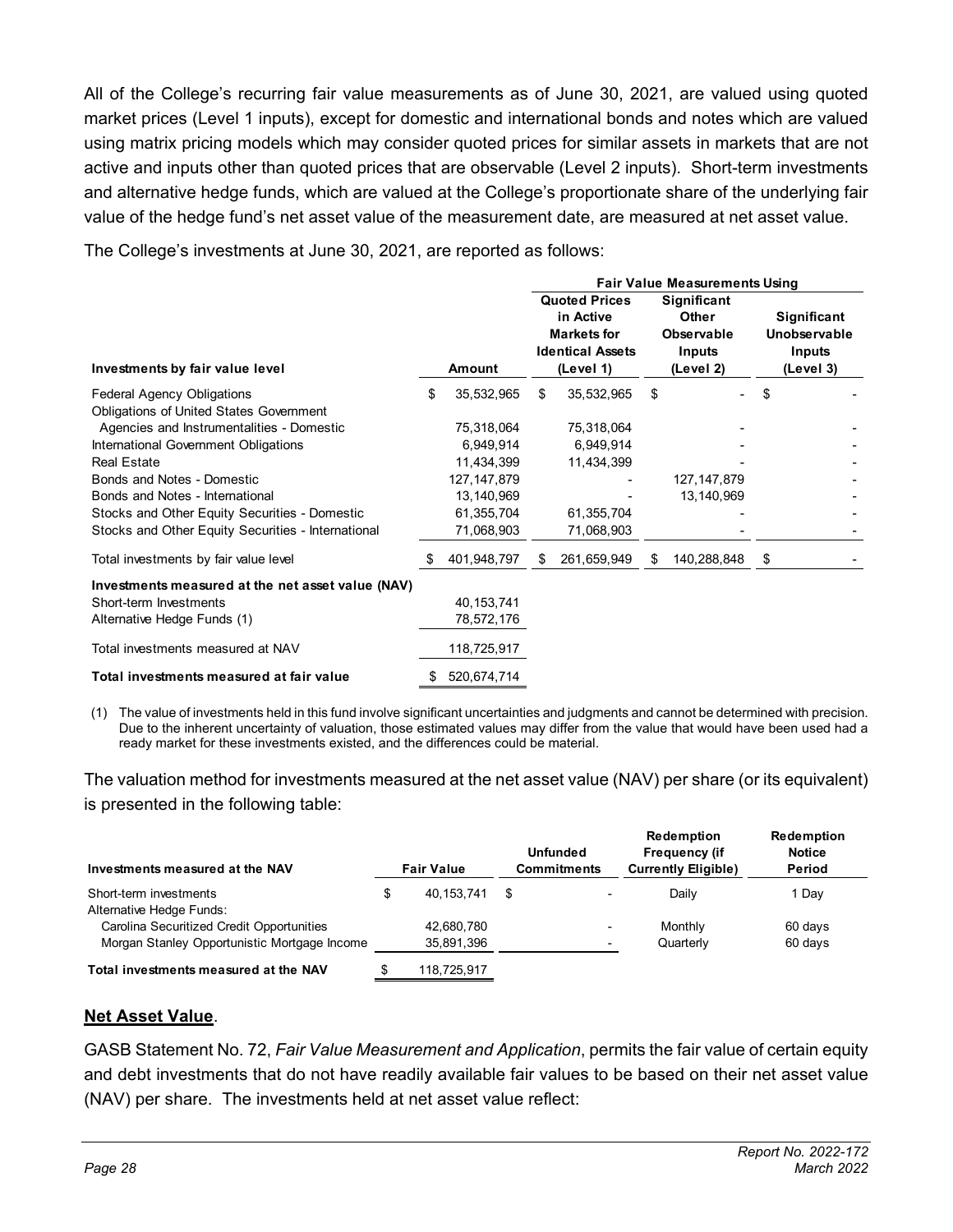All of the College's recurring fair value measurements as of June 30, 2021, are valued using quoted market prices (Level 1 inputs), except for domestic and international bonds and notes which are valued using matrix pricing models which may consider quoted prices for similar assets in markets that are not active and inputs other than quoted prices that are observable (Level 2 inputs). Short-term investments and alternative hedge funds, which are valued at the College's proportionate share of the underlying fair value of the hedge fund's net asset value of the measurement date, are measured at net asset value.

The College's investments at June 30, 2021, are reported as follows:

| | | Fair Value Measurements Using | | |
|---|---|---|---|---|
| **Investments by fair value level** | **Amount** | **Quoted Prices in Active Markets for Identical Assets (Level 1)** | **Significant Other Observable Inputs (Level 2)** | **Significant Unobservable Inputs (Level 3)** |
| Federal Agency Obligations | $ 35,532,965 | $ 35,532,965 | $ - | $ - |
| Obligations of United States Government Agencies and Instrumentalities - Domestic | 75,318,064 | 75,318,064 | - | - |
| International Government Obligations | 6,949,914 | 6,949,914 | - | - |
| Real Estate | 11,434,399 | 11,434,399 | - | - |
| Bonds and Notes - Domestic | 127,147,879 | - | 127,147,879 | - |
| Bonds and Notes - International | 13,140,969 | - | 13,140,969 | - |
| Stocks and Other Equity Securities - Domestic | 61,355,704 | 61,355,704 | - | - |
| Stocks and Other Equity Securities - International | 71,068,903 | 71,068,903 | - | - |
| Total investments by fair value level | $ 401,948,797 | $ 261,659,949 | $ 140,288,848 | $ - |
| **Investments measured at the net asset value (NAV)** | | | | |
| Short-term Investments | 40,153,741 | | | |
| Alternative Hedge Funds (1) | 78,572,176 | | | |
| Total investments measured at NAV | 118,725,917 | | | |
| **Total investments measured at fair value** | $ 520,674,714 | | | |

(1) The value of investments held in this fund involve significant uncertainties and judgments and cannot be determined with precision. Due to the inherent uncertainty of valuation, those estimated values may differ from the value that would have been used had a ready market for these investments existed, and the differences could be material.

The valuation method for investments measured at the net asset value (NAV) per share (or its equivalent) is presented in the following table:

| Investments measured at the NAV | Fair Value | Unfunded Commitments | Redemption Frequency (if Currently Eligible) | Redemption Notice Period |
|---|---|---|---|---|
| Short-term investments | $ 40,153,741 | $ - | Daily | 1 Day |
| Alternative Hedge Funds: | | | | |
| Carolina Securitized Credit Opportunities | 42,680,780 | - | Monthly | 60 days |
| Morgan Stanley Opportunistic Mortgage Income | 35,891,396 | - | Quarterly | 60 days |
| **Total investments measured at the NAV** | $ 118,725,917 | | | |

**Net Asset Value**.

GASB Statement No. 72, *Fair Value Measurement and Application*, permits the fair value of certain equity and debt investments that do not have readily available fair values to be based on their net asset value (NAV) per share. The investments held at net asset value reflect: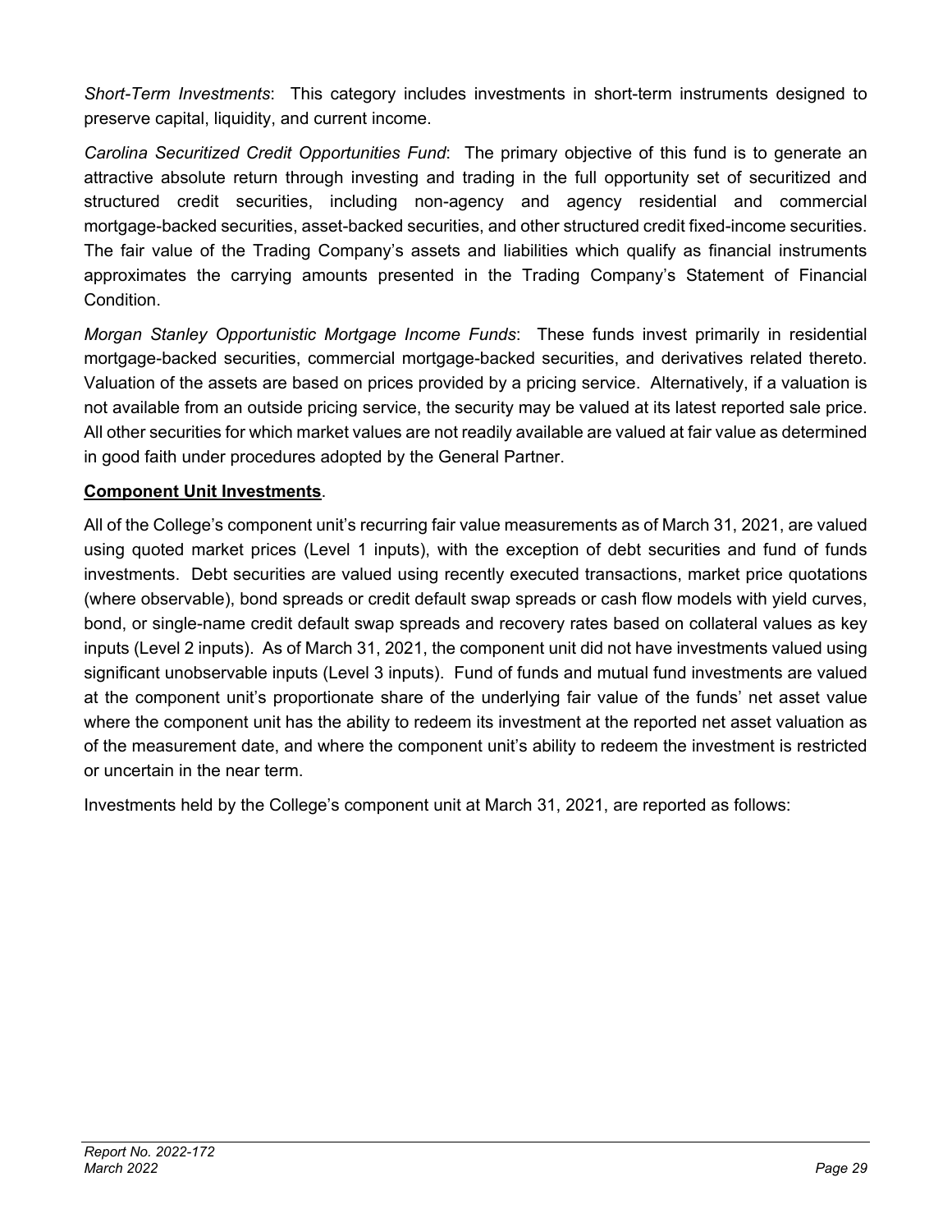*Short-Term Investments*: This category includes investments in short-term instruments designed to preserve capital, liquidity, and current income.

*Carolina Securitized Credit Opportunities Fund*: The primary objective of this fund is to generate an attractive absolute return through investing and trading in the full opportunity set of securitized and structured credit securities, including non-agency and agency residential and commercial mortgage-backed securities, asset-backed securities, and other structured credit fixed-income securities. The fair value of the Trading Company's assets and liabilities which qualify as financial instruments approximates the carrying amounts presented in the Trading Company's Statement of Financial Condition.

*Morgan Stanley Opportunistic Mortgage Income Funds*: These funds invest primarily in residential mortgage-backed securities, commercial mortgage-backed securities, and derivatives related thereto. Valuation of the assets are based on prices provided by a pricing service. Alternatively, if a valuation is not available from an outside pricing service, the security may be valued at its latest reported sale price. All other securities for which market values are not readily available are valued at fair value as determined in good faith under procedures adopted by the General Partner.

**Component Unit Investments**.

All of the College's component unit's recurring fair value measurements as of March 31, 2021, are valued using quoted market prices (Level 1 inputs), with the exception of debt securities and fund of funds investments. Debt securities are valued using recently executed transactions, market price quotations (where observable), bond spreads or credit default swap spreads or cash flow models with yield curves, bond, or single-name credit default swap spreads and recovery rates based on collateral values as key inputs (Level 2 inputs). As of March 31, 2021, the component unit did not have investments valued using significant unobservable inputs (Level 3 inputs). Fund of funds and mutual fund investments are valued at the component unit's proportionate share of the underlying fair value of the funds' net asset value where the component unit has the ability to redeem its investment at the reported net asset valuation as of the measurement date, and where the component unit's ability to redeem the investment is restricted or uncertain in the near term.

Investments held by the College's component unit at March 31, 2021, are reported as follows: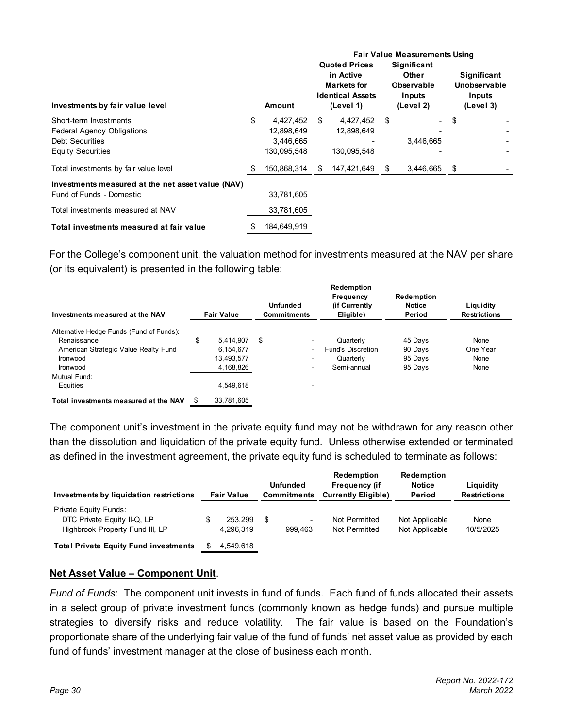| Investments by fair value level | Amount | Fair Value Measurements Using | | |
|---|---|---|---|---|
| | | Quoted Prices in Active Markets for Identical Assets (Level 1) | Significant Other Observable Inputs (Level 2) | Significant Unobservable Inputs (Level 3) |
| Short-term Investments | $ 4,427,452 | $ 4,427,452 | $ - | $ - |
| Federal Agency Obligations | 12,898,649 | 12,898,649 | - | - |
| Debt Securities | 3,446,665 | - | 3,446,665 | - |
| Equity Securities | 130,095,548 | 130,095,548 | - | - |
| Total investments by fair value level | $ 150,868,314 | $ 147,421,649 | $ 3,446,665 | $ - |
| **Investments measured at the net asset value (NAV)** | | | | |
| Fund of Funds - Domestic | 33,781,605 | | | |
| Total investments measured at NAV | 33,781,605 | | | |
| **Total investments measured at fair value** | $ 184,649,919 | | | |

For the College's component unit, the valuation method for investments measured at the NAV per share (or its equivalent) is presented in the following table:

| Investments measured at the NAV | Fair Value | Unfunded Commitments | Redemption Frequency (if Currently Eligible) | Redemption Notice Period | Liquidity Restrictions |
|---|---|---|---|---|---|
| Alternative Hedge Funds (Fund of Funds): | | | | | |
| Renaissance | $ 5,414,907 | $ - | Quarterly | 45 Days | None |
| American Strategic Value Realty Fund | 6,154,677 | - | Fund's Discretion | 90 Days | One Year |
| Ironwood | 13,493,577 | - | Quarterly | 95 Days | None |
| Ironwood | 4,168,826 | - | Semi-annual | 95 Days | None |
| Mutual Fund: | | | | | |
| Equities | 4,549,618 | - | | | |
| **Total investments measured at the NAV** | $ 33,781,605 | | | | |

The component unit's investment in the private equity fund may not be withdrawn for any reason other than the dissolution and liquidation of the private equity fund. Unless otherwise extended or terminated as defined in the investment agreement, the private equity fund is scheduled to terminate as follows:

| Investments by liquidation restrictions | Fair Value | Unfunded Commitments | Redemption Frequency (if Currently Eligible) | Redemption Notice Period | Liquidity Restrictions |
|---|---|---|---|---|---|
| Private Equity Funds: | | | | | |
| DTC Private Equity II-Q, LP | $ 253,299 | $ - | Not Permitted | Not Applicable | None |
| Highbrook Property Fund III, LP | 4,296,319 | 999,463 | Not Permitted | Not Applicable | 10/5/2025 |
| **Total Private Equity Fund investments** | $ 4,549,618 | | | | |

**<u>Net Asset Value – Component Unit</u>**.

*Fund of Funds*: The component unit invests in fund of funds. Each fund of funds allocated their assets in a select group of private investment funds (commonly known as hedge funds) and pursue multiple strategies to diversify risks and reduce volatility. The fair value is based on the Foundation's proportionate share of the underlying fair value of the fund of funds' net asset value as provided by each fund of funds' investment manager at the close of business each month.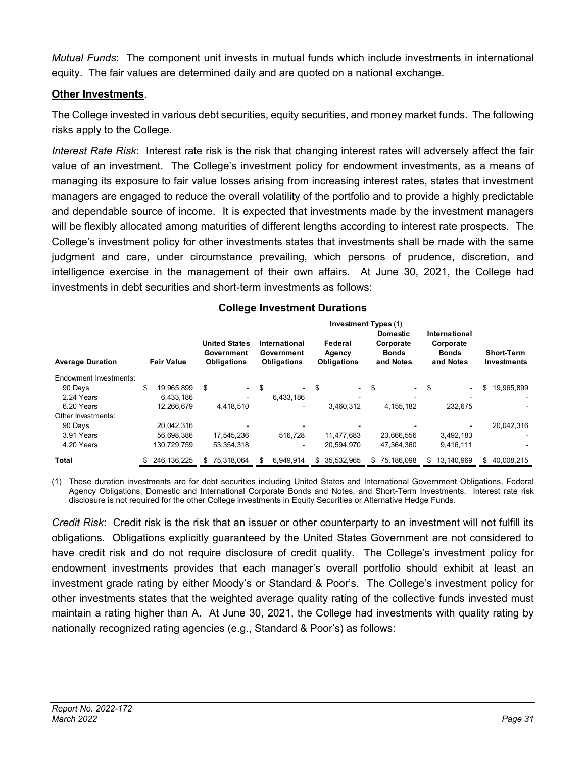*Mutual Funds*: The component unit invests in mutual funds which include investments in international equity. The fair values are determined daily and are quoted on a national exchange.

**Other Investments**.

The College invested in various debt securities, equity securities, and money market funds. The following risks apply to the College.

*Interest Rate Risk*: Interest rate risk is the risk that changing interest rates will adversely affect the fair value of an investment. The College's investment policy for endowment investments, as a means of managing its exposure to fair value losses arising from increasing interest rates, states that investment managers are engaged to reduce the overall volatility of the portfolio and to provide a highly predictable and dependable source of income. It is expected that investments made by the investment managers will be flexibly allocated among maturities of different lengths according to interest rate prospects. The College's investment policy for other investments states that investments shall be made with the same judgment and care, under circumstance prevailing, which persons of prudence, discretion, and intelligence exercise in the management of their own affairs. At June 30, 2021, the College had investments in debt securities and short-term investments as follows:

**College Investment Durations**

| | | Investment Types (1) | | | | | |
|---|---|---|---|---|---|---|---|
| **Average Duration** | **Fair Value** | **United States Government Obligations** | **International Government Obligations** | **Federal Agency Obligations** | **Domestic Corporate Bonds and Notes** | **International Corporate Bonds and Notes** | **Short-Term Investments** |
| Endowment Investments: | | | | | | | |
| 90 Days | $ 19,965,899 | $ - | $ - | $ - | $ - | $ - | $ 19,965,899 |
| 2.24 Years | 6,433,186 | - | 6,433,186 | - | - | - | - |
| 6.20 Years | 12,266,679 | 4,418,510 | - | 3,460,312 | 4,155,182 | 232,675 | - |
| Other Investments: | | | | | | | |
| 90 Days | 20,042,316 | - | - | - | - | - | 20,042,316 |
| 3.91 Years | 56,698,386 | 17,545,236 | 516,728 | 11,477,683 | 23,666,556 | 3,492,183 | - |
| 4.20 Years | 130,729,759 | 53,354,318 | - | 20,594,970 | 47,364,360 | 9,416,111 | - |
| **Total** | $ 246,136,225 | $ 75,318,064 | $ 6,949,914 | $ 35,532,965 | $ 75,186,098 | $ 13,140,969 | $ 40,008,215 |

(1) These duration investments are for debt securities including United States and International Government Obligations, Federal Agency Obligations, Domestic and International Corporate Bonds and Notes, and Short-Term Investments. Interest rate risk disclosure is not required for the other College investments in Equity Securities or Alternative Hedge Funds.

*Credit Risk*: Credit risk is the risk that an issuer or other counterparty to an investment will not fulfill its obligations. Obligations explicitly guaranteed by the United States Government are not considered to have credit risk and do not require disclosure of credit quality. The College's investment policy for endowment investments provides that each manager's overall portfolio should exhibit at least an investment grade rating by either Moody's or Standard & Poor's. The College's investment policy for other investments states that the weighted average quality rating of the collective funds invested must maintain a rating higher than A. At June 30, 2021, the College had investments with quality rating by nationally recognized rating agencies (e.g., Standard & Poor's) as follows: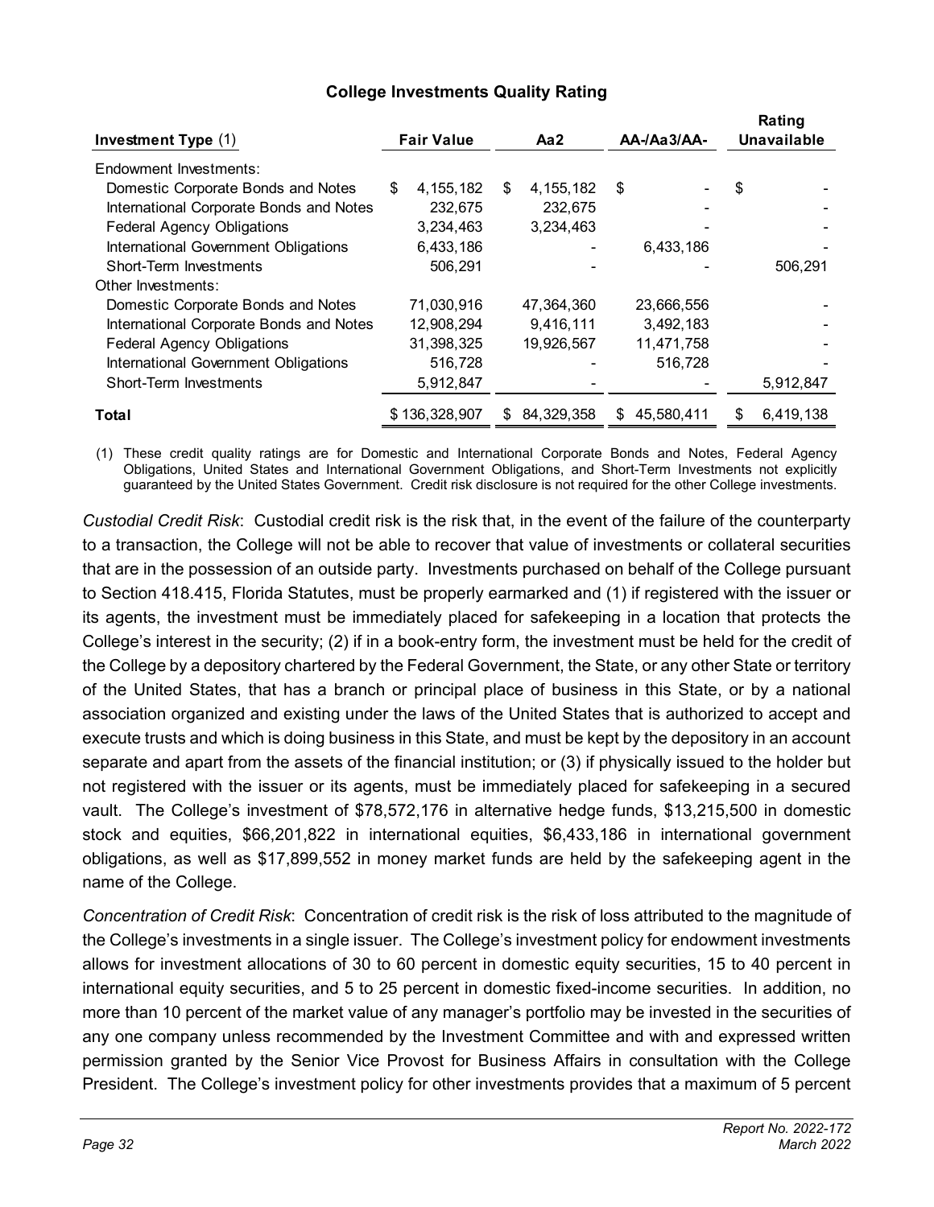### College Investments Quality Rating

| Investment Type (1) | Fair Value | Aa2 | AA-/Aa3/AA- | Rating Unavailable |
|---|---|---|---|---|
| Endowment Investments: | | | | |
| Domestic Corporate Bonds and Notes | $ 4,155,182 | $ 4,155,182 | $ - | $ - |
| International Corporate Bonds and Notes | 232,675 | 232,675 | - | - |
| Federal Agency Obligations | 3,234,463 | 3,234,463 | - | - |
| International Government Obligations | 6,433,186 | - | 6,433,186 | - |
| Short-Term Investments | 506,291 | - | - | 506,291 |
| Other Investments: | | | | |
| Domestic Corporate Bonds and Notes | 71,030,916 | 47,364,360 | 23,666,556 | - |
| International Corporate Bonds and Notes | 12,908,294 | 9,416,111 | 3,492,183 | - |
| Federal Agency Obligations | 31,398,325 | 19,926,567 | 11,471,758 | - |
| International Government Obligations | 516,728 | - | 516,728 | - |
| Short-Term Investments | 5,912,847 | - | - | 5,912,847 |
| **Total** | $ 136,328,907 | $ 84,329,358 | $ 45,580,411 | $ 6,419,138 |

(1) These credit quality ratings are for Domestic and International Corporate Bonds and Notes, Federal Agency Obligations, United States and International Government Obligations, and Short-Term Investments not explicitly guaranteed by the United States Government. Credit risk disclosure is not required for the other College investments.

*Custodial Credit Risk*: Custodial credit risk is the risk that, in the event of the failure of the counterparty to a transaction, the College will not be able to recover that value of investments or collateral securities that are in the possession of an outside party. Investments purchased on behalf of the College pursuant to Section 418.415, Florida Statutes, must be properly earmarked and (1) if registered with the issuer or its agents, the investment must be immediately placed for safekeeping in a location that protects the College's interest in the security; (2) if in a book-entry form, the investment must be held for the credit of the College by a depository chartered by the Federal Government, the State, or any other State or territory of the United States, that has a branch or principal place of business in this State, or by a national association organized and existing under the laws of the United States that is authorized to accept and execute trusts and which is doing business in this State, and must be kept by the depository in an account separate and apart from the assets of the financial institution; or (3) if physically issued to the holder but not registered with the issuer or its agents, must be immediately placed for safekeeping in a secured vault. The College's investment of $78,572,176 in alternative hedge funds, $13,215,500 in domestic stock and equities, $66,201,822 in international equities, $6,433,186 in international government obligations, as well as $17,899,552 in money market funds are held by the safekeeping agent in the name of the College.

*Concentration of Credit Risk*: Concentration of credit risk is the risk of loss attributed to the magnitude of the College's investments in a single issuer. The College's investment policy for endowment investments allows for investment allocations of 30 to 60 percent in domestic equity securities, 15 to 40 percent in international equity securities, and 5 to 25 percent in domestic fixed-income securities. In addition, no more than 10 percent of the market value of any manager's portfolio may be invested in the securities of any one company unless recommended by the Investment Committee and with and expressed written permission granted by the Senior Vice Provost for Business Affairs in consultation with the College President. The College's investment policy for other investments provides that a maximum of 5 percent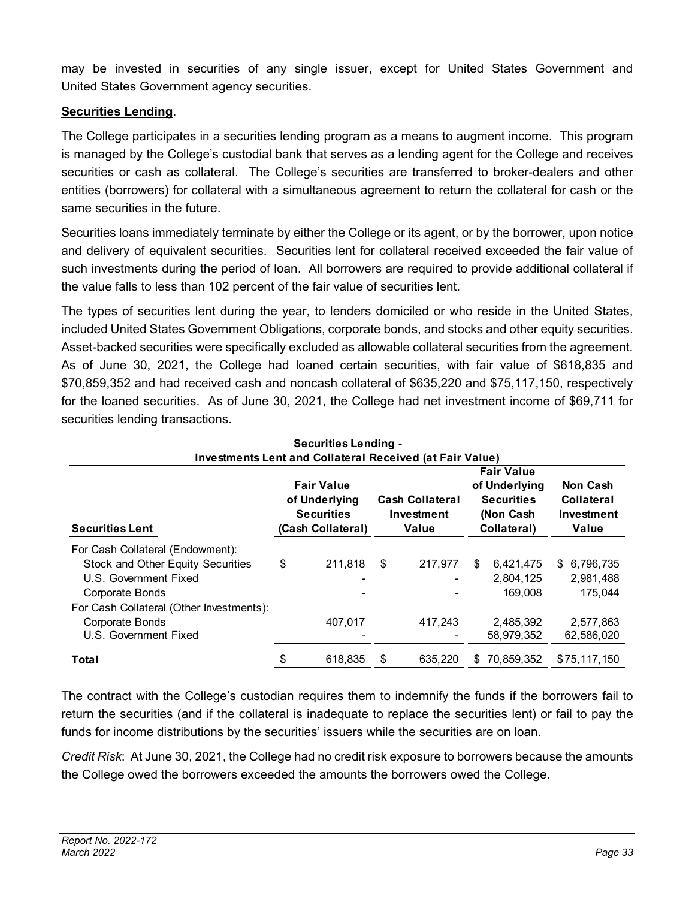may be invested in securities of any single issuer, except for United States Government and United States Government agency securities.

**Securities Lending**.

The College participates in a securities lending program as a means to augment income. This program is managed by the College's custodial bank that serves as a lending agent for the College and receives securities or cash as collateral. The College's securities are transferred to broker-dealers and other entities (borrowers) for collateral with a simultaneous agreement to return the collateral for cash or the same securities in the future.

Securities loans immediately terminate by either the College or its agent, or by the borrower, upon notice and delivery of equivalent securities. Securities lent for collateral received exceeded the fair value of such investments during the period of loan. All borrowers are required to provide additional collateral if the value falls to less than 102 percent of the fair value of securities lent.

The types of securities lent during the year, to lenders domiciled or who reside in the United States, included United States Government Obligations, corporate bonds, and stocks and other equity securities. Asset-backed securities were specifically excluded as allowable collateral securities from the agreement. As of June 30, 2021, the College had loaned certain securities, with fair value of $618,835 and $70,859,352 and had received cash and noncash collateral of $635,220 and $75,117,150, respectively for the loaned securities. As of June 30, 2021, the College had net investment income of $69,711 for securities lending transactions.

**Securities Lending -**
**Investments Lent and Collateral Received (at Fair Value)**

| Securities Lent | Fair Value of Underlying Securities (Cash Collateral) | Cash Collateral Investment Value | Fair Value of Underlying Securities (Non Cash Collateral) | Non Cash Collateral Investment Value |
|---|---|---|---|---|
| For Cash Collateral (Endowment): | | | | |
| Stock and Other Equity Securities | $ 211,818 | $ 217,977 | $ 6,421,475 | $ 6,796,735 |
| U.S. Government Fixed | - | - | 2,804,125 | 2,981,488 |
| Corporate Bonds | - | - | 169,008 | 175,044 |
| For Cash Collateral (Other Investments): | | | | |
| Corporate Bonds | 407,017 | 417,243 | 2,485,392 | 2,577,863 |
| U.S. Government Fixed | - | - | 58,979,352 | 62,586,020 |
| **Total** | $ 618,835 | $ 635,220 | $ 70,859,352 | $ 75,117,150 |

The contract with the College's custodian requires them to indemnify the funds if the borrowers fail to return the securities (and if the collateral is inadequate to replace the securities lent) or fail to pay the funds for income distributions by the securities' issuers while the securities are on loan.

*Credit Risk*: At June 30, 2021, the College had no credit risk exposure to borrowers because the amounts the College owed the borrowers exceeded the amounts the borrowers owed the College.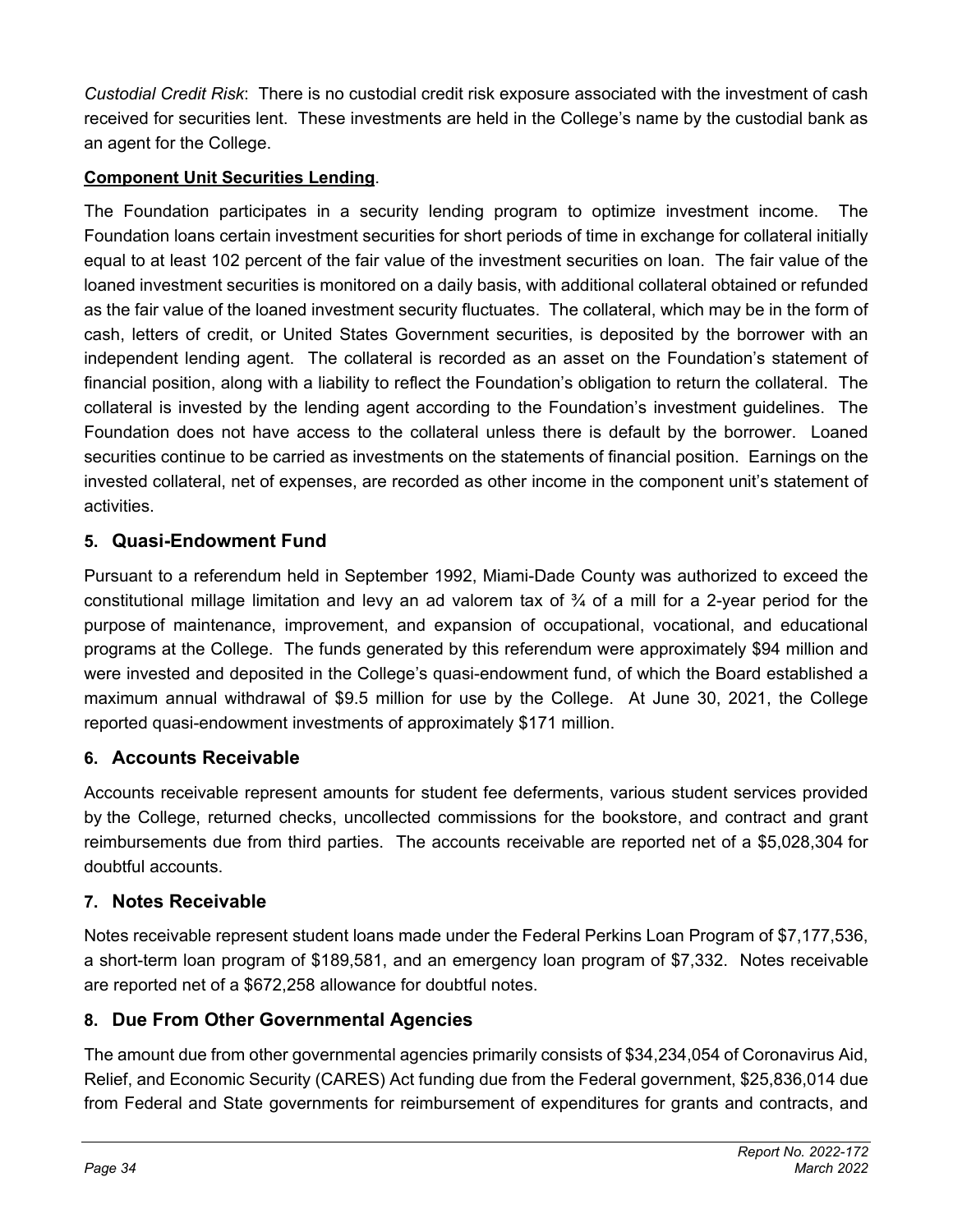*Custodial Credit Risk*: There is no custodial credit risk exposure associated with the investment of cash received for securities lent. These investments are held in the College's name by the custodial bank as an agent for the College.

**Component Unit Securities Lending**.

The Foundation participates in a security lending program to optimize investment income. The Foundation loans certain investment securities for short periods of time in exchange for collateral initially equal to at least 102 percent of the fair value of the investment securities on loan. The fair value of the loaned investment securities is monitored on a daily basis, with additional collateral obtained or refunded as the fair value of the loaned investment security fluctuates. The collateral, which may be in the form of cash, letters of credit, or United States Government securities, is deposited by the borrower with an independent lending agent. The collateral is recorded as an asset on the Foundation's statement of financial position, along with a liability to reflect the Foundation's obligation to return the collateral. The collateral is invested by the lending agent according to the Foundation's investment guidelines. The Foundation does not have access to the collateral unless there is default by the borrower. Loaned securities continue to be carried as investments on the statements of financial position. Earnings on the invested collateral, net of expenses, are recorded as other income in the component unit's statement of activities.

## 5. Quasi-Endowment Fund

Pursuant to a referendum held in September 1992, Miami-Dade County was authorized to exceed the constitutional millage limitation and levy an ad valorem tax of ¾ of a mill for a 2-year period for the purpose of maintenance, improvement, and expansion of occupational, vocational, and educational programs at the College. The funds generated by this referendum were approximately $94 million and were invested and deposited in the College's quasi-endowment fund, of which the Board established a maximum annual withdrawal of $9.5 million for use by the College. At June 30, 2021, the College reported quasi-endowment investments of approximately $171 million.

## 6. Accounts Receivable

Accounts receivable represent amounts for student fee deferments, various student services provided by the College, returned checks, uncollected commissions for the bookstore, and contract and grant reimbursements due from third parties. The accounts receivable are reported net of a $5,028,304 for doubtful accounts.

## 7. Notes Receivable

Notes receivable represent student loans made under the Federal Perkins Loan Program of $7,177,536, a short-term loan program of $189,581, and an emergency loan program of $7,332. Notes receivable are reported net of a $672,258 allowance for doubtful notes.

## 8. Due From Other Governmental Agencies

The amount due from other governmental agencies primarily consists of $34,234,054 of Coronavirus Aid, Relief, and Economic Security (CARES) Act funding due from the Federal government, $25,836,014 due from Federal and State governments for reimbursement of expenditures for grants and contracts, and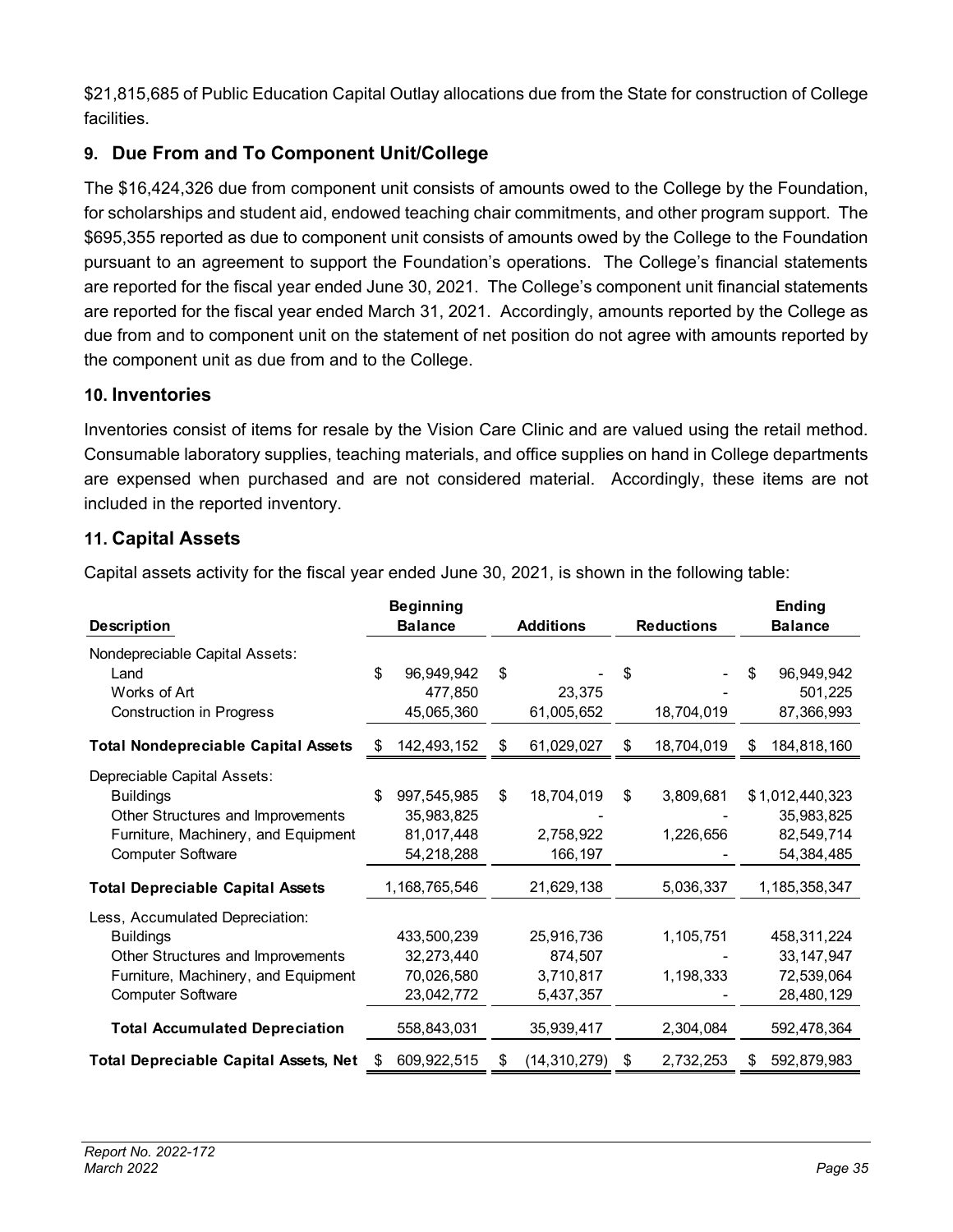$21,815,685 of Public Education Capital Outlay allocations due from the State for construction of College facilities.

## 9. Due From and To Component Unit/College

The $16,424,326 due from component unit consists of amounts owed to the College by the Foundation, for scholarships and student aid, endowed teaching chair commitments, and other program support. The $695,355 reported as due to component unit consists of amounts owed by the College to the Foundation pursuant to an agreement to support the Foundation's operations. The College's financial statements are reported for the fiscal year ended June 30, 2021. The College's component unit financial statements are reported for the fiscal year ended March 31, 2021. Accordingly, amounts reported by the College as due from and to component unit on the statement of net position do not agree with amounts reported by the component unit as due from and to the College.

## 10. Inventories

Inventories consist of items for resale by the Vision Care Clinic and are valued using the retail method. Consumable laboratory supplies, teaching materials, and office supplies on hand in College departments are expensed when purchased and are not considered material. Accordingly, these items are not included in the reported inventory.

## 11. Capital Assets

Capital assets activity for the fiscal year ended June 30, 2021, is shown in the following table:

| Description | Beginning Balance | Additions | Reductions | Ending Balance |
|---|---|---|---|---|
| Nondepreciable Capital Assets: | | | | |
| Land | $ 96,949,942 | $ - | $ - | $ 96,949,942 |
| Works of Art | 477,850 | 23,375 | - | 501,225 |
| Construction in Progress | 45,065,360 | 61,005,652 | 18,704,019 | 87,366,993 |
| **Total Nondepreciable Capital Assets** | $ 142,493,152 | $ 61,029,027 | $ 18,704,019 | $ 184,818,160 |
| Depreciable Capital Assets: | | | | |
| Buildings | $ 997,545,985 | $ 18,704,019 | $ 3,809,681 | $ 1,012,440,323 |
| Other Structures and Improvements | 35,983,825 | - | - | 35,983,825 |
| Furniture, Machinery, and Equipment | 81,017,448 | 2,758,922 | 1,226,656 | 82,549,714 |
| Computer Software | 54,218,288 | 166,197 | - | 54,384,485 |
| **Total Depreciable Capital Assets** | 1,168,765,546 | 21,629,138 | 5,036,337 | 1,185,358,347 |
| Less, Accumulated Depreciation: | | | | |
| Buildings | 433,500,239 | 25,916,736 | 1,105,751 | 458,311,224 |
| Other Structures and Improvements | 32,273,440 | 874,507 | - | 33,147,947 |
| Furniture, Machinery, and Equipment | 70,026,580 | 3,710,817 | 1,198,333 | 72,539,064 |
| Computer Software | 23,042,772 | 5,437,357 | - | 28,480,129 |
| **Total Accumulated Depreciation** | 558,843,031 | 35,939,417 | 2,304,084 | 592,478,364 |
| **Total Depreciable Capital Assets, Net** | $ 609,922,515 | $ (14,310,279) | $ 2,732,253 | $ 592,879,983 |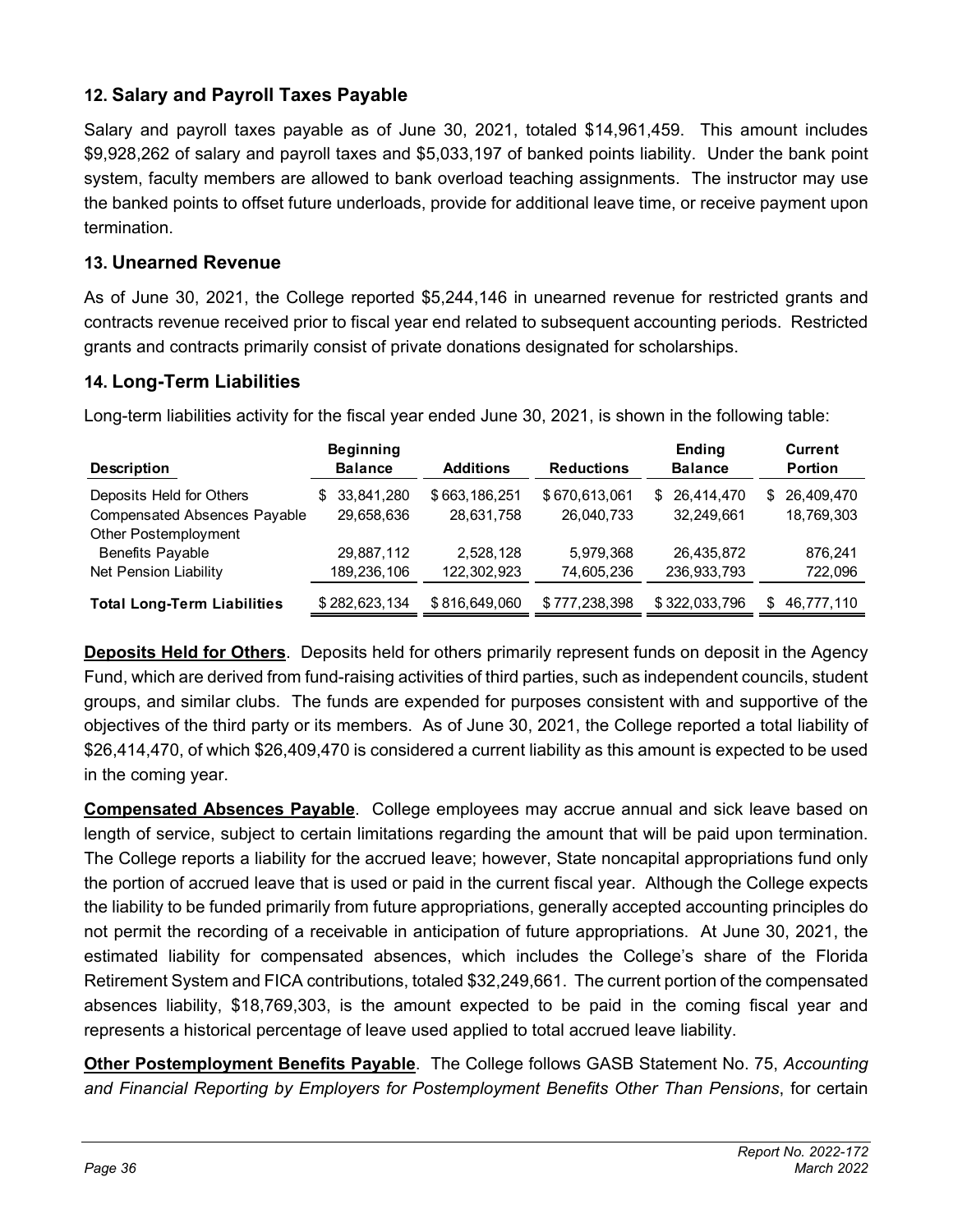## 12. Salary and Payroll Taxes Payable

Salary and payroll taxes payable as of June 30, 2021, totaled $14,961,459. This amount includes $9,928,262 of salary and payroll taxes and $5,033,197 of banked points liability. Under the bank point system, faculty members are allowed to bank overload teaching assignments. The instructor may use the banked points to offset future underloads, provide for additional leave time, or receive payment upon termination.

## 13. Unearned Revenue

As of June 30, 2021, the College reported $5,244,146 in unearned revenue for restricted grants and contracts revenue received prior to fiscal year end related to subsequent accounting periods. Restricted grants and contracts primarily consist of private donations designated for scholarships.

## 14. Long-Term Liabilities

Long-term liabilities activity for the fiscal year ended June 30, 2021, is shown in the following table:

| Description | Beginning Balance | Additions | Reductions | Ending Balance | Current Portion |
|---|---|---|---|---|---|
| Deposits Held for Others | $ 33,841,280 | $ 663,186,251 | $ 670,613,061 | $ 26,414,470 | $ 26,409,470 |
| Compensated Absences Payable | 29,658,636 | 28,631,758 | 26,040,733 | 32,249,661 | 18,769,303 |
| Other Postemployment Benefits Payable | 29,887,112 | 2,528,128 | 5,979,368 | 26,435,872 | 876,241 |
| Net Pension Liability | 189,236,106 | 122,302,923 | 74,605,236 | 236,933,793 | 722,096 |
| **Total Long-Term Liabilities** | $ 282,623,134 | $ 816,649,060 | $ 777,238,398 | $ 322,033,796 | $ 46,777,110 |

**Deposits Held for Others**. Deposits held for others primarily represent funds on deposit in the Agency Fund, which are derived from fund-raising activities of third parties, such as independent councils, student groups, and similar clubs. The funds are expended for purposes consistent with and supportive of the objectives of the third party or its members. As of June 30, 2021, the College reported a total liability of $26,414,470, of which $26,409,470 is considered a current liability as this amount is expected to be used in the coming year.

**Compensated Absences Payable**. College employees may accrue annual and sick leave based on length of service, subject to certain limitations regarding the amount that will be paid upon termination. The College reports a liability for the accrued leave; however, State noncapital appropriations fund only the portion of accrued leave that is used or paid in the current fiscal year. Although the College expects the liability to be funded primarily from future appropriations, generally accepted accounting principles do not permit the recording of a receivable in anticipation of future appropriations. At June 30, 2021, the estimated liability for compensated absences, which includes the College's share of the Florida Retirement System and FICA contributions, totaled $32,249,661. The current portion of the compensated absences liability, $18,769,303, is the amount expected to be paid in the coming fiscal year and represents a historical percentage of leave used applied to total accrued leave liability.

**Other Postemployment Benefits Payable**. The College follows GASB Statement No. 75, *Accounting and Financial Reporting by Employers for Postemployment Benefits Other Than Pensions*, for certain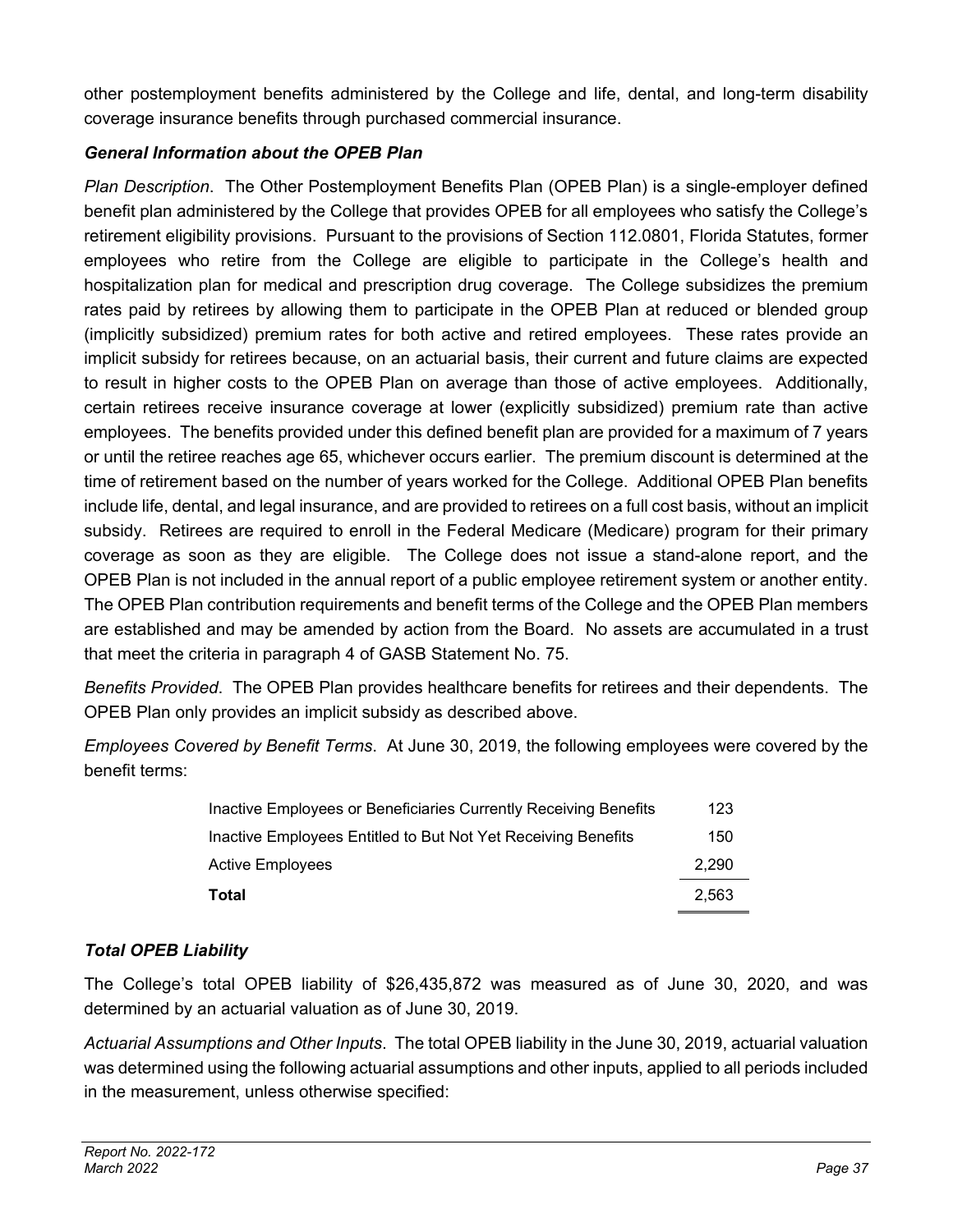other postemployment benefits administered by the College and life, dental, and long-term disability coverage insurance benefits through purchased commercial insurance.

### *General Information about the OPEB Plan*

*Plan Description*. The Other Postemployment Benefits Plan (OPEB Plan) is a single-employer defined benefit plan administered by the College that provides OPEB for all employees who satisfy the College's retirement eligibility provisions. Pursuant to the provisions of Section 112.0801, Florida Statutes, former employees who retire from the College are eligible to participate in the College's health and hospitalization plan for medical and prescription drug coverage. The College subsidizes the premium rates paid by retirees by allowing them to participate in the OPEB Plan at reduced or blended group (implicitly subsidized) premium rates for both active and retired employees. These rates provide an implicit subsidy for retirees because, on an actuarial basis, their current and future claims are expected to result in higher costs to the OPEB Plan on average than those of active employees. Additionally, certain retirees receive insurance coverage at lower (explicitly subsidized) premium rate than active employees. The benefits provided under this defined benefit plan are provided for a maximum of 7 years or until the retiree reaches age 65, whichever occurs earlier. The premium discount is determined at the time of retirement based on the number of years worked for the College. Additional OPEB Plan benefits include life, dental, and legal insurance, and are provided to retirees on a full cost basis, without an implicit subsidy. Retirees are required to enroll in the Federal Medicare (Medicare) program for their primary coverage as soon as they are eligible. The College does not issue a stand-alone report, and the OPEB Plan is not included in the annual report of a public employee retirement system or another entity. The OPEB Plan contribution requirements and benefit terms of the College and the OPEB Plan members are established and may be amended by action from the Board. No assets are accumulated in a trust that meet the criteria in paragraph 4 of GASB Statement No. 75.

*Benefits Provided*. The OPEB Plan provides healthcare benefits for retirees and their dependents. The OPEB Plan only provides an implicit subsidy as described above.

*Employees Covered by Benefit Terms*. At June 30, 2019, the following employees were covered by the benefit terms:

| | |
|---|---|
| Inactive Employees or Beneficiaries Currently Receiving Benefits | 123 |
| Inactive Employees Entitled to But Not Yet Receiving Benefits | 150 |
| Active Employees | 2,290 |
| **Total** | 2,563 |

### *Total OPEB Liability*

The College's total OPEB liability of $26,435,872 was measured as of June 30, 2020, and was determined by an actuarial valuation as of June 30, 2019.

*Actuarial Assumptions and Other Inputs*. The total OPEB liability in the June 30, 2019, actuarial valuation was determined using the following actuarial assumptions and other inputs, applied to all periods included in the measurement, unless otherwise specified: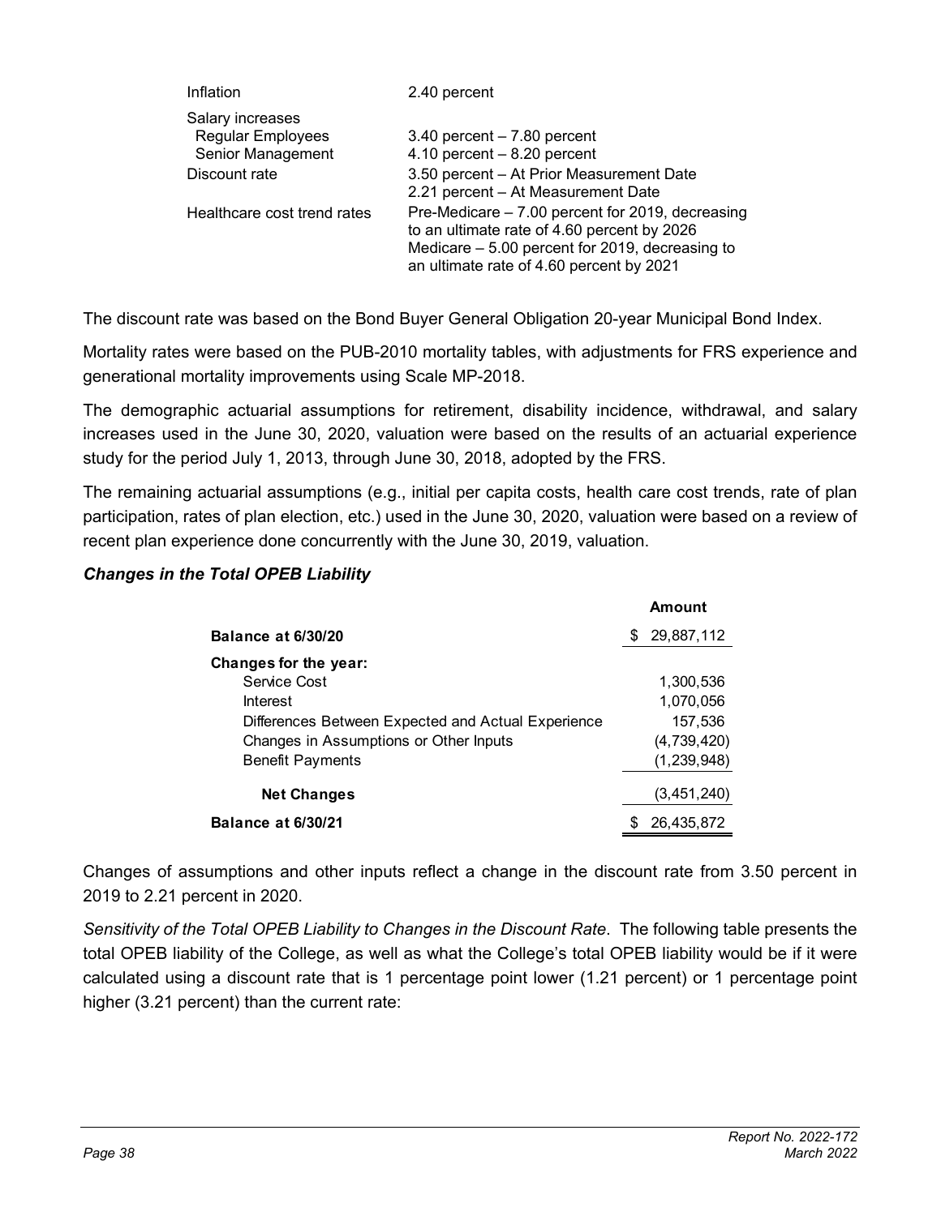| | |
|---|---|
| Inflation | 2.40 percent |
| Salary increases | |
| Regular Employees | 3.40 percent – 7.80 percent |
| Senior Management | 4.10 percent – 8.20 percent |
| Discount rate | 3.50 percent – At Prior Measurement Date<br>2.21 percent – At Measurement Date |
| Healthcare cost trend rates | Pre-Medicare – 7.00 percent for 2019, decreasing to an ultimate rate of 4.60 percent by 2026<br>Medicare – 5.00 percent for 2019, decreasing to an ultimate rate of 4.60 percent by 2021 |

The discount rate was based on the Bond Buyer General Obligation 20-year Municipal Bond Index.

Mortality rates were based on the PUB-2010 mortality tables, with adjustments for FRS experience and generational mortality improvements using Scale MP-2018.

The demographic actuarial assumptions for retirement, disability incidence, withdrawal, and salary increases used in the June 30, 2020, valuation were based on the results of an actuarial experience study for the period July 1, 2013, through June 30, 2018, adopted by the FRS.

The remaining actuarial assumptions (e.g., initial per capita costs, health care cost trends, rate of plan participation, rates of plan election, etc.) used in the June 30, 2020, valuation were based on a review of recent plan experience done concurrently with the June 30, 2019, valuation.

### *Changes in the Total OPEB Liability*

| | Amount |
|---|---|
| **Balance at 6/30/20** | $ 29,887,112 |
| **Changes for the year:** | |
| Service Cost | 1,300,536 |
| Interest | 1,070,056 |
| Differences Between Expected and Actual Experience | 157,536 |
| Changes in Assumptions or Other Inputs | (4,739,420) |
| Benefit Payments | (1,239,948) |
| **Net Changes** | (3,451,240) |
| **Balance at 6/30/21** | $ 26,435,872 |

Changes of assumptions and other inputs reflect a change in the discount rate from 3.50 percent in 2019 to 2.21 percent in 2020.

*Sensitivity of the Total OPEB Liability to Changes in the Discount Rate*. The following table presents the total OPEB liability of the College, as well as what the College's total OPEB liability would be if it were calculated using a discount rate that is 1 percentage point lower (1.21 percent) or 1 percentage point higher (3.21 percent) than the current rate: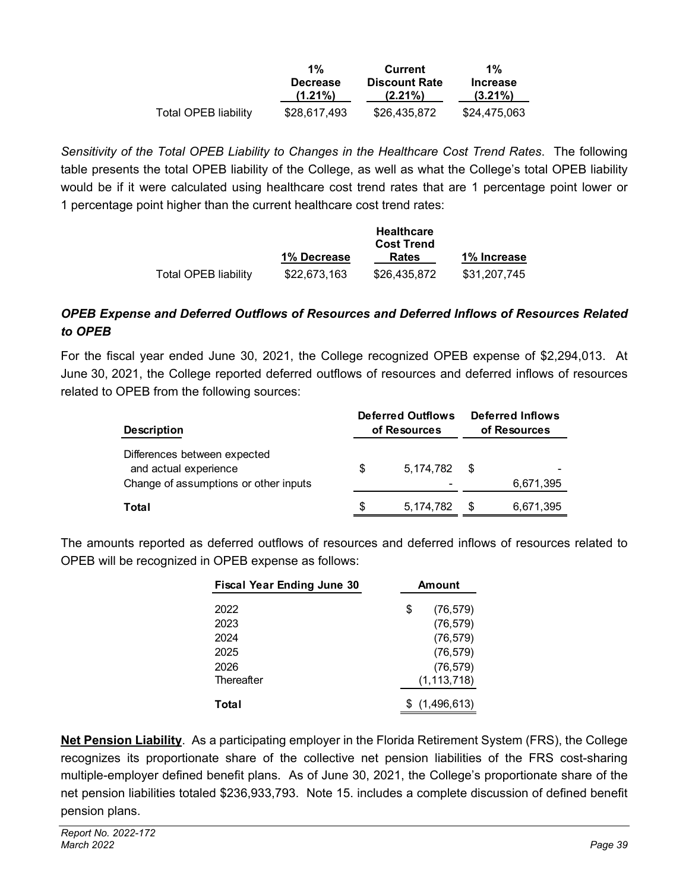|  | 1% Decrease (1.21%) | Current Discount Rate (2.21%) | 1% Increase (3.21%) |
|---|---|---|---|
| Total OPEB liability | $28,617,493 | $26,435,872 | $24,475,063 |

*Sensitivity of the Total OPEB Liability to Changes in the Healthcare Cost Trend Rates*. The following table presents the total OPEB liability of the College, as well as what the College's total OPEB liability would be if it were calculated using healthcare cost trend rates that are 1 percentage point lower or 1 percentage point higher than the current healthcare cost trend rates:

|  | 1% Decrease | Healthcare Cost Trend Rates | 1% Increase |
|---|---|---|---|
| Total OPEB liability | $22,673,163 | $26,435,872 | $31,207,745 |

### *OPEB Expense and Deferred Outflows of Resources and Deferred Inflows of Resources Related to OPEB*

For the fiscal year ended June 30, 2021, the College recognized OPEB expense of $2,294,013. At June 30, 2021, the College reported deferred outflows of resources and deferred inflows of resources related to OPEB from the following sources:

| Description | Deferred Outflows of Resources | Deferred Inflows of Resources |
|---|---|---|
| Differences between expected and actual experience | $ 5,174,782 | $ - |
| Change of assumptions or other inputs | - | 6,671,395 |
| **Total** | $ 5,174,782 | $ 6,671,395 |

The amounts reported as deferred outflows of resources and deferred inflows of resources related to OPEB will be recognized in OPEB expense as follows:

| Fiscal Year Ending June 30 | Amount |
|---|---|
| 2022 | $ (76,579) |
| 2023 | (76,579) |
| 2024 | (76,579) |
| 2025 | (76,579) |
| 2026 | (76,579) |
| Thereafter | (1,113,718) |
| **Total** | $ (1,496,613) |

**Net Pension Liability**. As a participating employer in the Florida Retirement System (FRS), the College recognizes its proportionate share of the collective net pension liabilities of the FRS cost-sharing multiple-employer defined benefit plans. As of June 30, 2021, the College's proportionate share of the net pension liabilities totaled $236,933,793. Note 15. includes a complete discussion of defined benefit pension plans.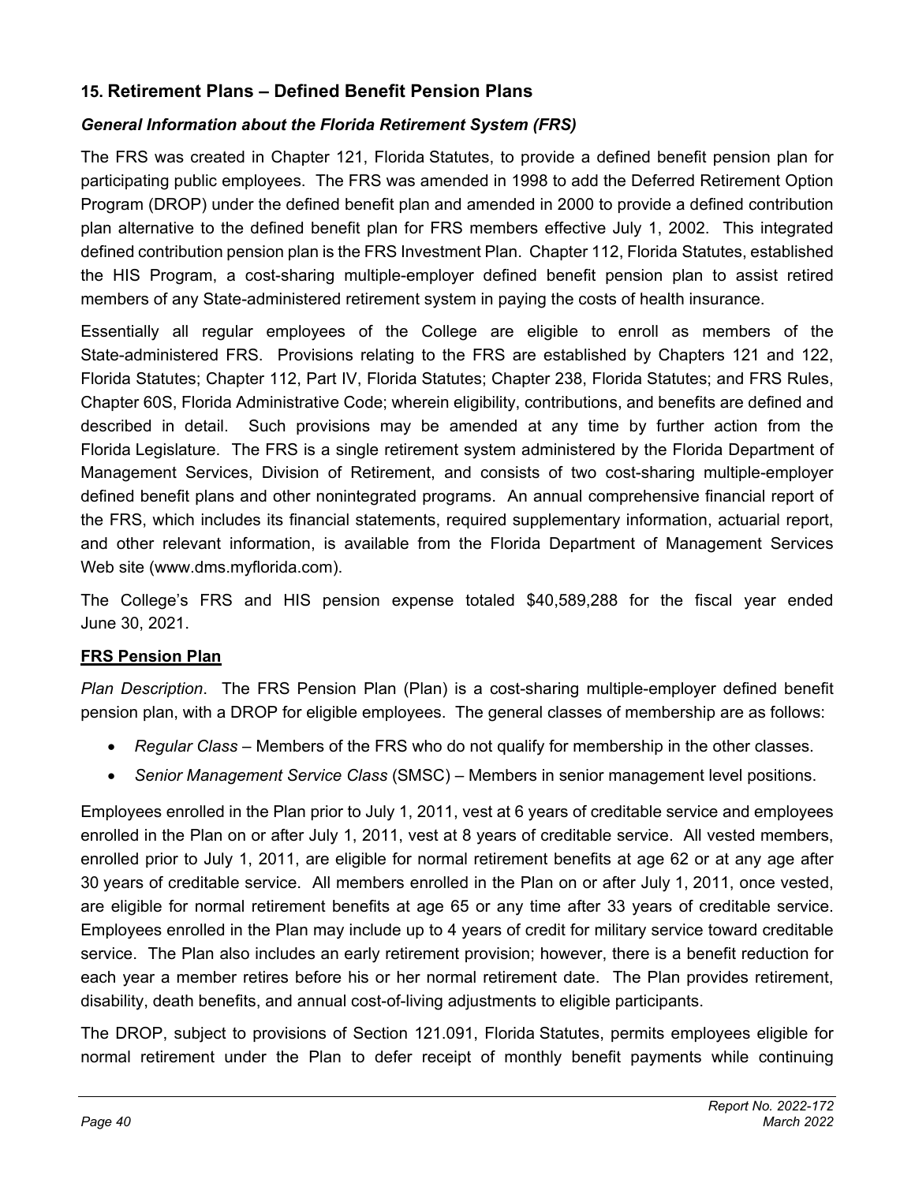## 15. Retirement Plans – Defined Benefit Pension Plans

### *General Information about the Florida Retirement System (FRS)*

The FRS was created in Chapter 121, Florida Statutes, to provide a defined benefit pension plan for participating public employees. The FRS was amended in 1998 to add the Deferred Retirement Option Program (DROP) under the defined benefit plan and amended in 2000 to provide a defined contribution plan alternative to the defined benefit plan for FRS members effective July 1, 2002. This integrated defined contribution pension plan is the FRS Investment Plan. Chapter 112, Florida Statutes, established the HIS Program, a cost-sharing multiple-employer defined benefit pension plan to assist retired members of any State-administered retirement system in paying the costs of health insurance.

Essentially all regular employees of the College are eligible to enroll as members of the State-administered FRS. Provisions relating to the FRS are established by Chapters 121 and 122, Florida Statutes; Chapter 112, Part IV, Florida Statutes; Chapter 238, Florida Statutes; and FRS Rules, Chapter 60S, Florida Administrative Code; wherein eligibility, contributions, and benefits are defined and described in detail. Such provisions may be amended at any time by further action from the Florida Legislature. The FRS is a single retirement system administered by the Florida Department of Management Services, Division of Retirement, and consists of two cost-sharing multiple-employer defined benefit plans and other nonintegrated programs. An annual comprehensive financial report of the FRS, which includes its financial statements, required supplementary information, actuarial report, and other relevant information, is available from the Florida Department of Management Services Web site (www.dms.myflorida.com).

The College's FRS and HIS pension expense totaled $40,589,288 for the fiscal year ended June 30, 2021.

**FRS Pension Plan**

*Plan Description*. The FRS Pension Plan (Plan) is a cost-sharing multiple-employer defined benefit pension plan, with a DROP for eligible employees. The general classes of membership are as follows:

- *Regular Class* – Members of the FRS who do not qualify for membership in the other classes.
- *Senior Management Service Class* (SMSC) – Members in senior management level positions.

Employees enrolled in the Plan prior to July 1, 2011, vest at 6 years of creditable service and employees enrolled in the Plan on or after July 1, 2011, vest at 8 years of creditable service. All vested members, enrolled prior to July 1, 2011, are eligible for normal retirement benefits at age 62 or at any age after 30 years of creditable service. All members enrolled in the Plan on or after July 1, 2011, once vested, are eligible for normal retirement benefits at age 65 or any time after 33 years of creditable service. Employees enrolled in the Plan may include up to 4 years of credit for military service toward creditable service. The Plan also includes an early retirement provision; however, there is a benefit reduction for each year a member retires before his or her normal retirement date. The Plan provides retirement, disability, death benefits, and annual cost-of-living adjustments to eligible participants.

The DROP, subject to provisions of Section 121.091, Florida Statutes, permits employees eligible for normal retirement under the Plan to defer receipt of monthly benefit payments while continuing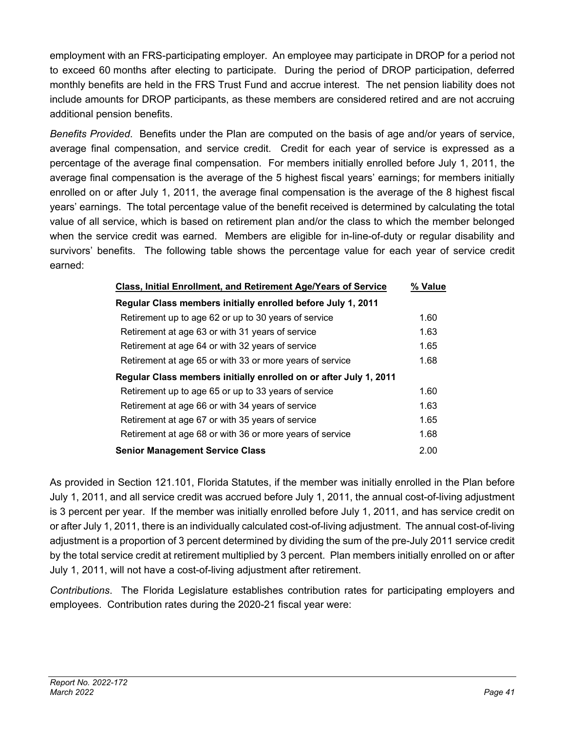employment with an FRS-participating employer. An employee may participate in DROP for a period not to exceed 60 months after electing to participate. During the period of DROP participation, deferred monthly benefits are held in the FRS Trust Fund and accrue interest. The net pension liability does not include amounts for DROP participants, as these members are considered retired and are not accruing additional pension benefits.

*Benefits Provided*. Benefits under the Plan are computed on the basis of age and/or years of service, average final compensation, and service credit. Credit for each year of service is expressed as a percentage of the average final compensation. For members initially enrolled before July 1, 2011, the average final compensation is the average of the 5 highest fiscal years' earnings; for members initially enrolled on or after July 1, 2011, the average final compensation is the average of the 8 highest fiscal years' earnings. The total percentage value of the benefit received is determined by calculating the total value of all service, which is based on retirement plan and/or the class to which the member belonged when the service credit was earned. Members are eligible for in-line-of-duty or regular disability and survivors' benefits. The following table shows the percentage value for each year of service credit earned:

| Class, Initial Enrollment, and Retirement Age/Years of Service | % Value |
|---|---|
| **Regular Class members initially enrolled before July 1, 2011** | |
| Retirement up to age 62 or up to 30 years of service | 1.60 |
| Retirement at age 63 or with 31 years of service | 1.63 |
| Retirement at age 64 or with 32 years of service | 1.65 |
| Retirement at age 65 or with 33 or more years of service | 1.68 |
| **Regular Class members initially enrolled on or after July 1, 2011** | |
| Retirement up to age 65 or up to 33 years of service | 1.60 |
| Retirement at age 66 or with 34 years of service | 1.63 |
| Retirement at age 67 or with 35 years of service | 1.65 |
| Retirement at age 68 or with 36 or more years of service | 1.68 |
| **Senior Management Service Class** | 2.00 |

As provided in Section 121.101, Florida Statutes, if the member was initially enrolled in the Plan before July 1, 2011, and all service credit was accrued before July 1, 2011, the annual cost-of-living adjustment is 3 percent per year. If the member was initially enrolled before July 1, 2011, and has service credit on or after July 1, 2011, there is an individually calculated cost-of-living adjustment. The annual cost-of-living adjustment is a proportion of 3 percent determined by dividing the sum of the pre-July 2011 service credit by the total service credit at retirement multiplied by 3 percent. Plan members initially enrolled on or after July 1, 2011, will not have a cost-of-living adjustment after retirement.

*Contributions*. The Florida Legislature establishes contribution rates for participating employers and employees. Contribution rates during the 2020-21 fiscal year were: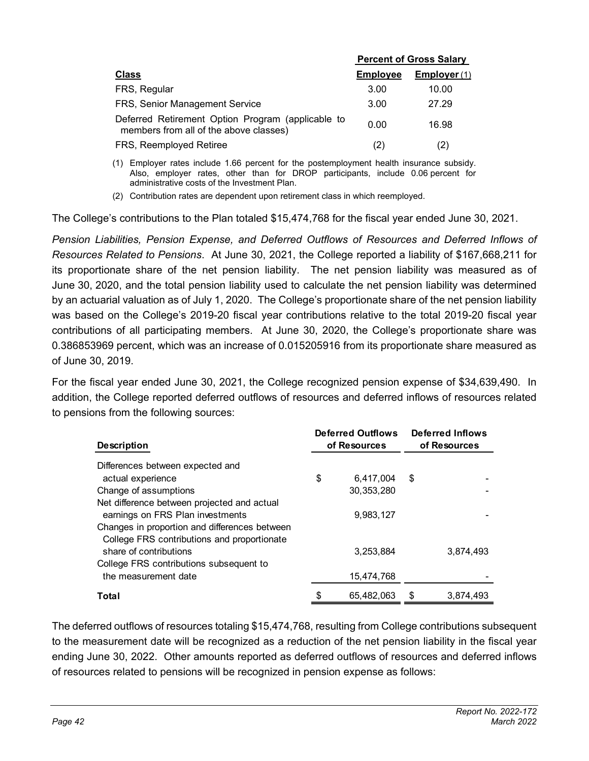| Class | Percent of Gross Salary | |
|---|---|---|
| | Employee | Employer (1) |
| FRS, Regular | 3.00 | 10.00 |
| FRS, Senior Management Service | 3.00 | 27.29 |
| Deferred Retirement Option Program (applicable to members from all of the above classes) | 0.00 | 16.98 |
| FRS, Reemployed Retiree | (2) | (2) |

(1) Employer rates include 1.66 percent for the postemployment health insurance subsidy. Also, employer rates, other than for DROP participants, include 0.06 percent for administrative costs of the Investment Plan.

(2) Contribution rates are dependent upon retirement class in which reemployed.

The College's contributions to the Plan totaled $15,474,768 for the fiscal year ended June 30, 2021.

*Pension Liabilities, Pension Expense, and Deferred Outflows of Resources and Deferred Inflows of Resources Related to Pensions*. At June 30, 2021, the College reported a liability of $167,668,211 for its proportionate share of the net pension liability. The net pension liability was measured as of June 30, 2020, and the total pension liability used to calculate the net pension liability was determined by an actuarial valuation as of July 1, 2020. The College's proportionate share of the net pension liability was based on the College's 2019-20 fiscal year contributions relative to the total 2019-20 fiscal year contributions of all participating members. At June 30, 2020, the College's proportionate share was 0.386853969 percent, which was an increase of 0.015205916 from its proportionate share measured as of June 30, 2019.

For the fiscal year ended June 30, 2021, the College recognized pension expense of $34,639,490. In addition, the College reported deferred outflows of resources and deferred inflows of resources related to pensions from the following sources:

| Description | Deferred Outflows of Resources | Deferred Inflows of Resources |
|---|---|---|
| Differences between expected and actual experience | $ 6,417,004 | $ - |
| Change of assumptions | 30,353,280 | - |
| Net difference between projected and actual earnings on FRS Plan investments | 9,983,127 | - |
| Changes in proportion and differences between College FRS contributions and proportionate share of contributions | 3,253,884 | 3,874,493 |
| College FRS contributions subsequent to the measurement date | 15,474,768 | - |
| **Total** | $ 65,482,063 | $ 3,874,493 |

The deferred outflows of resources totaling $15,474,768, resulting from College contributions subsequent to the measurement date will be recognized as a reduction of the net pension liability in the fiscal year ending June 30, 2022. Other amounts reported as deferred outflows of resources and deferred inflows of resources related to pensions will be recognized in pension expense as follows: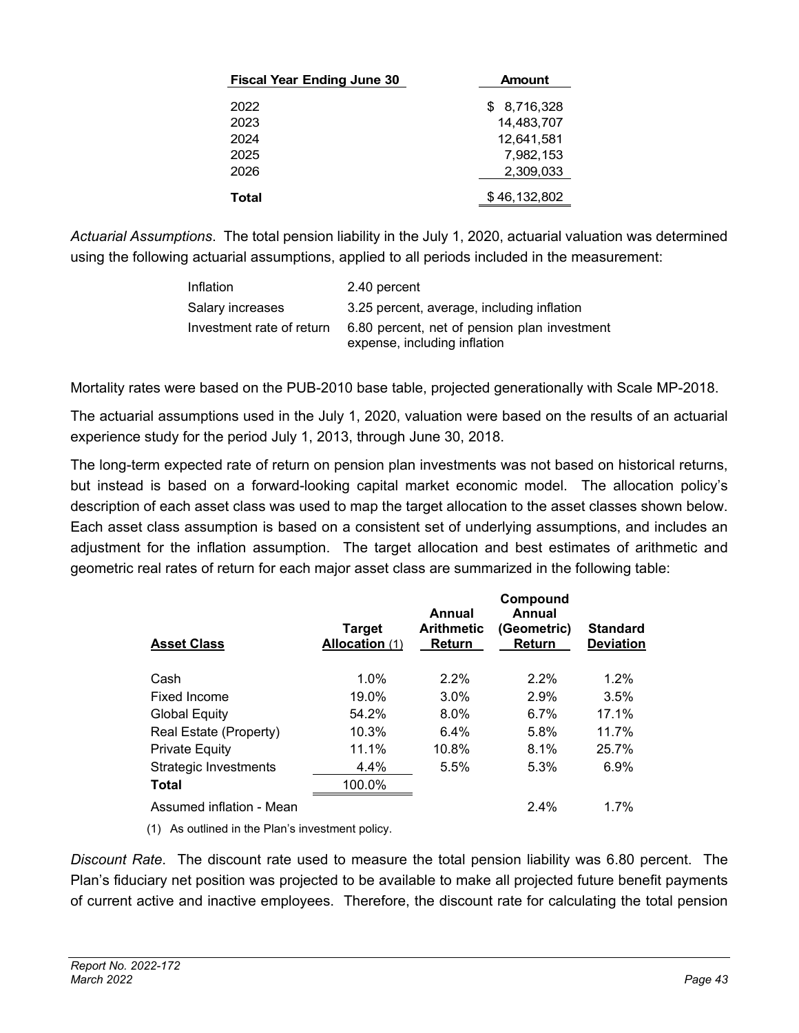| Fiscal Year Ending June 30 | Amount |
|---|---|
| 2022 | $ 8,716,328 |
| 2023 | 14,483,707 |
| 2024 | 12,641,581 |
| 2025 | 7,982,153 |
| 2026 | 2,309,033 |
| **Total** | $ 46,132,802 |

*Actuarial Assumptions*. The total pension liability in the July 1, 2020, actuarial valuation was determined using the following actuarial assumptions, applied to all periods included in the measurement:

| | |
|---|---|
| Inflation | 2.40 percent |
| Salary increases | 3.25 percent, average, including inflation |
| Investment rate of return | 6.80 percent, net of pension plan investment expense, including inflation |

Mortality rates were based on the PUB-2010 base table, projected generationally with Scale MP-2018.

The actuarial assumptions used in the July 1, 2020, valuation were based on the results of an actuarial experience study for the period July 1, 2013, through June 30, 2018.

The long-term expected rate of return on pension plan investments was not based on historical returns, but instead is based on a forward-looking capital market economic model. The allocation policy's description of each asset class was used to map the target allocation to the asset classes shown below. Each asset class assumption is based on a consistent set of underlying assumptions, and includes an adjustment for the inflation assumption. The target allocation and best estimates of arithmetic and geometric real rates of return for each major asset class are summarized in the following table:

| Asset Class | Target Allocation (1) | Annual Arithmetic Return | Compound Annual (Geometric) Return | Standard Deviation |
|---|---|---|---|---|
| Cash | 1.0% | 2.2% | 2.2% | 1.2% |
| Fixed Income | 19.0% | 3.0% | 2.9% | 3.5% |
| Global Equity | 54.2% | 8.0% | 6.7% | 17.1% |
| Real Estate (Property) | 10.3% | 6.4% | 5.8% | 11.7% |
| Private Equity | 11.1% | 10.8% | 8.1% | 25.7% |
| Strategic Investments | 4.4% | 5.5% | 5.3% | 6.9% |
| **Total** | 100.0% | | | |
| Assumed inflation - Mean | | | 2.4% | 1.7% |

(1) As outlined in the Plan's investment policy.

*Discount Rate*. The discount rate used to measure the total pension liability was 6.80 percent. The Plan's fiduciary net position was projected to be available to make all projected future benefit payments of current active and inactive employees. Therefore, the discount rate for calculating the total pension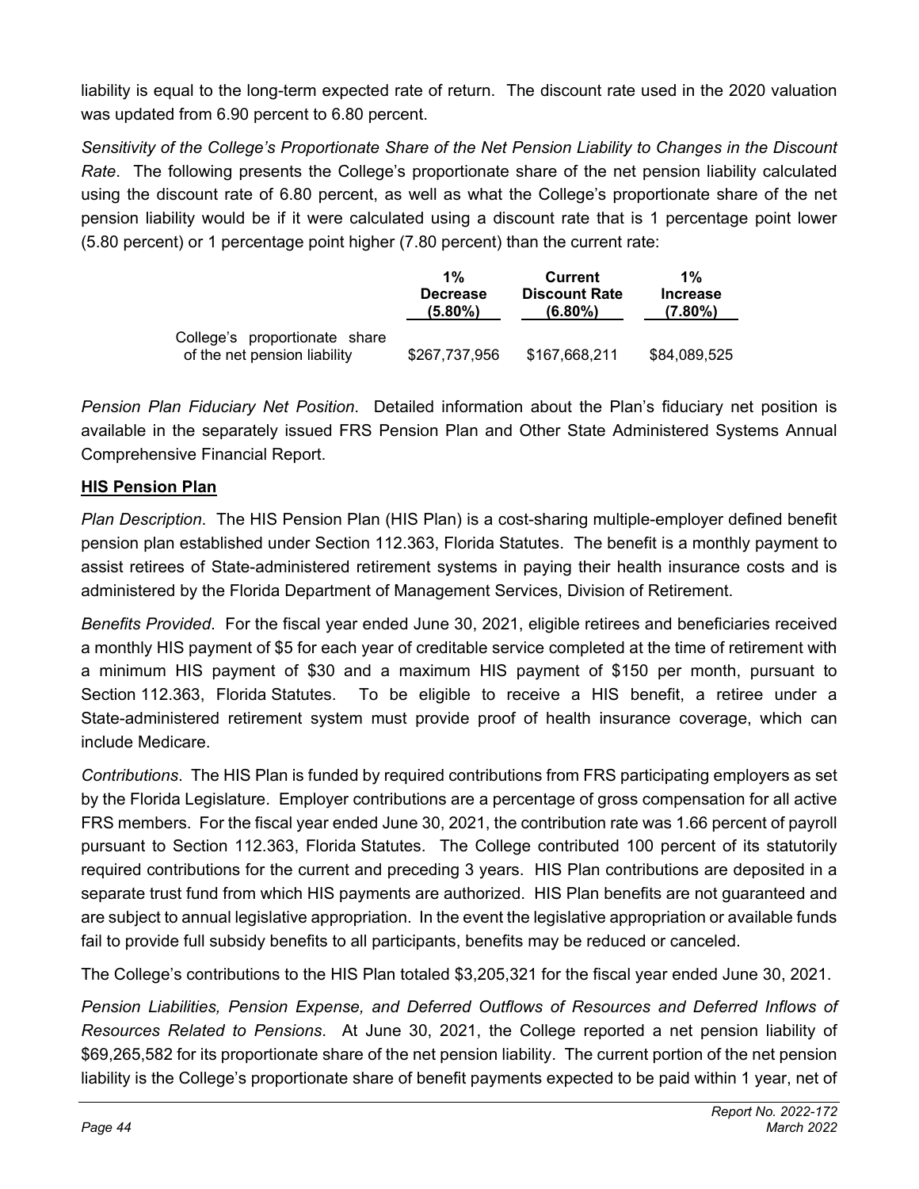liability is equal to the long-term expected rate of return. The discount rate used in the 2020 valuation was updated from 6.90 percent to 6.80 percent.

*Sensitivity of the College's Proportionate Share of the Net Pension Liability to Changes in the Discount Rate*. The following presents the College's proportionate share of the net pension liability calculated using the discount rate of 6.80 percent, as well as what the College's proportionate share of the net pension liability would be if it were calculated using a discount rate that is 1 percentage point lower (5.80 percent) or 1 percentage point higher (7.80 percent) than the current rate:

| | 1% Decrease (5.80%) | Current Discount Rate (6.80%) | 1% Increase (7.80%) |
|---|---|---|---|
| College's proportionate share of the net pension liability | $267,737,956 | $167,668,211 | $84,089,525 |

*Pension Plan Fiduciary Net Position*. Detailed information about the Plan's fiduciary net position is available in the separately issued FRS Pension Plan and Other State Administered Systems Annual Comprehensive Financial Report.

**HIS Pension Plan**

*Plan Description*. The HIS Pension Plan (HIS Plan) is a cost-sharing multiple-employer defined benefit pension plan established under Section 112.363, Florida Statutes. The benefit is a monthly payment to assist retirees of State-administered retirement systems in paying their health insurance costs and is administered by the Florida Department of Management Services, Division of Retirement.

*Benefits Provided*. For the fiscal year ended June 30, 2021, eligible retirees and beneficiaries received a monthly HIS payment of $5 for each year of creditable service completed at the time of retirement with a minimum HIS payment of $30 and a maximum HIS payment of $150 per month, pursuant to Section 112.363, Florida Statutes. To be eligible to receive a HIS benefit, a retiree under a State-administered retirement system must provide proof of health insurance coverage, which can include Medicare.

*Contributions*. The HIS Plan is funded by required contributions from FRS participating employers as set by the Florida Legislature. Employer contributions are a percentage of gross compensation for all active FRS members. For the fiscal year ended June 30, 2021, the contribution rate was 1.66 percent of payroll pursuant to Section 112.363, Florida Statutes. The College contributed 100 percent of its statutorily required contributions for the current and preceding 3 years. HIS Plan contributions are deposited in a separate trust fund from which HIS payments are authorized. HIS Plan benefits are not guaranteed and are subject to annual legislative appropriation. In the event the legislative appropriation or available funds fail to provide full subsidy benefits to all participants, benefits may be reduced or canceled.

The College's contributions to the HIS Plan totaled $3,205,321 for the fiscal year ended June 30, 2021.

*Pension Liabilities, Pension Expense, and Deferred Outflows of Resources and Deferred Inflows of Resources Related to Pensions*. At June 30, 2021, the College reported a net pension liability of $69,265,582 for its proportionate share of the net pension liability. The current portion of the net pension liability is the College's proportionate share of benefit payments expected to be paid within 1 year, net of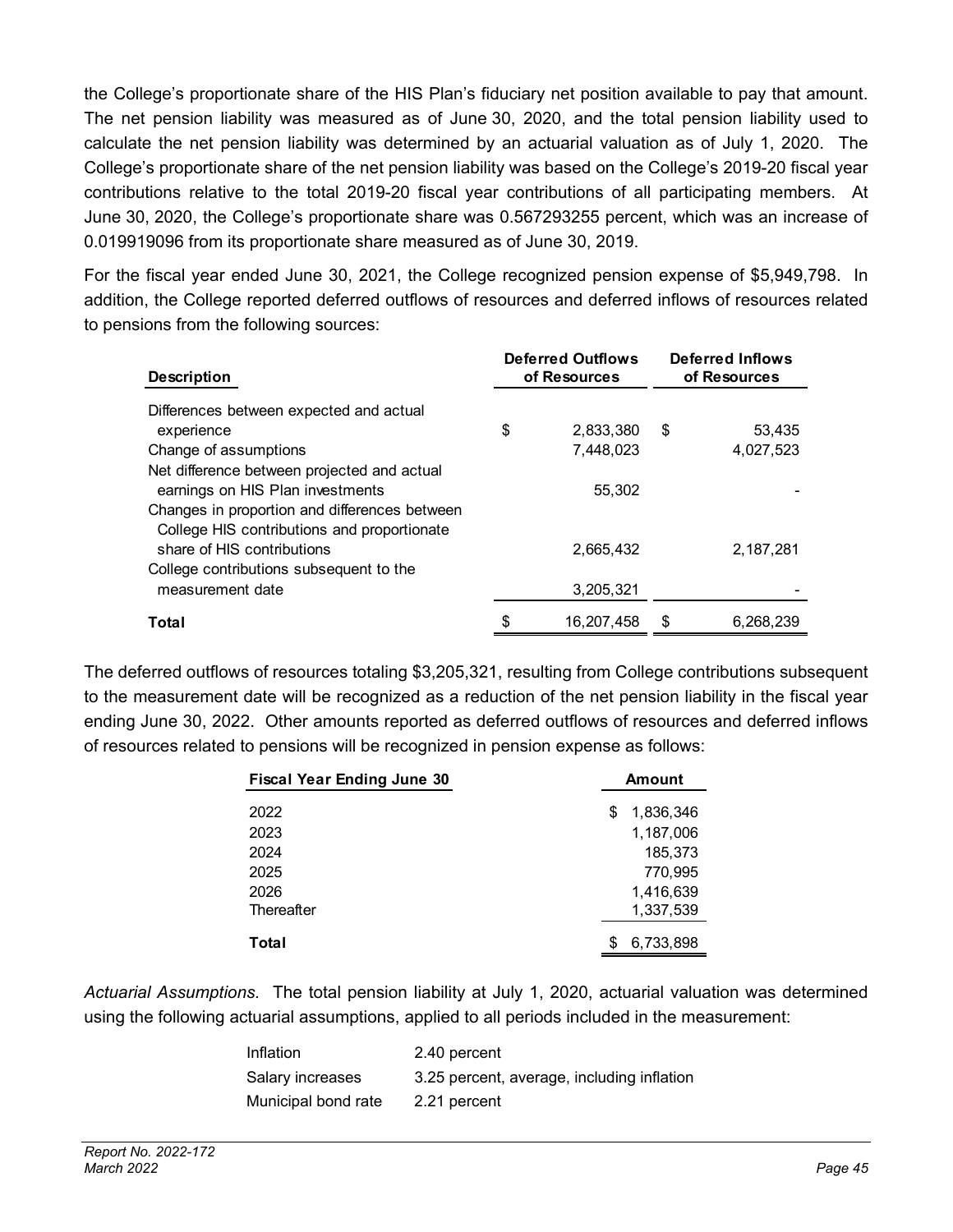the College's proportionate share of the HIS Plan's fiduciary net position available to pay that amount. The net pension liability was measured as of June 30, 2020, and the total pension liability used to calculate the net pension liability was determined by an actuarial valuation as of July 1, 2020. The College's proportionate share of the net pension liability was based on the College's 2019-20 fiscal year contributions relative to the total 2019-20 fiscal year contributions of all participating members. At June 30, 2020, the College's proportionate share was 0.567293255 percent, which was an increase of 0.019919096 from its proportionate share measured as of June 30, 2019.

For the fiscal year ended June 30, 2021, the College recognized pension expense of $5,949,798. In addition, the College reported deferred outflows of resources and deferred inflows of resources related to pensions from the following sources:

| Description | Deferred Outflows of Resources | Deferred Inflows of Resources |
|---|---|---|
| Differences between expected and actual experience | $ 2,833,380 | $ 53,435 |
| Change of assumptions | 7,448,023 | 4,027,523 |
| Net difference between projected and actual earnings on HIS Plan investments | 55,302 | - |
| Changes in proportion and differences between College HIS contributions and proportionate share of HIS contributions | 2,665,432 | 2,187,281 |
| College contributions subsequent to the measurement date | 3,205,321 | - |
| **Total** | $ 16,207,458 | $ 6,268,239 |

The deferred outflows of resources totaling $3,205,321, resulting from College contributions subsequent to the measurement date will be recognized as a reduction of the net pension liability in the fiscal year ending June 30, 2022. Other amounts reported as deferred outflows of resources and deferred inflows of resources related to pensions will be recognized in pension expense as follows:

| Fiscal Year Ending June 30 | Amount |
|---|---|
| 2022 | $ 1,836,346 |
| 2023 | 1,187,006 |
| 2024 | 185,373 |
| 2025 | 770,995 |
| 2026 | 1,416,639 |
| Thereafter | 1,337,539 |
| **Total** | $ 6,733,898 |

*Actuarial Assumptions.* The total pension liability at July 1, 2020, actuarial valuation was determined using the following actuarial assumptions, applied to all periods included in the measurement:

| | |
|---|---|
| Inflation | 2.40 percent |
| Salary increases | 3.25 percent, average, including inflation |
| Municipal bond rate | 2.21 percent |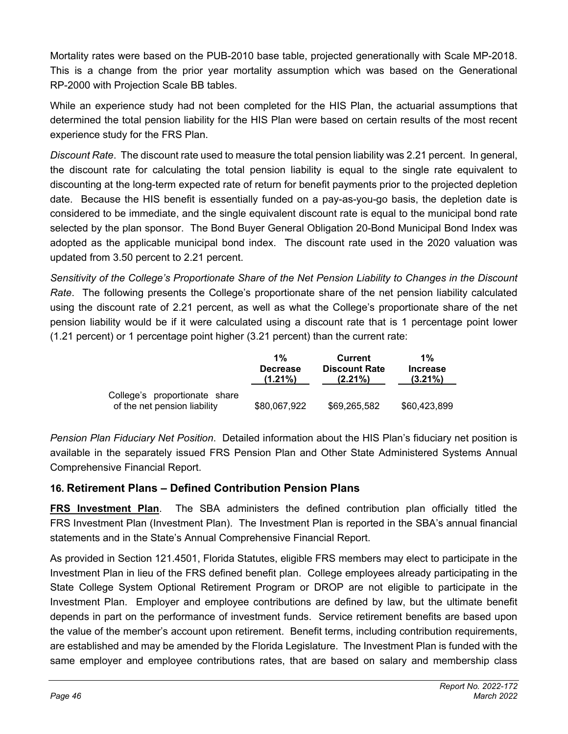Mortality rates were based on the PUB-2010 base table, projected generationally with Scale MP-2018. This is a change from the prior year mortality assumption which was based on the Generational RP-2000 with Projection Scale BB tables.

While an experience study had not been completed for the HIS Plan, the actuarial assumptions that determined the total pension liability for the HIS Plan were based on certain results of the most recent experience study for the FRS Plan.

*Discount Rate*. The discount rate used to measure the total pension liability was 2.21 percent. In general, the discount rate for calculating the total pension liability is equal to the single rate equivalent to discounting at the long-term expected rate of return for benefit payments prior to the projected depletion date. Because the HIS benefit is essentially funded on a pay-as-you-go basis, the depletion date is considered to be immediate, and the single equivalent discount rate is equal to the municipal bond rate selected by the plan sponsor. The Bond Buyer General Obligation 20-Bond Municipal Bond Index was adopted as the applicable municipal bond index. The discount rate used in the 2020 valuation was updated from 3.50 percent to 2.21 percent.

*Sensitivity of the College's Proportionate Share of the Net Pension Liability to Changes in the Discount Rate*. The following presents the College's proportionate share of the net pension liability calculated using the discount rate of 2.21 percent, as well as what the College's proportionate share of the net pension liability would be if it were calculated using a discount rate that is 1 percentage point lower (1.21 percent) or 1 percentage point higher (3.21 percent) than the current rate:

| | 1% Decrease (1.21%) | Current Discount Rate (2.21%) | 1% Increase (3.21%) |
|---|---|---|---|
| College's proportionate share of the net pension liability | $80,067,922 | $69,265,582 | $60,423,899 |

*Pension Plan Fiduciary Net Position*. Detailed information about the HIS Plan's fiduciary net position is available in the separately issued FRS Pension Plan and Other State Administered Systems Annual Comprehensive Financial Report.

## 16. Retirement Plans – Defined Contribution Pension Plans

**FRS Investment Plan**. The SBA administers the defined contribution plan officially titled the FRS Investment Plan (Investment Plan). The Investment Plan is reported in the SBA's annual financial statements and in the State's Annual Comprehensive Financial Report.

As provided in Section 121.4501, Florida Statutes, eligible FRS members may elect to participate in the Investment Plan in lieu of the FRS defined benefit plan. College employees already participating in the State College System Optional Retirement Program or DROP are not eligible to participate in the Investment Plan. Employer and employee contributions are defined by law, but the ultimate benefit depends in part on the performance of investment funds. Service retirement benefits are based upon the value of the member's account upon retirement. Benefit terms, including contribution requirements, are established and may be amended by the Florida Legislature. The Investment Plan is funded with the same employer and employee contributions rates, that are based on salary and membership class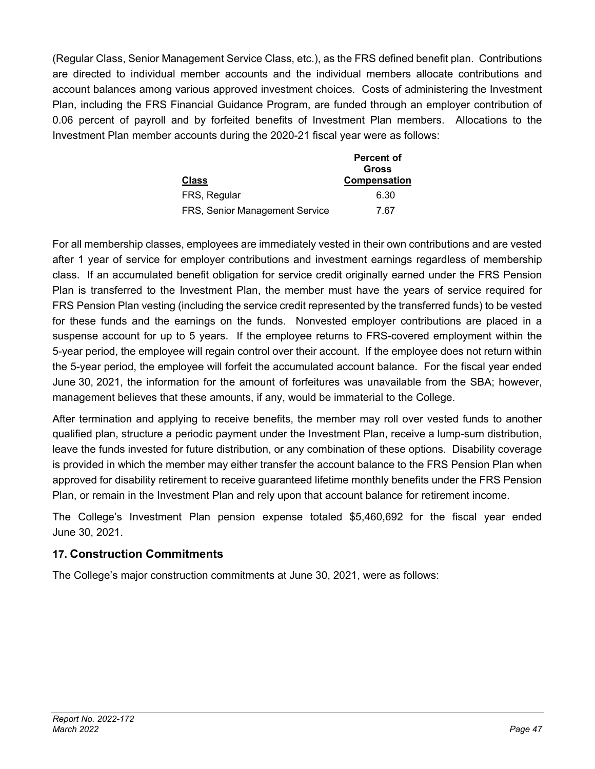(Regular Class, Senior Management Service Class, etc.), as the FRS defined benefit plan. Contributions are directed to individual member accounts and the individual members allocate contributions and account balances among various approved investment choices. Costs of administering the Investment Plan, including the FRS Financial Guidance Program, are funded through an employer contribution of 0.06 percent of payroll and by forfeited benefits of Investment Plan members. Allocations to the Investment Plan member accounts during the 2020-21 fiscal year were as follows:

| Class | Percent of Gross Compensation |
|---|---|
| FRS, Regular | 6.30 |
| FRS, Senior Management Service | 7.67 |

For all membership classes, employees are immediately vested in their own contributions and are vested after 1 year of service for employer contributions and investment earnings regardless of membership class. If an accumulated benefit obligation for service credit originally earned under the FRS Pension Plan is transferred to the Investment Plan, the member must have the years of service required for FRS Pension Plan vesting (including the service credit represented by the transferred funds) to be vested for these funds and the earnings on the funds. Nonvested employer contributions are placed in a suspense account for up to 5 years. If the employee returns to FRS-covered employment within the 5-year period, the employee will regain control over their account. If the employee does not return within the 5-year period, the employee will forfeit the accumulated account balance. For the fiscal year ended June 30, 2021, the information for the amount of forfeitures was unavailable from the SBA; however, management believes that these amounts, if any, would be immaterial to the College.

After termination and applying to receive benefits, the member may roll over vested funds to another qualified plan, structure a periodic payment under the Investment Plan, receive a lump-sum distribution, leave the funds invested for future distribution, or any combination of these options. Disability coverage is provided in which the member may either transfer the account balance to the FRS Pension Plan when approved for disability retirement to receive guaranteed lifetime monthly benefits under the FRS Pension Plan, or remain in the Investment Plan and rely upon that account balance for retirement income.

The College's Investment Plan pension expense totaled $5,460,692 for the fiscal year ended June 30, 2021.

## 17. Construction Commitments

The College's major construction commitments at June 30, 2021, were as follows: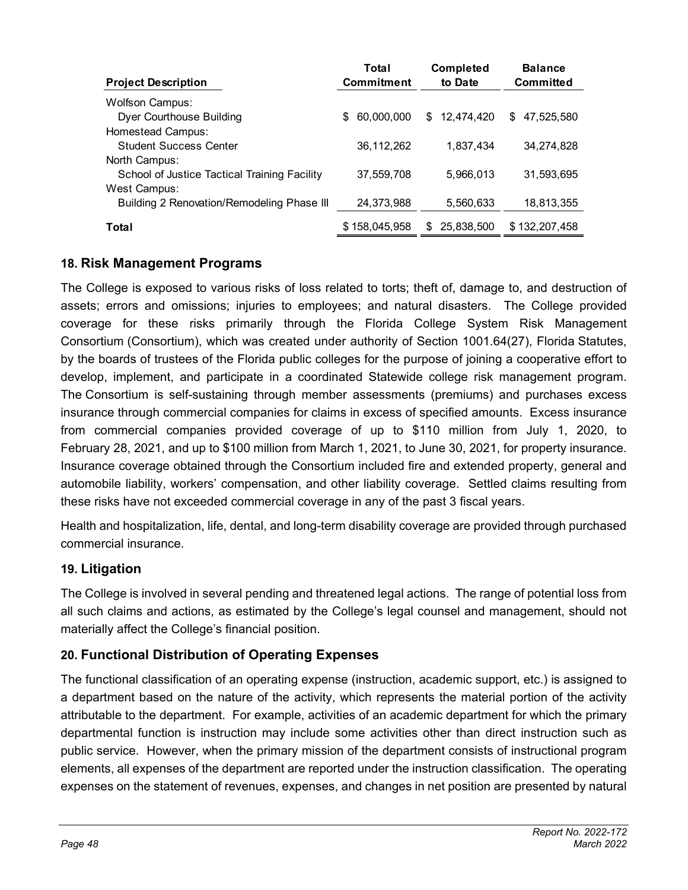| Project Description | Total Commitment | Completed to Date | Balance Committed |
|---|---|---|---|
| Wolfson Campus: | | | |
| Dyer Courthouse Building | $ 60,000,000 | $ 12,474,420 | $ 47,525,580 |
| Homestead Campus: | | | |
| Student Success Center | 36,112,262 | 1,837,434 | 34,274,828 |
| North Campus: | | | |
| School of Justice Tactical Training Facility | 37,559,708 | 5,966,013 | 31,593,695 |
| West Campus: | | | |
| Building 2 Renovation/Remodeling Phase III | 24,373,988 | 5,560,633 | 18,813,355 |
| **Total** | $ 158,045,958 | $ 25,838,500 | $ 132,207,458 |

## 18. Risk Management Programs

The College is exposed to various risks of loss related to torts; theft of, damage to, and destruction of assets; errors and omissions; injuries to employees; and natural disasters. The College provided coverage for these risks primarily through the Florida College System Risk Management Consortium (Consortium), which was created under authority of Section 1001.64(27), Florida Statutes, by the boards of trustees of the Florida public colleges for the purpose of joining a cooperative effort to develop, implement, and participate in a coordinated Statewide college risk management program. The Consortium is self-sustaining through member assessments (premiums) and purchases excess insurance through commercial companies for claims in excess of specified amounts. Excess insurance from commercial companies provided coverage of up to $110 million from July 1, 2020, to February 28, 2021, and up to $100 million from March 1, 2021, to June 30, 2021, for property insurance. Insurance coverage obtained through the Consortium included fire and extended property, general and automobile liability, workers' compensation, and other liability coverage. Settled claims resulting from these risks have not exceeded commercial coverage in any of the past 3 fiscal years.

Health and hospitalization, life, dental, and long-term disability coverage are provided through purchased commercial insurance.

## 19. Litigation

The College is involved in several pending and threatened legal actions. The range of potential loss from all such claims and actions, as estimated by the College's legal counsel and management, should not materially affect the College's financial position.

## 20. Functional Distribution of Operating Expenses

The functional classification of an operating expense (instruction, academic support, etc.) is assigned to a department based on the nature of the activity, which represents the material portion of the activity attributable to the department. For example, activities of an academic department for which the primary departmental function is instruction may include some activities other than direct instruction such as public service. However, when the primary mission of the department consists of instructional program elements, all expenses of the department are reported under the instruction classification. The operating expenses on the statement of revenues, expenses, and changes in net position are presented by natural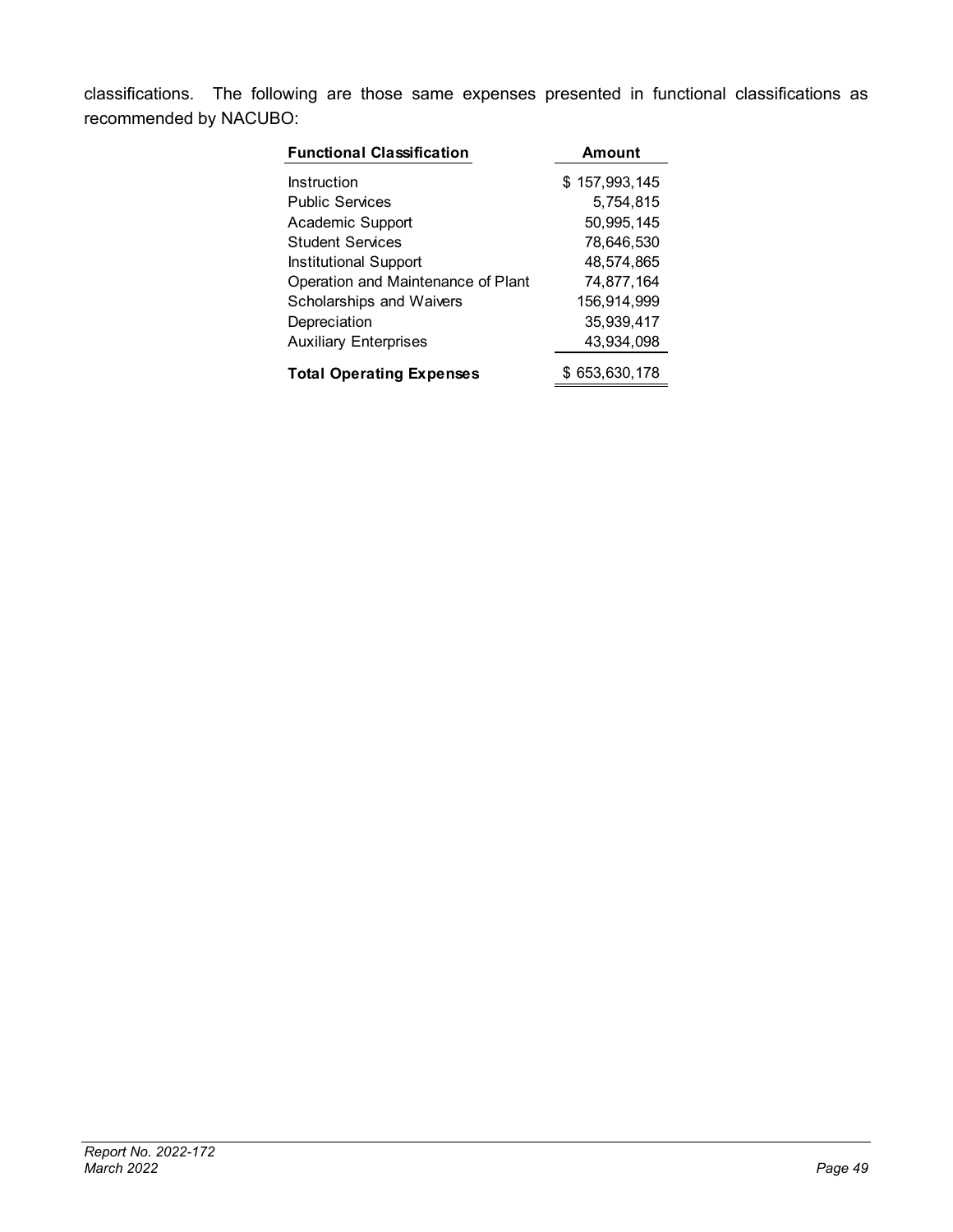classifications. The following are those same expenses presented in functional classifications as recommended by NACUBO:

| Functional Classification | Amount |
|---|---|
| Instruction | $ 157,993,145 |
| Public Services | 5,754,815 |
| Academic Support | 50,995,145 |
| Student Services | 78,646,530 |
| Institutional Support | 48,574,865 |
| Operation and Maintenance of Plant | 74,877,164 |
| Scholarships and Waivers | 156,914,999 |
| Depreciation | 35,939,417 |
| Auxiliary Enterprises | 43,934,098 |
| **Total Operating Expenses** | $ 653,630,178 |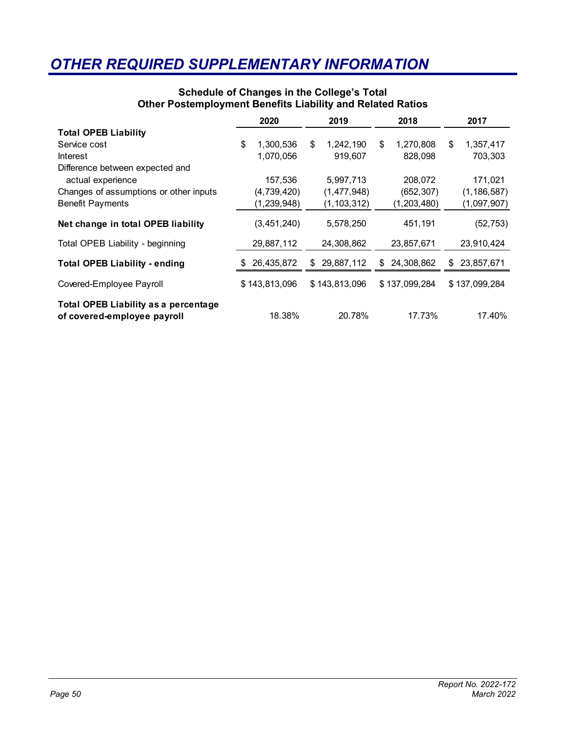# OTHER REQUIRED SUPPLEMENTARY INFORMATION

**Schedule of Changes in the College's Total Other Postemployment Benefits Liability and Related Ratios**

| | 2020 | 2019 | 2018 | 2017 |
|---|---|---|---|---|
| **Total OPEB Liability** | | | | |
| Service cost | $ 1,300,536 | $ 1,242,190 | $ 1,270,808 | $ 1,357,417 |
| Interest | 1,070,056 | 919,607 | 828,098 | 703,303 |
| Difference between expected and actual experience | 157,536 | 5,997,713 | 208,072 | 171,021 |
| Changes of assumptions or other inputs | (4,739,420) | (1,477,948) | (652,307) | (1,186,587) |
| Benefit Payments | (1,239,948) | (1,103,312) | (1,203,480) | (1,097,907) |
| **Net change in total OPEB liability** | (3,451,240) | 5,578,250 | 451,191 | (52,753) |
| Total OPEB Liability - beginning | 29,887,112 | 24,308,862 | 23,857,671 | 23,910,424 |
| **Total OPEB Liability - ending** | $ 26,435,872 | $ 29,887,112 | $ 24,308,862 | $ 23,857,671 |
| Covered-Employee Payroll | $ 143,813,096 | $ 143,813,096 | $ 137,099,284 | $ 137,099,284 |
| **Total OPEB Liability as a percentage of covered-employee payroll** | 18.38% | 20.78% | 17.73% | 17.40% |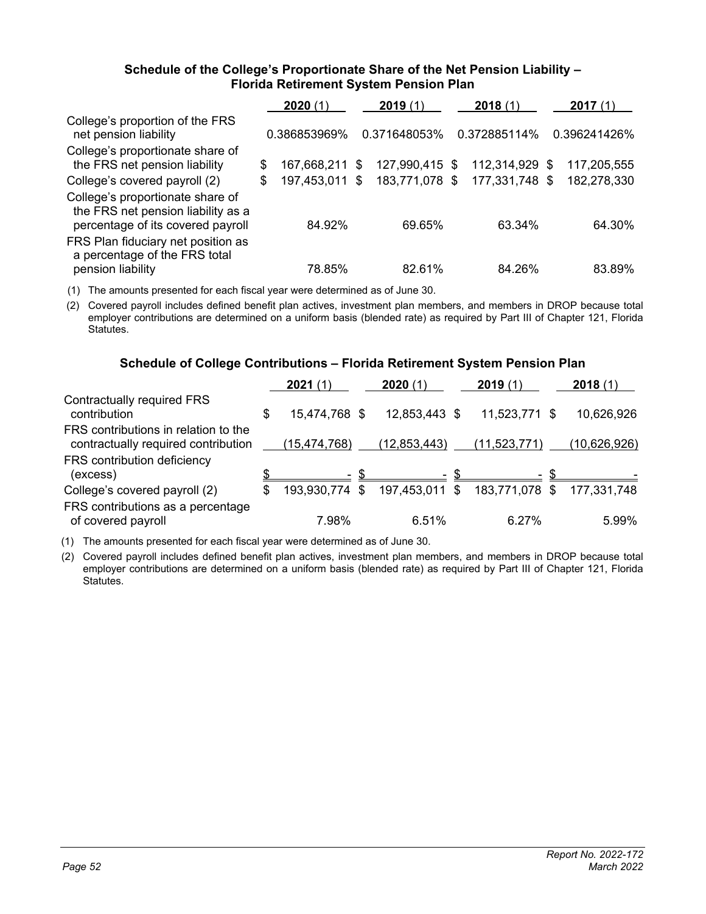### Schedule of the College's Proportionate Share of the Net Pension Liability – Florida Retirement System Pension Plan

| | **2020** (1) | **2019** (1) | **2018** (1) | **2017** (1) |
|---|---|---|---|---|
| College's proportion of the FRS net pension liability | 0.386853969% | 0.371648053% | 0.372885114% | 0.396241426% |
| College's proportionate share of the FRS net pension liability | $ 167,668,211 | $ 127,990,415 | $ 112,314,929 | $ 117,205,555 |
| College's covered payroll (2) | $ 197,453,011 | $ 183,771,078 | $ 177,331,748 | $ 182,278,330 |
| College's proportionate share of the FRS net pension liability as a percentage of its covered payroll | 84.92% | 69.65% | 63.34% | 64.30% |
| FRS Plan fiduciary net position as a percentage of the FRS total pension liability | 78.85% | 82.61% | 84.26% | 83.89% |

(1) The amounts presented for each fiscal year were determined as of June 30.

(2) Covered payroll includes defined benefit plan actives, investment plan members, and members in DROP because total employer contributions are determined on a uniform basis (blended rate) as required by Part III of Chapter 121, Florida Statutes.

### Schedule of College Contributions – Florida Retirement System Pension Plan

| | **2021** (1) | **2020** (1) | **2019** (1) | **2018** (1) |
|---|---|---|---|---|
| Contractually required FRS contribution | $ 15,474,768 | $ 12,853,443 | $ 11,523,771 | $ 10,626,926 |
| FRS contributions in relation to the contractually required contribution | (15,474,768) | (12,853,443) | (11,523,771) | (10,626,926) |
| FRS contribution deficiency (excess) | $ - | $ - | $ - | $ - |
| College's covered payroll (2) | $ 193,930,774 | $ 197,453,011 | $ 183,771,078 | $ 177,331,748 |
| FRS contributions as a percentage of covered payroll | 7.98% | 6.51% | 6.27% | 5.99% |

(1) The amounts presented for each fiscal year were determined as of June 30.

(2) Covered payroll includes defined benefit plan actives, investment plan members, and members in DROP because total employer contributions are determined on a uniform basis (blended rate) as required by Part III of Chapter 121, Florida Statutes.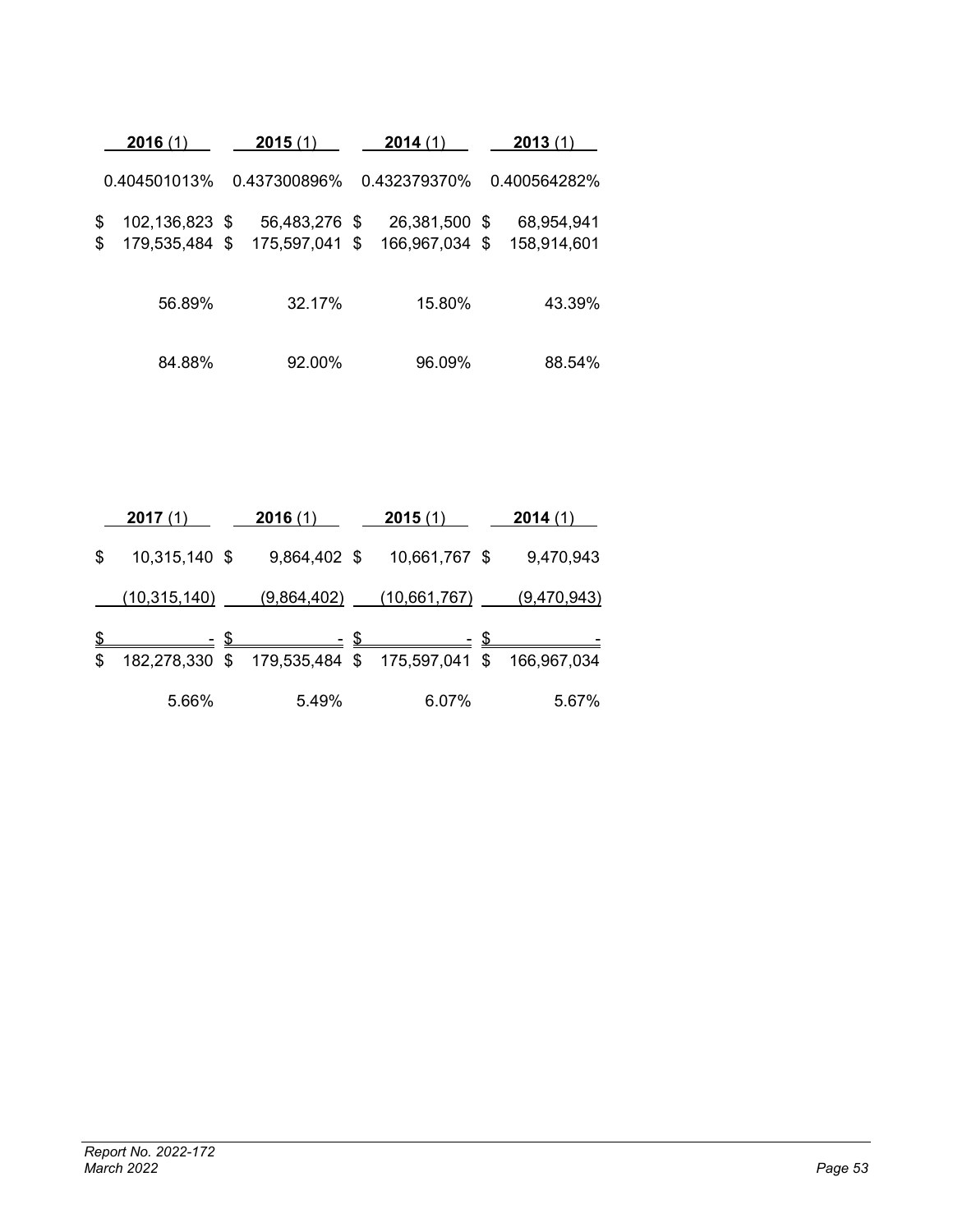| 2016 (1) | 2015 (1) | 2014 (1) | 2013 (1) |
|---|---|---|---|
| 0.404501013% | 0.437300896% | 0.432379370% | 0.400564282% |
| $ 102,136,823 | $ 56,483,276 | $ 26,381,500 | $ 68,954,941 |
| $ 179,535,484 | $ 175,597,041 | $ 166,967,034 | $ 158,914,601 |
| 56.89% | 32.17% | 15.80% | 43.39% |
| 84.88% | 92.00% | 96.09% | 88.54% |

| 2017 (1) | 2016 (1) | 2015 (1) | 2014 (1) |
|---|---|---|---|
| $ 10,315,140 | $ 9,864,402 | $ 10,661,767 | $ 9,470,943 |
| (10,315,140) | (9,864,402) | (10,661,767) | (9,470,943) |
| $ - | $ - | $ - | $ - |
| $ 182,278,330 | $ 179,535,484 | $ 175,597,041 | $ 166,967,034 |
| 5.66% | 5.49% | 6.07% | 5.67% |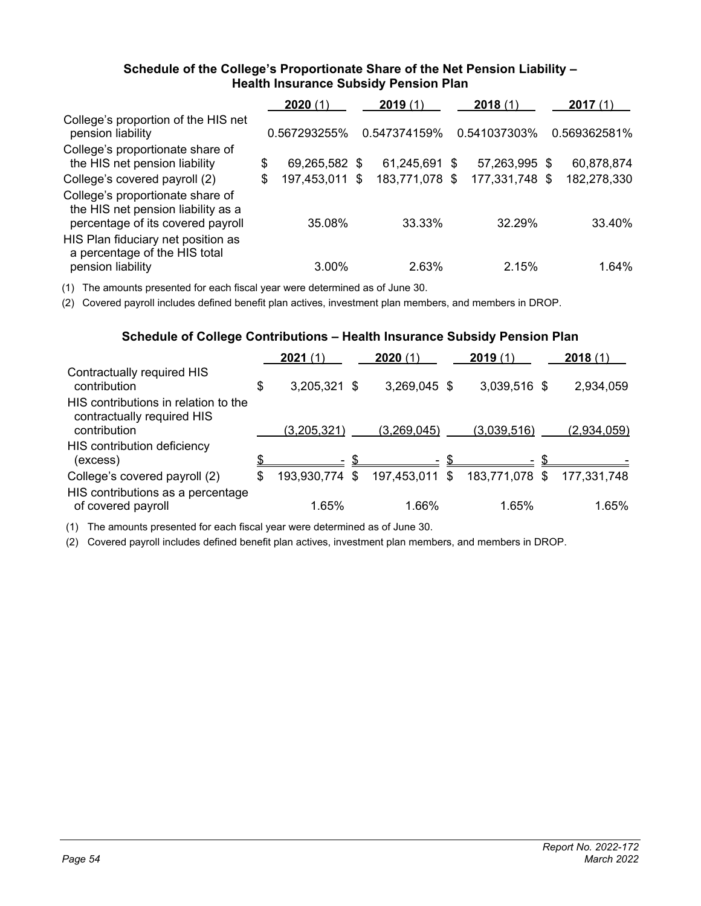### Schedule of the College's Proportionate Share of the Net Pension Liability – Health Insurance Subsidy Pension Plan

| | **2020** (1) | **2019** (1) | **2018** (1) | **2017** (1) |
|---|---|---|---|---|
| College's proportion of the HIS net pension liability | 0.567293255% | 0.547374159% | 0.541037303% | 0.569362581% |
| College's proportionate share of the HIS net pension liability | $ 69,265,582 | $ 61,245,691 | $ 57,263,995 | $ 60,878,874 |
| College's covered payroll (2) | $ 197,453,011 | $ 183,771,078 | $ 177,331,748 | $ 182,278,330 |
| College's proportionate share of the HIS net pension liability as a percentage of its covered payroll | 35.08% | 33.33% | 32.29% | 33.40% |
| HIS Plan fiduciary net position as a percentage of the HIS total pension liability | 3.00% | 2.63% | 2.15% | 1.64% |

(1) The amounts presented for each fiscal year were determined as of June 30.

(2) Covered payroll includes defined benefit plan actives, investment plan members, and members in DROP.

### Schedule of College Contributions – Health Insurance Subsidy Pension Plan

| | **2021** (1) | **2020** (1) | **2019** (1) | **2018** (1) |
|---|---|---|---|---|
| Contractually required HIS contribution | $ 3,205,321 | $ 3,269,045 | $ 3,039,516 | $ 2,934,059 |
| HIS contributions in relation to the contractually required HIS contribution | (3,205,321) | (3,269,045) | (3,039,516) | (2,934,059) |
| HIS contribution deficiency (excess) | $ - | $ - | $ - | $ - |
| College's covered payroll (2) | $ 193,930,774 | $ 197,453,011 | $ 183,771,078 | $ 177,331,748 |
| HIS contributions as a percentage of covered payroll | 1.65% | 1.66% | 1.65% | 1.65% |

(1) The amounts presented for each fiscal year were determined as of June 30.

(2) Covered payroll includes defined benefit plan actives, investment plan members, and members in DROP.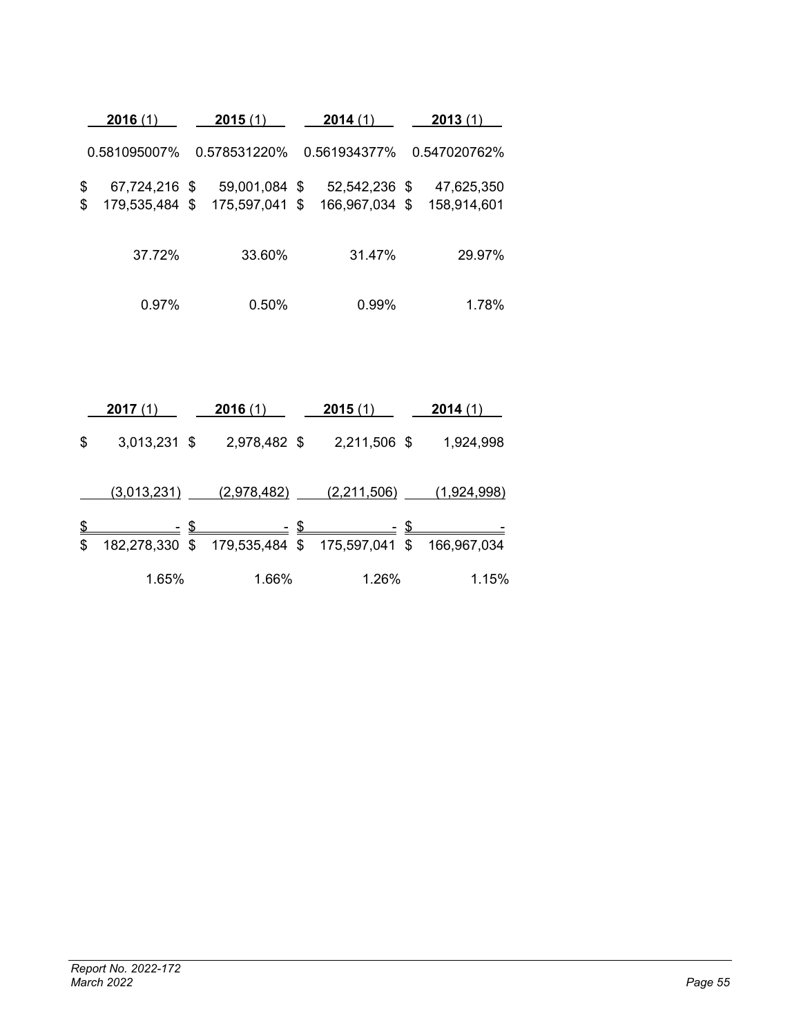| **2016** (1) | **2015** (1) | **2014** (1) | **2013** (1) |
|---|---|---|---|
| 0.581095007% | 0.578531220% | 0.561934377% | 0.547020762% |
| $ 67,724,216 | $ 59,001,084 | $ 52,542,236 | $ 47,625,350 |
| $ 179,535,484 | $ 175,597,041 | $ 166,967,034 | $ 158,914,601 |
| 37.72% | 33.60% | 31.47% | 29.97% |
| 0.97% | 0.50% | 0.99% | 1.78% |

| **2017** (1) | **2016** (1) | **2015** (1) | **2014** (1) |
|---|---|---|---|
| $ 3,013,231 | $ 2,978,482 | $ 2,211,506 | $ 1,924,998 |
| (3,013,231) | (2,978,482) | (2,211,506) | (1,924,998) |
| $ - | $ - | $ - | $ - |
| $ 182,278,330 | $ 179,535,484 | $ 175,597,041 | $ 166,967,034 |
| 1.65% | 1.66% | 1.26% | 1.15% |

*Report No. 2022-172*
*March 2022*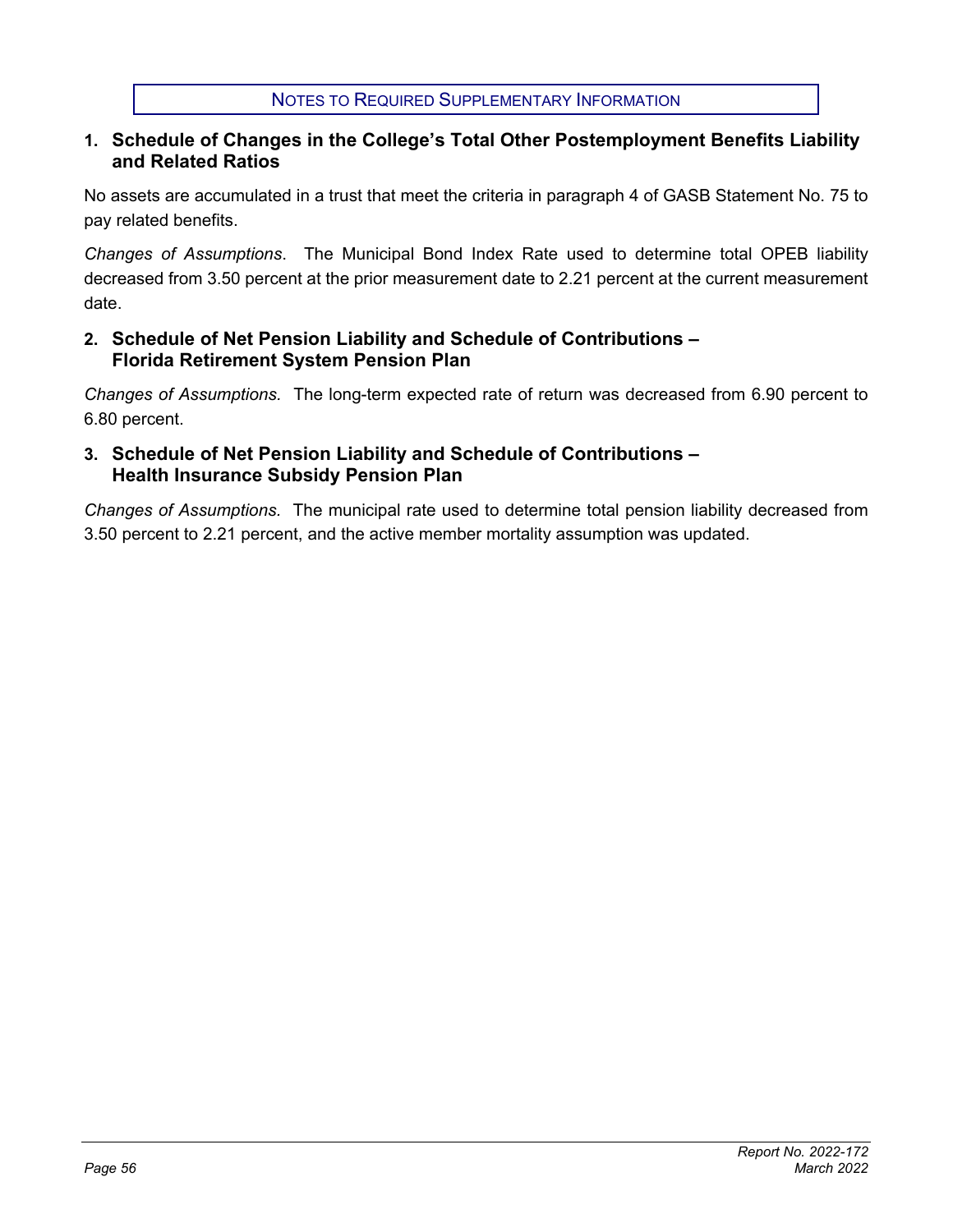# NOTES TO REQUIRED SUPPLEMENTARY INFORMATION

## 1. Schedule of Changes in the College's Total Other Postemployment Benefits Liability and Related Ratios

No assets are accumulated in a trust that meet the criteria in paragraph 4 of GASB Statement No. 75 to pay related benefits.

*Changes of Assumptions*. The Municipal Bond Index Rate used to determine total OPEB liability decreased from 3.50 percent at the prior measurement date to 2.21 percent at the current measurement date.

## 2. Schedule of Net Pension Liability and Schedule of Contributions – Florida Retirement System Pension Plan

*Changes of Assumptions.* The long-term expected rate of return was decreased from 6.90 percent to 6.80 percent.

## 3. Schedule of Net Pension Liability and Schedule of Contributions – Health Insurance Subsidy Pension Plan

*Changes of Assumptions.* The municipal rate used to determine total pension liability decreased from 3.50 percent to 2.21 percent, and the active member mortality assumption was updated.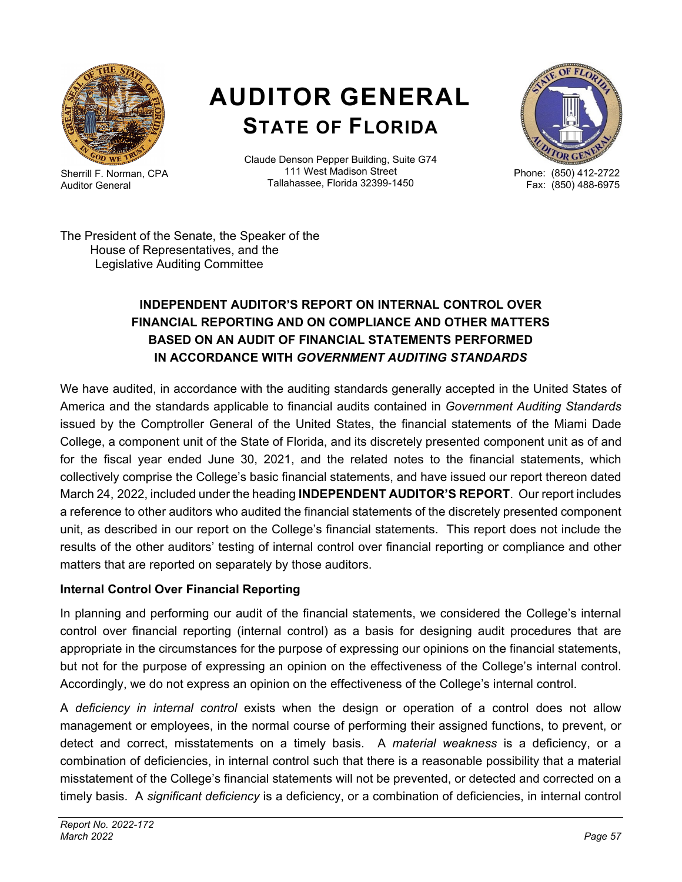# AUDITOR GENERAL
## STATE OF FLORIDA

Sherrill F. Norman, CPA
Auditor General

Claude Denson Pepper Building, Suite G74
111 West Madison Street
Tallahassee, Florida 32399-1450

Phone: (850) 412-2722
Fax: (850) 488-6975

The President of the Senate, the Speaker of the
House of Representatives, and the
Legislative Auditing Committee

### INDEPENDENT AUDITOR'S REPORT ON INTERNAL CONTROL OVER FINANCIAL REPORTING AND ON COMPLIANCE AND OTHER MATTERS BASED ON AN AUDIT OF FINANCIAL STATEMENTS PERFORMED IN ACCORDANCE WITH *GOVERNMENT AUDITING STANDARDS*

We have audited, in accordance with the auditing standards generally accepted in the United States of America and the standards applicable to financial audits contained in *Government Auditing Standards* issued by the Comptroller General of the United States, the financial statements of the Miami Dade College, a component unit of the State of Florida, and its discretely presented component unit as of and for the fiscal year ended June 30, 2021, and the related notes to the financial statements, which collectively comprise the College's basic financial statements, and have issued our report thereon dated March 24, 2022, included under the heading **INDEPENDENT AUDITOR'S REPORT**. Our report includes a reference to other auditors who audited the financial statements of the discretely presented component unit, as described in our report on the College's financial statements. This report does not include the results of the other auditors' testing of internal control over financial reporting or compliance and other matters that are reported on separately by those auditors.

**Internal Control Over Financial Reporting**

In planning and performing our audit of the financial statements, we considered the College's internal control over financial reporting (internal control) as a basis for designing audit procedures that are appropriate in the circumstances for the purpose of expressing our opinions on the financial statements, but not for the purpose of expressing an opinion on the effectiveness of the College's internal control. Accordingly, we do not express an opinion on the effectiveness of the College's internal control.

A *deficiency in internal control* exists when the design or operation of a control does not allow management or employees, in the normal course of performing their assigned functions, to prevent, or detect and correct, misstatements on a timely basis. A *material weakness* is a deficiency, or a combination of deficiencies, in internal control such that there is a reasonable possibility that a material misstatement of the College's financial statements will not be prevented, or detected and corrected on a timely basis. A *significant deficiency* is a deficiency, or a combination of deficiencies, in internal control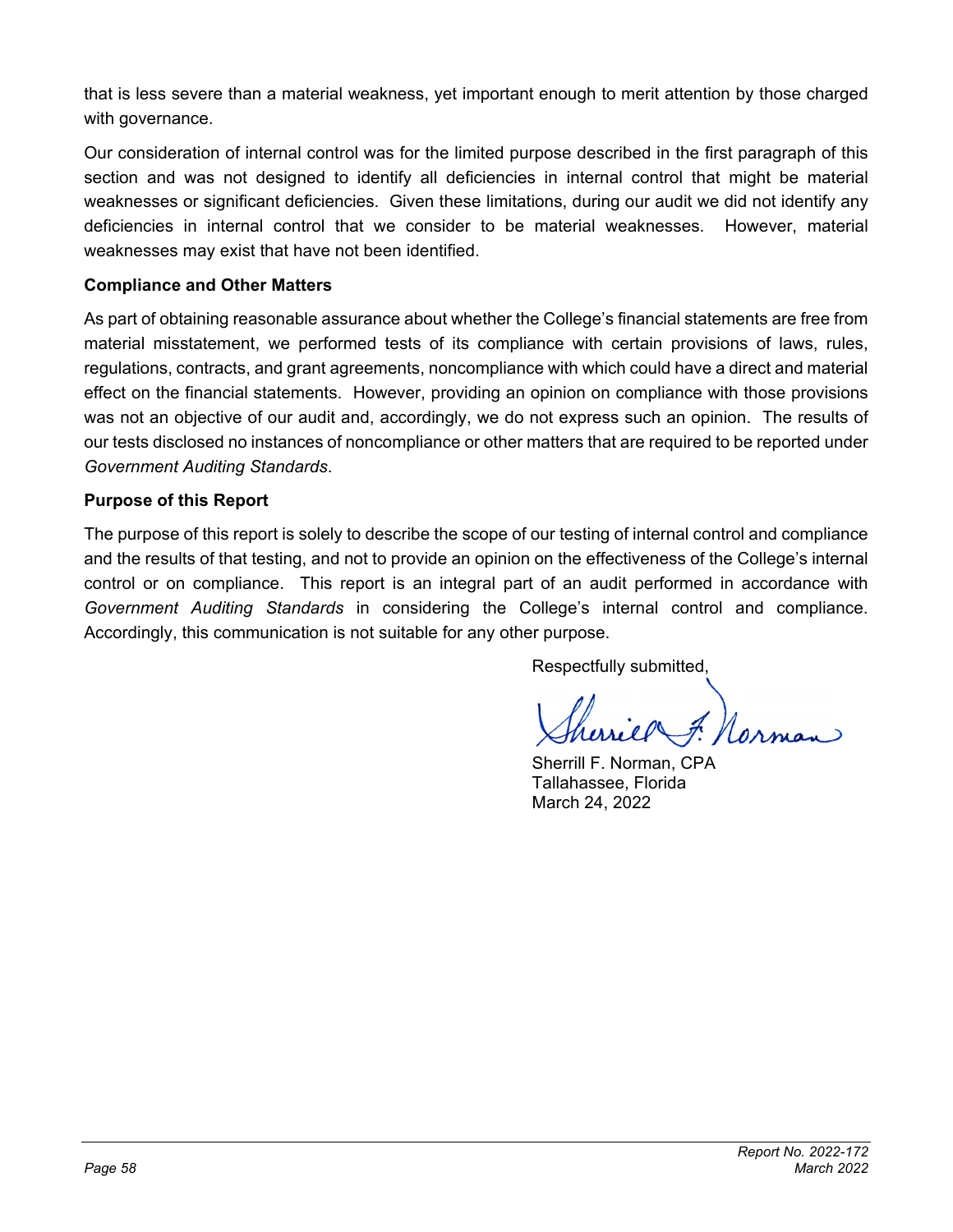that is less severe than a material weakness, yet important enough to merit attention by those charged with governance.

Our consideration of internal control was for the limited purpose described in the first paragraph of this section and was not designed to identify all deficiencies in internal control that might be material weaknesses or significant deficiencies. Given these limitations, during our audit we did not identify any deficiencies in internal control that we consider to be material weaknesses. However, material weaknesses may exist that have not been identified.

**Compliance and Other Matters**

As part of obtaining reasonable assurance about whether the College's financial statements are free from material misstatement, we performed tests of its compliance with certain provisions of laws, rules, regulations, contracts, and grant agreements, noncompliance with which could have a direct and material effect on the financial statements. However, providing an opinion on compliance with those provisions was not an objective of our audit and, accordingly, we do not express such an opinion. The results of our tests disclosed no instances of noncompliance or other matters that are required to be reported under *Government Auditing Standards*.

**Purpose of this Report**

The purpose of this report is solely to describe the scope of our testing of internal control and compliance and the results of that testing, and not to provide an opinion on the effectiveness of the College's internal control or on compliance. This report is an integral part of an audit performed in accordance with *Government Auditing Standards* in considering the College's internal control and compliance. Accordingly, this communication is not suitable for any other purpose.

Respectfully submitted,

Sherrill F. Norman, CPA
Tallahassee, Florida
March 24, 2022